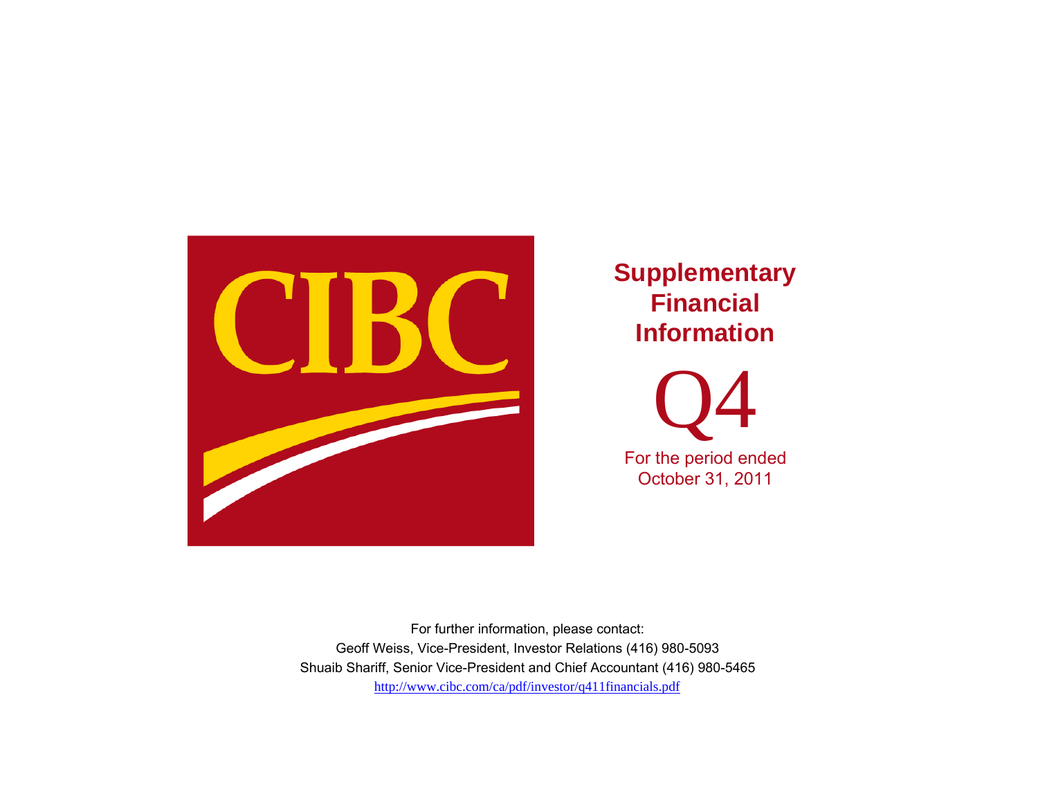CIBC

# Supplementary Financial Information

# Q4

For the period ended October 31, 2011

For further information, please contact:

Geoff Weiss, Vice-President, Investor Relations (416) 980-5093

Shuaib Shariff, Senior Vice-President and Chief Accountant (416) 980-5465

http://www.cibc.com/ca/pdf/investor/q411financials.pdf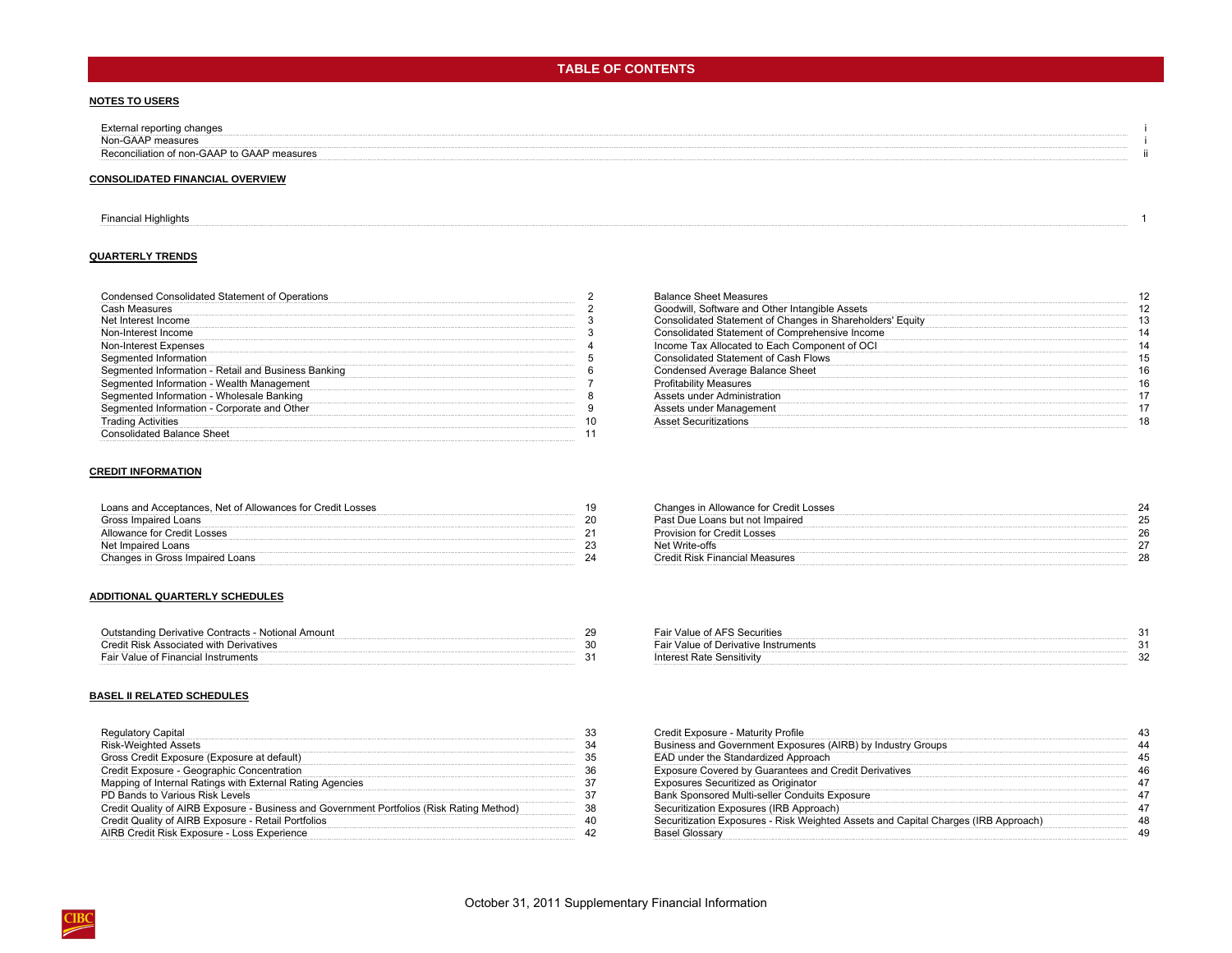# TABLE OF CONTENTS

## NOTES TO USERS

| | |
|---|---|
| External reporting changes | i |
| Non-GAAP measures | i |
| Reconciliation of non-GAAP to GAAP measures | ii |

## CONSOLIDATED FINANCIAL OVERVIEW

| | |
|---|---|
| Financial Highlights | 1 |

## QUARTERLY TRENDS

| | |
|---|---|
| Condensed Consolidated Statement of Operations | 2 |
| Cash Measures | 2 |
| Net Interest Income | 3 |
| Non-Interest Income | 3 |
| Non-Interest Expenses | 4 |
| Segmented Information | 5 |
| Segmented Information - Retail and Business Banking | 6 |
| Segmented Information - Wealth Management | 7 |
| Segmented Information - Wholesale Banking | 8 |
| Segmented Information - Corporate and Other | 9 |
| Trading Activities | 10 |
| Consolidated Balance Sheet | 11 |
| Balance Sheet Measures | 12 |
| Goodwill, Software and Other Intangible Assets | 12 |
| Consolidated Statement of Changes in Shareholders' Equity | 13 |
| Consolidated Statement of Comprehensive Income | 14 |
| Income Tax Allocated to Each Component of OCI | 14 |
| Consolidated Statement of Cash Flows | 15 |
| Condensed Average Balance Sheet | 16 |
| Profitability Measures | 16 |
| Assets under Administration | 17 |
| Assets under Management | 17 |
| Asset Securitizations | 18 |

## CREDIT INFORMATION

| | |
|---|---|
| Loans and Acceptances, Net of Allowances for Credit Losses | 19 |
| Gross Impaired Loans | 20 |
| Allowance for Credit Losses | 21 |
| Net Impaired Loans | 23 |
| Changes in Gross Impaired Loans | 24 |
| Changes in Allowance for Credit Losses | 24 |
| Past Due Loans but not Impaired | 25 |
| Provision for Credit Losses | 26 |
| Net Write-offs | 27 |
| Credit Risk Financial Measures | 28 |

## ADDITIONAL QUARTERLY SCHEDULES

| | |
|---|---|
| Outstanding Derivative Contracts - Notional Amount | 29 |
| Credit Risk Associated with Derivatives | 30 |
| Fair Value of Financial Instruments | 31 |
| Fair Value of AFS Securities | 31 |
| Fair Value of Derivative Instruments | 31 |
| Interest Rate Sensitivity | 32 |

## BASEL II RELATED SCHEDULES

| | |
|---|---|
| Regulatory Capital | 33 |
| Risk-Weighted Assets | 34 |
| Gross Credit Exposure (Exposure at default) | 35 |
| Credit Exposure - Geographic Concentration | 36 |
| Mapping of Internal Ratings with External Rating Agencies | 37 |
| PD Bands to Various Risk Levels | 37 |
| Credit Quality of AIRB Exposure - Business and Government Portfolios (Risk Rating Method) | 38 |
| Credit Quality of AIRB Exposure - Retail Portfolios | 40 |
| AIRB Credit Risk Exposure - Loss Experience | 42 |
| Credit Exposure - Maturity Profile | 43 |
| Business and Government Exposures (AIRB) by Industry Groups | 44 |
| EAD under the Standardized Approach | 45 |
| Exposure Covered by Guarantees and Credit Derivatives | 46 |
| Exposures Securitized as Originator | 47 |
| Bank Sponsored Multi-seller Conduits Exposure | 47 |
| Securitization Exposures (IRB Approach) | 47 |
| Securitization Exposures - Risk Weighted Assets and Capital Charges (IRB Approach) | 48 |
| Basel Glossary | 49 |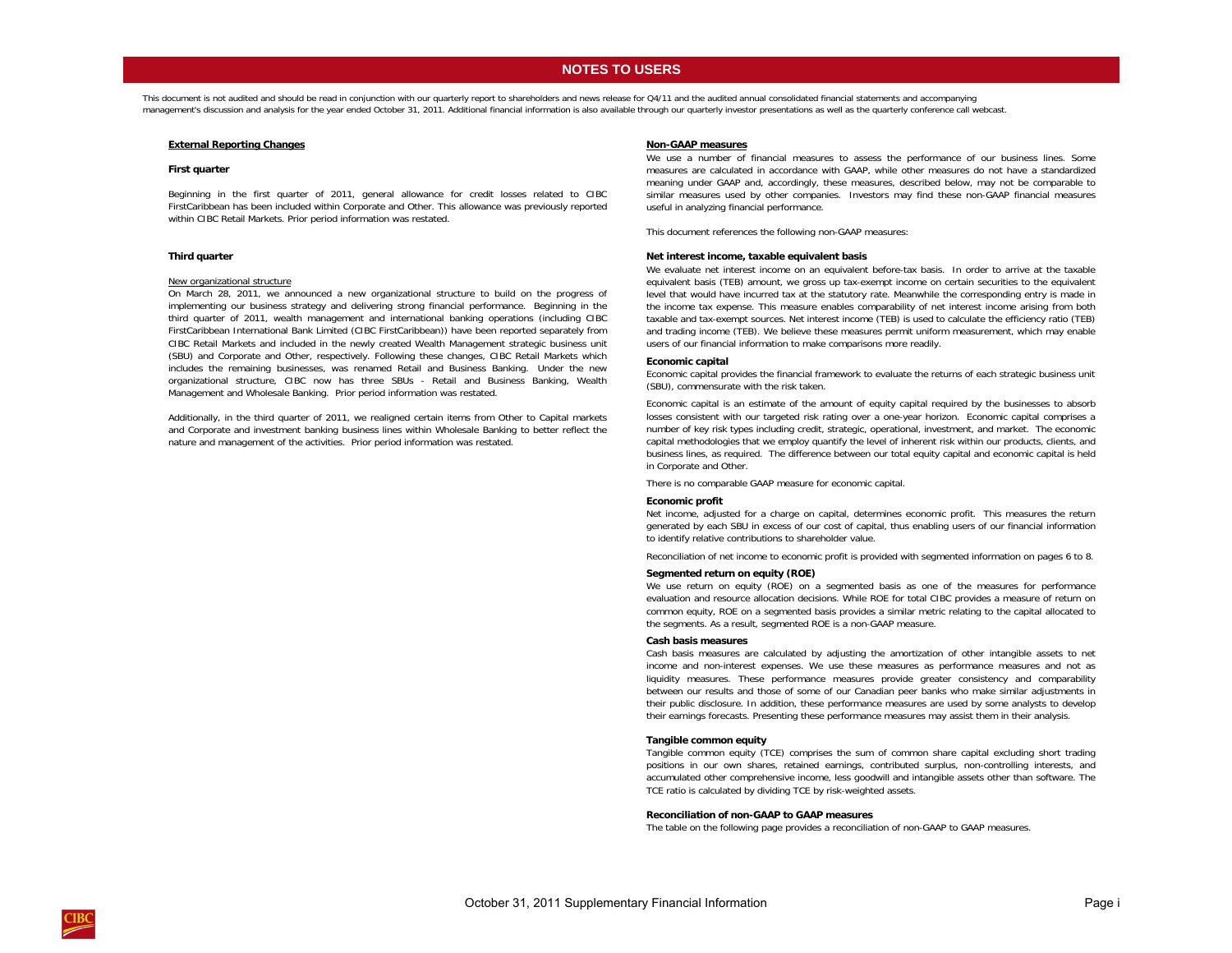# NOTES TO USERS

This document is not audited and should be read in conjunction with our quarterly report to shareholders and news release for Q4/11 and the audited annual consolidated financial statements and accompanying management's discussion and analysis for the year ended October 31, 2011. Additional financial information is also available through our quarterly investor presentations as well as the quarterly conference call webcast.

## External Reporting Changes

### First quarter

Beginning in the first quarter of 2011, general allowance for credit losses related to CIBC FirstCaribbean has been included within Corporate and Other. This allowance was previously reported within CIBC Retail Markets. Prior period information was restated.

### Third quarter

New organizational structure

On March 28, 2011, we announced a new organizational structure to build on the progress of implementing our business strategy and delivering strong financial performance. Beginning in the third quarter of 2011, wealth management and international banking operations (including CIBC FirstCaribbean International Bank Limited (CIBC FirstCaribbean)) have been reported separately from CIBC Retail Markets and included in the newly created Wealth Management strategic business unit (SBU) and Corporate and Other, respectively. Following these changes, CIBC Retail Markets which includes the remaining businesses, was renamed Retail and Business Banking. Under the new organizational structure, CIBC now has three SBUs - Retail and Business Banking, Wealth Management and Wholesale Banking. Prior period information was restated.

Additionally, in the third quarter of 2011, we realigned certain items from Other to Capital markets and Corporate and investment banking business lines within Wholesale Banking to better reflect the nature and management of the activities. Prior period information was restated.

## Non-GAAP measures

We use a number of financial measures to assess the performance of our business lines. Some measures are calculated in accordance with GAAP, while other measures do not have a standardized meaning under GAAP and, accordingly, these measures, described below, may not be comparable to similar measures used by other companies. Investors may find these non-GAAP financial measures useful in analyzing financial performance.

This document references the following non-GAAP measures:

### Net interest income, taxable equivalent basis

We evaluate net interest income on an equivalent before-tax basis. In order to arrive at the taxable equivalent basis (TEB) amount, we gross up tax-exempt income on certain securities to the equivalent level that would have incurred tax at the statutory rate. Meanwhile the corresponding entry is made in the income tax expense. This measure enables comparability of net interest income arising from both taxable and tax-exempt sources. Net interest income (TEB) is used to calculate the efficiency ratio (TEB) and trading income (TEB). We believe these measures permit uniform measurement, which may enable users of our financial information to make comparisons more readily.

### Economic capital

Economic capital provides the financial framework to evaluate the returns of each strategic business unit (SBU), commensurate with the risk taken.

Economic capital is an estimate of the amount of equity capital required by the businesses to absorb losses consistent with our targeted risk rating over a one-year horizon. Economic capital comprises a number of key risk types including credit, strategic, operational, investment, and market. The economic capital methodologies that we employ quantify the level of inherent risk within our products, clients, and business lines, as required. The difference between our total equity capital and economic capital is held in Corporate and Other.

There is no comparable GAAP measure for economic capital.

### Economic profit

Net income, adjusted for a charge on capital, determines economic profit. This measures the return generated by each SBU in excess of our cost of capital, thus enabling users of our financial information to identify relative contributions to shareholder value.

Reconciliation of net income to economic profit is provided with segmented information on pages 6 to 8.

### Segmented return on equity (ROE)

We use return on equity (ROE) on a segmented basis as one of the measures for performance evaluation and resource allocation decisions. While ROE for total CIBC provides a measure of return on common equity, ROE on a segmented basis provides a similar metric relating to the capital allocated to the segments. As a result, segmented ROE is a non-GAAP measure.

### Cash basis measures

Cash basis measures are calculated by adjusting the amortization of other intangible assets to net income and non-interest expenses. We use these measures as performance measures and not as liquidity measures. These performance measures provide greater consistency and comparability between our results and those of some of our Canadian peer banks who make similar adjustments in their public disclosure. In addition, these performance measures are used by some analysts to develop their earnings forecasts. Presenting these performance measures may assist them in their analysis.

### Tangible common equity

Tangible common equity (TCE) comprises the sum of common share capital excluding short trading positions in our own shares, retained earnings, contributed surplus, non-controlling interests, and accumulated other comprehensive income, less goodwill and intangible assets other than software. The TCE ratio is calculated by dividing TCE by risk-weighted assets.

### Reconciliation of non-GAAP to GAAP measures

The table on the following page provides a reconciliation of non-GAAP to GAAP measures.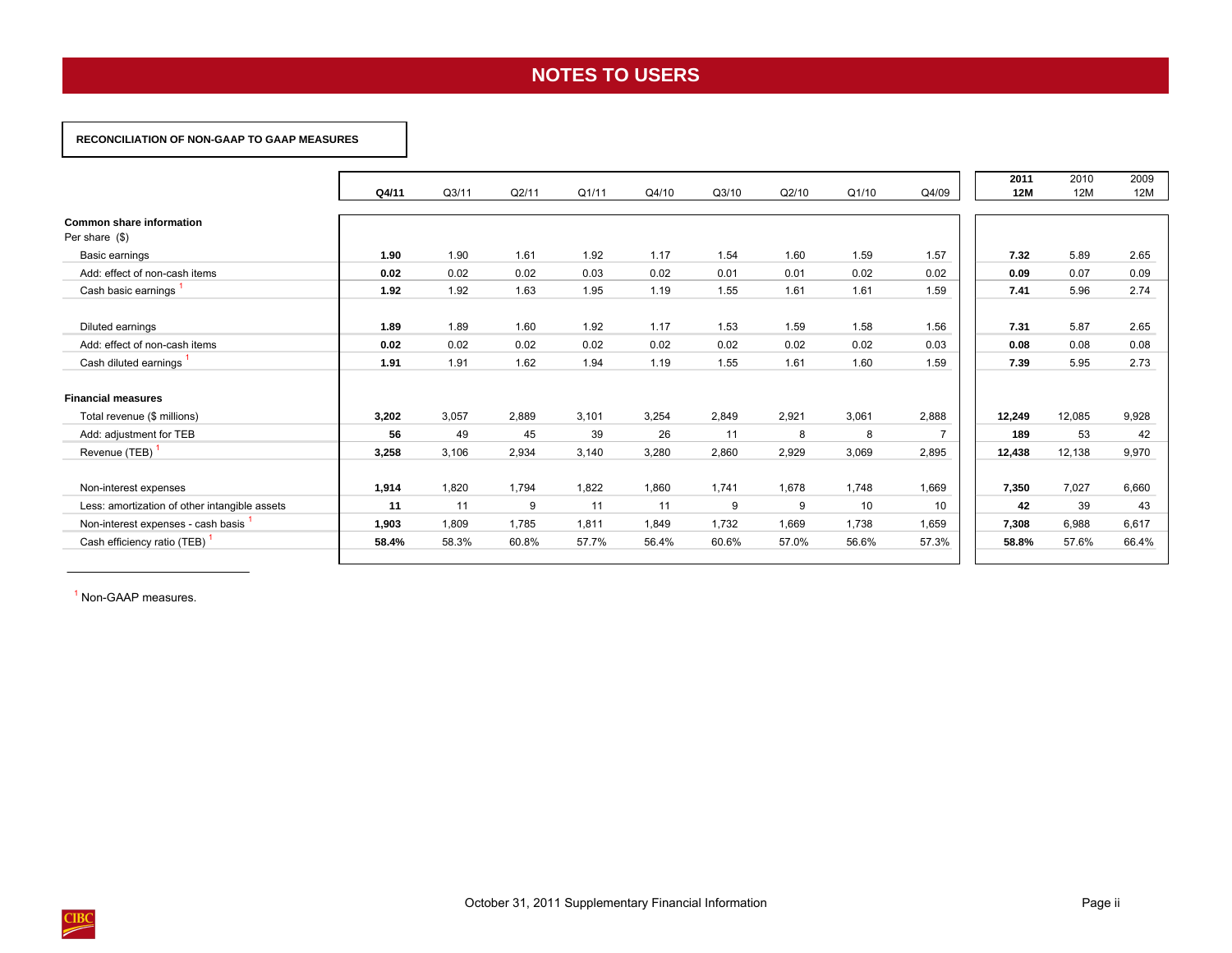# NOTES TO USERS

**RECONCILIATION OF NON-GAAP TO GAAP MEASURES**

| | **Q4/11** | Q3/11 | Q2/11 | Q1/11 | Q4/10 | Q3/10 | Q2/10 | Q1/10 | Q4/09 | **2011 12M** | 2010 12M | 2009 12M |
|---|---|---|---|---|---|---|---|---|---|---|---|---|
| **Common share information** | | | | | | | | | | | | |
| Per share ($) | | | | | | | | | | | | |
| Basic earnings | **1.90** | 1.90 | 1.61 | 1.92 | 1.17 | 1.54 | 1.60 | 1.59 | 1.57 | **7.32** | 5.89 | 2.65 |
| Add: effect of non-cash items | **0.02** | 0.02 | 0.02 | 0.03 | 0.02 | 0.01 | 0.01 | 0.02 | 0.02 | **0.09** | 0.07 | 0.09 |
| Cash basic earnings [1] | **1.92** | 1.92 | 1.63 | 1.95 | 1.19 | 1.55 | 1.61 | 1.61 | 1.59 | **7.41** | 5.96 | 2.74 |
| Diluted earnings | **1.89** | 1.89 | 1.60 | 1.92 | 1.17 | 1.53 | 1.59 | 1.58 | 1.56 | **7.31** | 5.87 | 2.65 |
| Add: effect of non-cash items | **0.02** | 0.02 | 0.02 | 0.02 | 0.02 | 0.02 | 0.02 | 0.02 | 0.03 | **0.08** | 0.08 | 0.08 |
| Cash diluted earnings [1] | **1.91** | 1.91 | 1.62 | 1.94 | 1.19 | 1.55 | 1.61 | 1.60 | 1.59 | **7.39** | 5.95 | 2.73 |
| **Financial measures** | | | | | | | | | | | | |
| Total revenue ($ millions) | **3,202** | 3,057 | 2,889 | 3,101 | 3,254 | 2,849 | 2,921 | 3,061 | 2,888 | **12,249** | 12,085 | 9,928 |
| Add: adjustment for TEB | **56** | 49 | 45 | 39 | 26 | 11 | 8 | 8 | 7 | **189** | 53 | 42 |
| Revenue (TEB) [1] | **3,258** | 3,106 | 2,934 | 3,140 | 3,280 | 2,860 | 2,929 | 3,069 | 2,895 | **12,438** | 12,138 | 9,970 |
| Non-interest expenses | **1,914** | 1,820 | 1,794 | 1,822 | 1,860 | 1,741 | 1,678 | 1,748 | 1,669 | **7,350** | 7,027 | 6,660 |
| Less: amortization of other intangible assets | **11** | 11 | 9 | 11 | 11 | 9 | 9 | 10 | 10 | **42** | 39 | 43 |
| Non-interest expenses - cash basis [1] | **1,903** | 1,809 | 1,785 | 1,811 | 1,849 | 1,732 | 1,669 | 1,738 | 1,659 | **7,308** | 6,988 | 6,617 |
| Cash efficiency ratio (TEB) [1] | **58.4%** | 58.3% | 60.8% | 57.7% | 56.4% | 60.6% | 57.0% | 56.6% | 57.3% | **58.8%** | 57.6% | 66.4% |

[1] Non-GAAP measures.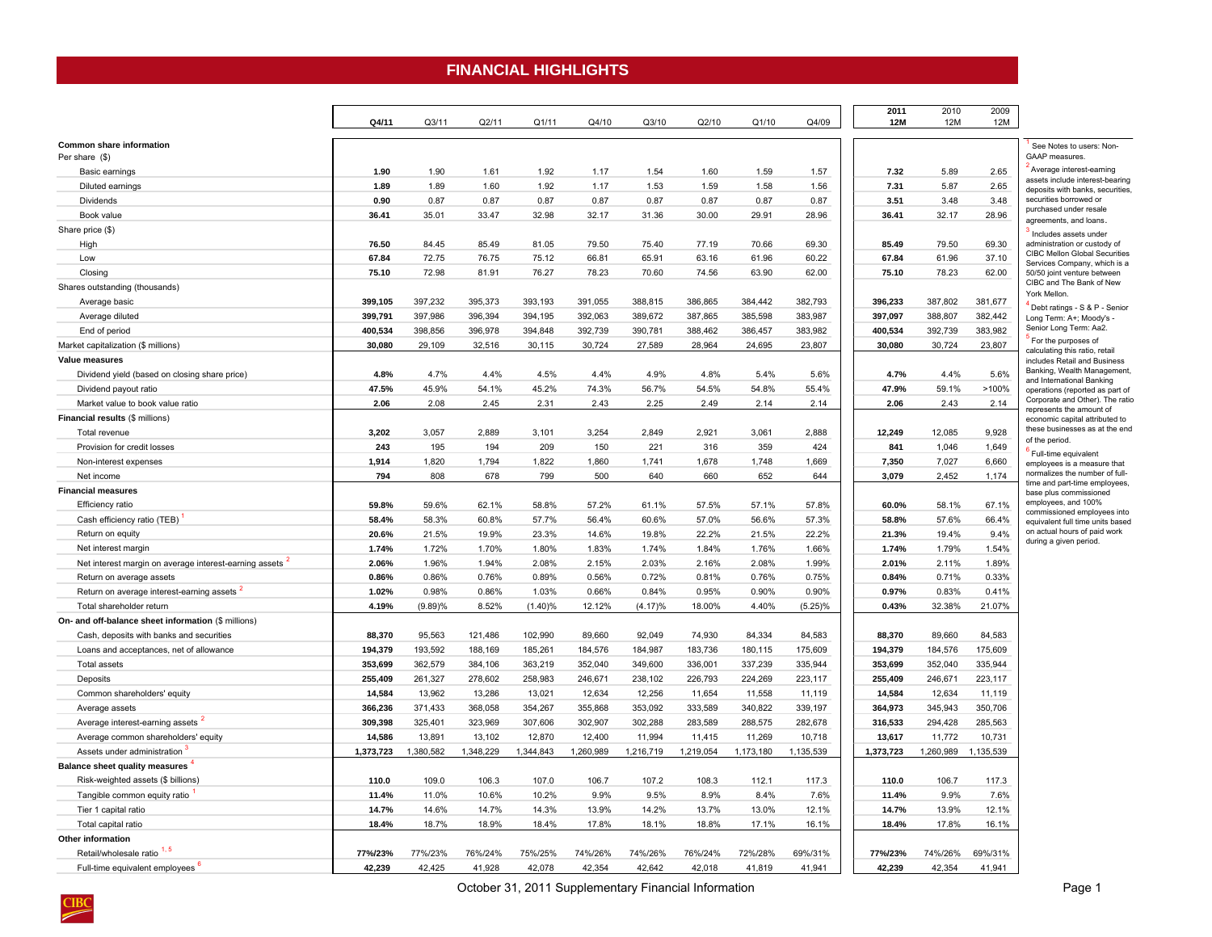# FINANCIAL HIGHLIGHTS

| | Q4/11 | Q3/11 | Q2/11 | Q1/11 | Q4/10 | Q3/10 | Q2/10 | Q1/10 | Q4/09 | 2011 12M | 2010 12M | 2009 12M |
|---|---|---|---|---|---|---|---|---|---|---|---|---|
| **Common share information** | | | | | | | | | | | | |
| Per share ($) | | | | | | | | | | | | |
| Basic earnings | **1.90** | 1.90 | 1.61 | 1.92 | 1.17 | 1.54 | 1.60 | 1.59 | 1.57 | **7.32** | 5.89 | 2.65 |
| Diluted earnings | **1.89** | 1.89 | 1.60 | 1.92 | 1.17 | 1.53 | 1.59 | 1.58 | 1.56 | **7.31** | 5.87 | 2.65 |
| Dividends | **0.90** | 0.87 | 0.87 | 0.87 | 0.87 | 0.87 | 0.87 | 0.87 | 0.87 | **3.51** | 3.48 | 3.48 |
| Book value | **36.41** | 35.01 | 33.47 | 32.98 | 32.17 | 31.36 | 30.00 | 29.91 | 28.96 | **36.41** | 32.17 | 28.96 |
| Share price ($) | | | | | | | | | | | | |
| High | **76.50** | 84.45 | 85.49 | 81.05 | 79.50 | 75.40 | 77.19 | 70.66 | 69.30 | **85.49** | 79.50 | 69.30 |
| Low | **67.84** | 72.75 | 76.75 | 75.12 | 66.81 | 65.91 | 63.16 | 61.96 | 60.22 | **67.84** | 61.96 | 37.10 |
| Closing | **75.10** | 72.98 | 81.91 | 76.27 | 78.23 | 70.60 | 74.56 | 63.90 | 62.00 | **75.10** | 78.23 | 62.00 |
| Shares outstanding (thousands) | | | | | | | | | | | | |
| Average basic | **399,105** | 397,232 | 395,373 | 393,193 | 391,055 | 388,815 | 386,865 | 384,442 | 382,793 | **396,233** | 387,802 | 381,677 |
| Average diluted | **399,791** | 397,986 | 396,394 | 394,195 | 392,063 | 389,672 | 387,865 | 385,598 | 383,987 | **397,097** | 388,807 | 382,442 |
| End of period | **400,534** | 398,856 | 396,978 | 394,848 | 392,739 | 390,781 | 388,462 | 386,457 | 383,982 | **400,534** | 392,739 | 383,982 |
| Market capitalization ($ millions) | **30,080** | 29,109 | 32,516 | 30,115 | 30,724 | 27,589 | 28,964 | 24,695 | 23,807 | **30,080** | 30,724 | 23,807 |
| **Value measures** | | | | | | | | | | | | |
| Dividend yield (based on closing share price) | **4.8%** | 4.7% | 4.4% | 4.5% | 4.4% | 4.9% | 4.8% | 5.4% | 5.6% | **4.7%** | 4.4% | 5.6% |
| Dividend payout ratio | **47.5%** | 45.9% | 54.1% | 45.2% | 74.3% | 56.7% | 54.5% | 54.8% | 55.4% | **47.9%** | 59.1% | >100% |
| Market value to book value ratio | **2.06** | 2.08 | 2.45 | 2.31 | 2.43 | 2.25 | 2.49 | 2.14 | 2.14 | **2.06** | 2.43 | 2.14 |
| **Financial results** ($ millions) | | | | | | | | | | | | |
| Total revenue | **3,202** | 3,057 | 2,889 | 3,101 | 3,254 | 2,849 | 2,921 | 3,061 | 2,888 | **12,249** | 12,085 | 9,928 |
| Provision for credit losses | **243** | 195 | 194 | 209 | 150 | 221 | 316 | 359 | 424 | **841** | 1,046 | 1,649 |
| Non-interest expenses | **1,914** | 1,820 | 1,794 | 1,822 | 1,860 | 1,741 | 1,678 | 1,748 | 1,669 | **7,350** | 7,027 | 6,660 |
| Net income | **794** | 808 | 678 | 799 | 500 | 640 | 660 | 652 | 644 | **3,079** | 2,452 | 1,174 |
| **Financial measures** | | | | | | | | | | | | |
| Efficiency ratio | **59.8%** | 59.6% | 62.1% | 58.8% | 57.2% | 61.1% | 57.5% | 57.1% | 57.8% | **60.0%** | 58.1% | 67.1% |
| Cash efficiency ratio (TEB) [1] | **58.4%** | 58.3% | 60.8% | 57.7% | 56.4% | 60.6% | 57.0% | 56.6% | 57.3% | **58.8%** | 57.6% | 66.4% |
| Return on equity | **20.6%** | 21.5% | 19.9% | 23.3% | 14.6% | 19.8% | 22.2% | 21.5% | 22.2% | **21.3%** | 19.4% | 9.4% |
| Net interest margin | **1.74%** | 1.72% | 1.70% | 1.80% | 1.83% | 1.74% | 1.84% | 1.76% | 1.66% | **1.74%** | 1.79% | 1.54% |
| Net interest margin on average interest-earning assets [2] | **2.06%** | 1.96% | 1.94% | 2.08% | 2.15% | 2.03% | 2.16% | 2.08% | 1.99% | **2.01%** | 2.11% | 1.89% |
| Return on average assets | **0.86%** | 0.86% | 0.76% | 0.89% | 0.56% | 0.72% | 0.81% | 0.76% | 0.75% | **0.84%** | 0.71% | 0.33% |
| Return on average interest-earning assets [2] | **1.02%** | 0.98% | 0.86% | 1.03% | 0.66% | 0.84% | 0.95% | 0.90% | 0.90% | **0.97%** | 0.83% | 0.41% |
| Total shareholder return | **4.19%** | (9.89)% | 8.52% | (1.40)% | 12.12% | (4.17)% | 18.00% | 4.40% | (5.25)% | **0.43%** | 32.38% | 21.07% |
| **On- and off-balance sheet information** ($ millions) | | | | | | | | | | | | |
| Cash, deposits with banks and securities | **88,370** | 95,563 | 121,486 | 102,990 | 89,660 | 92,049 | 74,930 | 84,334 | 84,583 | **88,370** | 89,660 | 84,583 |
| Loans and acceptances, net of allowance | **194,379** | 193,592 | 188,169 | 185,261 | 184,576 | 184,987 | 183,736 | 180,115 | 175,609 | **194,379** | 184,576 | 175,609 |
| Total assets | **353,699** | 362,579 | 384,106 | 363,219 | 352,040 | 349,600 | 336,001 | 337,239 | 335,944 | **353,699** | 352,040 | 335,944 |
| Deposits | **255,409** | 261,327 | 278,602 | 258,983 | 246,671 | 238,102 | 226,793 | 224,269 | 223,117 | **255,409** | 246,671 | 223,117 |
| Common shareholders' equity | **14,584** | 13,962 | 13,286 | 13,021 | 12,634 | 12,256 | 11,654 | 11,558 | 11,119 | **14,584** | 12,634 | 11,119 |
| Average assets | **366,236** | 371,433 | 368,058 | 354,267 | 355,868 | 353,092 | 333,589 | 340,822 | 339,197 | **364,973** | 345,943 | 350,706 |
| Average interest-earning assets [2] | **309,398** | 325,401 | 323,969 | 307,606 | 302,907 | 302,288 | 283,589 | 288,575 | 282,678 | **316,533** | 294,428 | 285,563 |
| Average common shareholders' equity | **14,586** | 13,891 | 13,102 | 12,870 | 12,400 | 11,994 | 11,415 | 11,269 | 10,718 | **13,617** | 11,772 | 10,731 |
| Assets under administration [3] | **1,373,723** | 1,380,582 | 1,348,229 | 1,344,843 | 1,260,989 | 1,216,719 | 1,219,054 | 1,173,180 | 1,135,539 | **1,373,723** | 1,260,989 | 1,135,539 |
| **Balance sheet quality measures** [4] | | | | | | | | | | | | |
| Risk-weighted assets ($ billions) | **110.0** | 109.0 | 106.3 | 107.0 | 106.7 | 107.2 | 108.3 | 112.1 | 117.3 | **110.0** | 106.7 | 117.3 |
| Tangible common equity ratio [1] | **11.4%** | 11.0% | 10.6% | 10.2% | 9.9% | 9.5% | 8.9% | 8.4% | 7.6% | **11.4%** | 9.9% | 7.6% |
| Tier 1 capital ratio | **14.7%** | 14.6% | 14.7% | 14.3% | 13.9% | 14.2% | 13.7% | 13.0% | 12.1% | **14.7%** | 13.9% | 12.1% |
| Total capital ratio | **18.4%** | 18.7% | 18.9% | 18.4% | 17.8% | 18.1% | 18.8% | 17.1% | 16.1% | **18.4%** | 17.8% | 16.1% |
| **Other information** | | | | | | | | | | | | |
| Retail/wholesale ratio [1, 5] | **77%/23%** | 77%/23% | 76%/24% | 75%/25% | 74%/26% | 74%/26% | 76%/24% | 72%/28% | 69%/31% | **77%/23%** | 74%/26% | 69%/31% |
| Full-time equivalent employees [6] | **42,239** | 42,425 | 41,928 | 42,078 | 42,354 | 42,642 | 42,018 | 41,819 | 41,941 | **42,239** | 42,354 | 41,941 |

[1] See Notes to users: Non-GAAP measures.

[2] Average interest-earning assets include interest-bearing deposits with banks, securities, securities borrowed or purchased under resale agreements, and loans.

[3] Includes assets under administration or custody of CIBC Mellon Global Securities Services Company, which is a 50/50 joint venture between CIBC and The Bank of New York Mellon.

[4] Debt ratings - S & P - Senior Long Term: A+; Moody's - Senior Long Term: Aa2.

[5] For the purposes of calculating this ratio, retail includes Retail and Business Banking, Wealth Management, and International Banking operations (reported as part of Corporate and Other). The ratio represents the amount of economic capital attributed to these businesses as at the end of the period.

[6] Full-time equivalent employees is a measure that normalizes the number of full-time and part-time employees, base plus commissioned employees, and 100% commissioned employees into equivalent full time units based on actual hours of paid work during a given period.

October 31, 2011 Supplementary Financial Information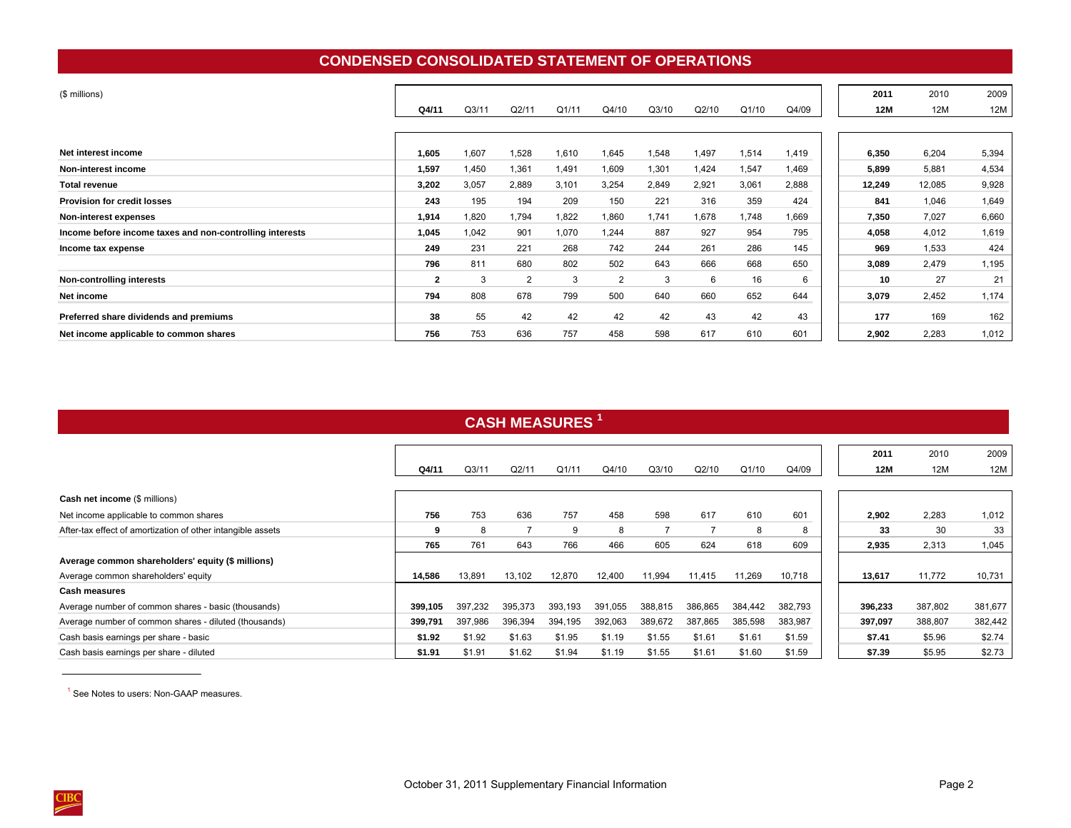## CONDENSED CONSOLIDATED STATEMENT OF OPERATIONS

| ($ millions) | Q4/11 | Q3/11 | Q2/11 | Q1/11 | Q4/10 | Q3/10 | Q2/10 | Q1/10 | Q4/09 | 2011 12M | 2010 12M | 2009 12M |
|---|---|---|---|---|---|---|---|---|---|---|---|---|
| **Net interest income** | **1,605** | 1,607 | 1,528 | 1,610 | 1,645 | 1,548 | 1,497 | 1,514 | 1,419 | **6,350** | 6,204 | 5,394 |
| **Non-interest income** | **1,597** | 1,450 | 1,361 | 1,491 | 1,609 | 1,301 | 1,424 | 1,547 | 1,469 | **5,899** | 5,881 | 4,534 |
| **Total revenue** | **3,202** | 3,057 | 2,889 | 3,101 | 3,254 | 2,849 | 2,921 | 3,061 | 2,888 | **12,249** | 12,085 | 9,928 |
| **Provision for credit losses** | **243** | 195 | 194 | 209 | 150 | 221 | 316 | 359 | 424 | **841** | 1,046 | 1,649 |
| **Non-interest expenses** | **1,914** | 1,820 | 1,794 | 1,822 | 1,860 | 1,741 | 1,678 | 1,748 | 1,669 | **7,350** | 7,027 | 6,660 |
| **Income before income taxes and non-controlling interests** | **1,045** | 1,042 | 901 | 1,070 | 1,244 | 887 | 927 | 954 | 795 | **4,058** | 4,012 | 1,619 |
| **Income tax expense** | **249** | 231 | 221 | 268 | 742 | 244 | 261 | 286 | 145 | **969** | 1,533 | 424 |
| | **796** | 811 | 680 | 802 | 502 | 643 | 666 | 668 | 650 | **3,089** | 2,479 | 1,195 |
| **Non-controlling interests** | **2** | 3 | 2 | 3 | 2 | 3 | 6 | 16 | 6 | **10** | 27 | 21 |
| **Net income** | **794** | 808 | 678 | 799 | 500 | 640 | 660 | 652 | 644 | **3,079** | 2,452 | 1,174 |
| **Preferred share dividends and premiums** | **38** | 55 | 42 | 42 | 42 | 42 | 43 | 42 | 43 | **177** | 169 | 162 |
| **Net income applicable to common shares** | **756** | 753 | 636 | 757 | 458 | 598 | 617 | 610 | 601 | **2,902** | 2,283 | 1,012 |

## CASH MEASURES [1]

| | Q4/11 | Q3/11 | Q2/11 | Q1/11 | Q4/10 | Q3/10 | Q2/10 | Q1/10 | Q4/09 | 2011 12M | 2010 12M | 2009 12M |
|---|---|---|---|---|---|---|---|---|---|---|---|---|
| **Cash net income** ($ millions) | | | | | | | | | | | | |
| Net income applicable to common shares | **756** | 753 | 636 | 757 | 458 | 598 | 617 | 610 | 601 | **2,902** | 2,283 | 1,012 |
| After-tax effect of amortization of other intangible assets | **9** | 8 | 7 | 9 | 8 | 7 | 7 | 8 | 8 | **33** | 30 | 33 |
| | **765** | 761 | 643 | 766 | 466 | 605 | 624 | 618 | 609 | **2,935** | 2,313 | 1,045 |
| **Average common shareholders' equity ($ millions)** | | | | | | | | | | | | |
| Average common shareholders' equity | **14,586** | 13,891 | 13,102 | 12,870 | 12,400 | 11,994 | 11,415 | 11,269 | 10,718 | **13,617** | 11,772 | 10,731 |
| **Cash measures** | | | | | | | | | | | | |
| Average number of common shares - basic (thousands) | **399,105** | 397,232 | 395,373 | 393,193 | 391,055 | 388,815 | 386,865 | 384,442 | 382,793 | **396,233** | 387,802 | 381,677 |
| Average number of common shares - diluted (thousands) | **399,791** | 397,986 | 396,394 | 394,195 | 392,063 | 389,672 | 387,865 | 385,598 | 383,987 | **397,097** | 388,807 | 382,442 |
| Cash basis earnings per share - basic | **$1.92** | $1.92 | $1.63 | $1.95 | $1.19 | $1.55 | $1.61 | $1.61 | $1.59 | **$7.41** | $5.96 | $2.74 |
| Cash basis earnings per share - diluted | **$1.91** | $1.91 | $1.62 | $1.94 | $1.19 | $1.55 | $1.61 | $1.60 | $1.59 | **$7.39** | $5.95 | $2.73 |

[1] See Notes to users: Non-GAAP measures.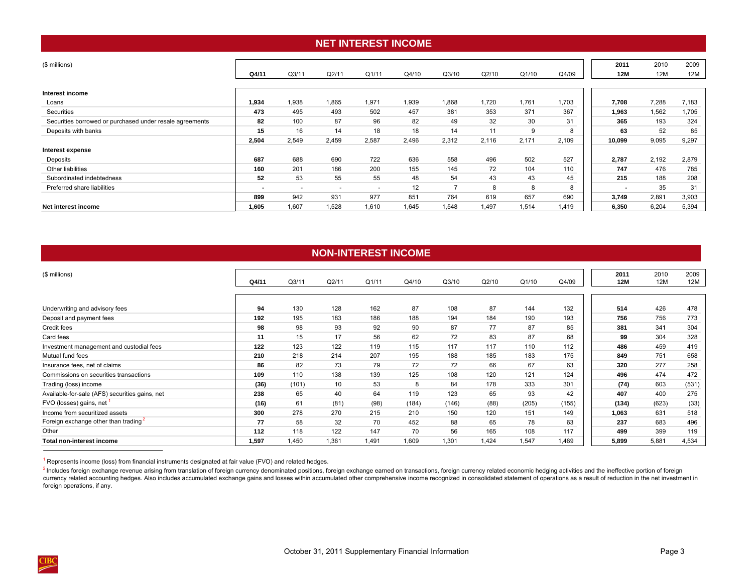## NET INTEREST INCOME

| ($ millions) | Q4/11 | Q3/11 | Q2/11 | Q1/11 | Q4/10 | Q3/10 | Q2/10 | Q1/10 | Q4/09 | 2011 12M | 2010 12M | 2009 12M |
|---|---|---|---|---|---|---|---|---|---|---|---|---|
| **Interest income** | | | | | | | | | | | | |
| Loans | **1,934** | 1,938 | 1,865 | 1,971 | 1,939 | 1,868 | 1,720 | 1,761 | 1,703 | **7,708** | 7,288 | 7,183 |
| Securities | **473** | 495 | 493 | 502 | 457 | 381 | 353 | 371 | 367 | **1,963** | 1,562 | 1,705 |
| Securities borrowed or purchased under resale agreements | **82** | 100 | 87 | 96 | 82 | 49 | 32 | 30 | 31 | **365** | 193 | 324 |
| Deposits with banks | **15** | 16 | 14 | 18 | 18 | 14 | 11 | 9 | 8 | **63** | 52 | 85 |
| | **2,504** | 2,549 | 2,459 | 2,587 | 2,496 | 2,312 | 2,116 | 2,171 | 2,109 | **10,099** | 9,095 | 9,297 |
| **Interest expense** | | | | | | | | | | | | |
| Deposits | **687** | 688 | 690 | 722 | 636 | 558 | 496 | 502 | 527 | **2,787** | 2,192 | 2,879 |
| Other liabilities | **160** | 201 | 186 | 200 | 155 | 145 | 72 | 104 | 110 | **747** | 476 | 785 |
| Subordinated indebtedness | **52** | 53 | 55 | 55 | 48 | 54 | 43 | 43 | 45 | **215** | 188 | 208 |
| Preferred share liabilities | **-** | - | - | - | 12 | 7 | 8 | 8 | 8 | **-** | 35 | 31 |
| | **899** | 942 | 931 | 977 | 851 | 764 | 619 | 657 | 690 | **3,749** | 2,891 | 3,903 |
| **Net interest income** | **1,605** | 1,607 | 1,528 | 1,610 | 1,645 | 1,548 | 1,497 | 1,514 | 1,419 | **6,350** | 6,204 | 5,394 |

## NON-INTEREST INCOME

| ($ millions) | Q4/11 | Q3/11 | Q2/11 | Q1/11 | Q4/10 | Q3/10 | Q2/10 | Q1/10 | Q4/09 | 2011 12M | 2010 12M | 2009 12M |
|---|---|---|---|---|---|---|---|---|---|---|---|---|
| Underwriting and advisory fees | **94** | 130 | 128 | 162 | 87 | 108 | 87 | 144 | 132 | **514** | 426 | 478 |
| Deposit and payment fees | **192** | 195 | 183 | 186 | 188 | 194 | 184 | 190 | 193 | **756** | 756 | 773 |
| Credit fees | **98** | 98 | 93 | 92 | 90 | 87 | 77 | 87 | 85 | **381** | 341 | 304 |
| Card fees | **11** | 15 | 17 | 56 | 62 | 72 | 83 | 87 | 68 | **99** | 304 | 328 |
| Investment management and custodial fees | **122** | 123 | 122 | 119 | 115 | 117 | 117 | 110 | 112 | **486** | 459 | 419 |
| Mutual fund fees | **210** | 218 | 214 | 207 | 195 | 188 | 185 | 183 | 175 | **849** | 751 | 658 |
| Insurance fees, net of claims | **86** | 82 | 73 | 79 | 72 | 72 | 66 | 67 | 63 | **320** | 277 | 258 |
| Commissions on securities transactions | **109** | 110 | 138 | 139 | 125 | 108 | 120 | 121 | 124 | **496** | 474 | 472 |
| Trading (loss) income | **(36)** | (101) | 10 | 53 | 8 | 84 | 178 | 333 | 301 | **(74)** | 603 | (531) |
| Available-for-sale (AFS) securities gains, net | **238** | 65 | 40 | 64 | 119 | 123 | 65 | 93 | 42 | **407** | 400 | 275 |
| FVO (losses) gains, net [1] | **(16)** | 61 | (81) | (98) | (184) | (146) | (88) | (205) | (155) | **(134)** | (623) | (33) |
| Income from securitized assets | **300** | 278 | 270 | 215 | 210 | 150 | 120 | 151 | 149 | **1,063** | 631 | 518 |
| Foreign exchange other than trading [2] | **77** | 58 | 32 | 70 | 452 | 88 | 65 | 78 | 63 | **237** | 683 | 496 |
| Other | **112** | 118 | 122 | 147 | 70 | 56 | 165 | 108 | 117 | **499** | 399 | 119 |
| **Total non-interest income** | **1,597** | 1,450 | 1,361 | 1,491 | 1,609 | 1,301 | 1,424 | 1,547 | 1,469 | **5,899** | 5,881 | 4,534 |

[1] Represents income (loss) from financial instruments designated at fair value (FVO) and related hedges.

[2] Includes foreign exchange revenue arising from translation of foreign currency denominated positions, foreign exchange earned on transactions, foreign currency related economic hedging activities and the ineffective portion of foreign currency related accounting hedges. Also includes accumulated exchange gains and losses within accumulated other comprehensive income recognized in consolidated statement of operations as a result of reduction in the net investment in foreign operations, if any.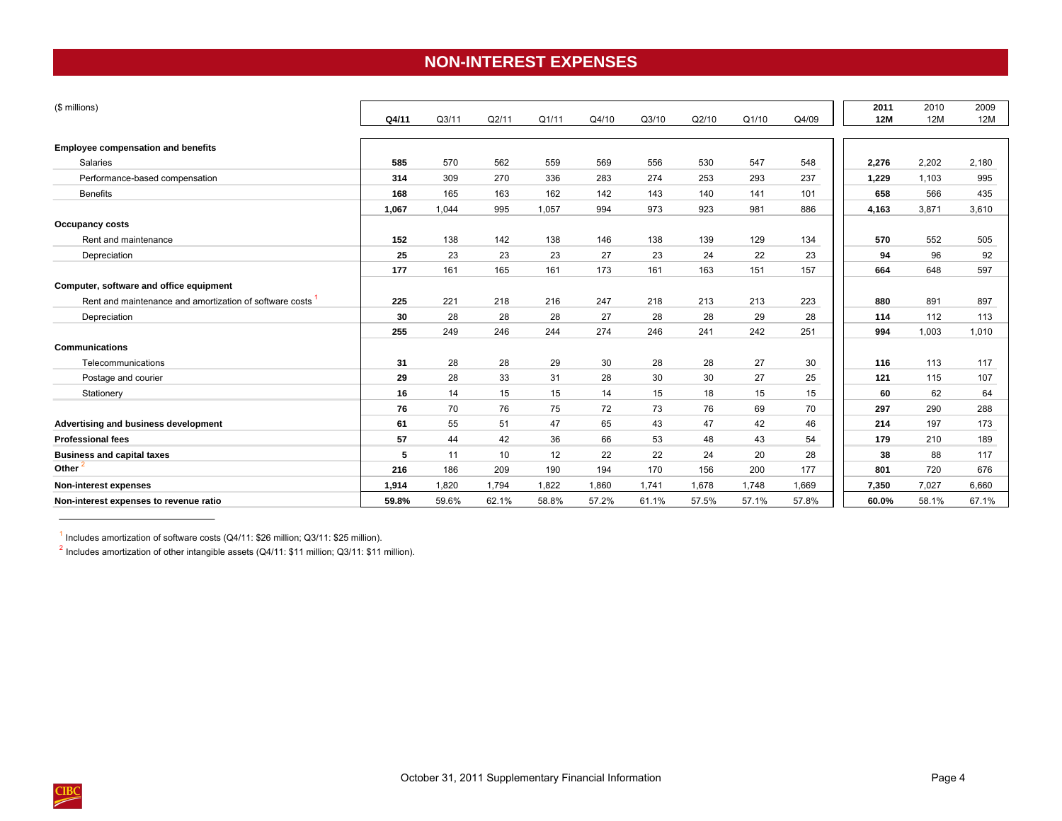# NON-INTEREST EXPENSES

| ($ millions) | Q4/11 | Q3/11 | Q2/11 | Q1/11 | Q4/10 | Q3/10 | Q2/10 | Q1/10 | Q4/09 | 2011 12M | 2010 12M | 2009 12M |
|---|---|---|---|---|---|---|---|---|---|---|---|---|
| **Employee compensation and benefits** | | | | | | | | | | | | |
| Salaries | **585** | 570 | 562 | 559 | 569 | 556 | 530 | 547 | 548 | **2,276** | 2,202 | 2,180 |
| Performance-based compensation | **314** | 309 | 270 | 336 | 283 | 274 | 253 | 293 | 237 | **1,229** | 1,103 | 995 |
| Benefits | **168** | 165 | 163 | 162 | 142 | 143 | 140 | 141 | 101 | **658** | 566 | 435 |
| | **1,067** | 1,044 | 995 | 1,057 | 994 | 973 | 923 | 981 | 886 | **4,163** | 3,871 | 3,610 |
| **Occupancy costs** | | | | | | | | | | | | |
| Rent and maintenance | **152** | 138 | 142 | 138 | 146 | 138 | 139 | 129 | 134 | **570** | 552 | 505 |
| Depreciation | **25** | 23 | 23 | 23 | 27 | 23 | 24 | 22 | 23 | **94** | 96 | 92 |
| | **177** | 161 | 165 | 161 | 173 | 161 | 163 | 151 | 157 | **664** | 648 | 597 |
| **Computer, software and office equipment** | | | | | | | | | | | | |
| Rent and maintenance and amortization of software costs [1] | **225** | 221 | 218 | 216 | 247 | 218 | 213 | 213 | 223 | **880** | 891 | 897 |
| Depreciation | **30** | 28 | 28 | 28 | 27 | 28 | 28 | 29 | 28 | **114** | 112 | 113 |
| | **255** | 249 | 246 | 244 | 274 | 246 | 241 | 242 | 251 | **994** | 1,003 | 1,010 |
| **Communications** | | | | | | | | | | | | |
| Telecommunications | **31** | 28 | 28 | 29 | 30 | 28 | 28 | 27 | 30 | **116** | 113 | 117 |
| Postage and courier | **29** | 28 | 33 | 31 | 28 | 30 | 30 | 27 | 25 | **121** | 115 | 107 |
| Stationery | **16** | 14 | 15 | 15 | 14 | 15 | 18 | 15 | 15 | **60** | 62 | 64 |
| | **76** | 70 | 76 | 75 | 72 | 73 | 76 | 69 | 70 | **297** | 290 | 288 |
| **Advertising and business development** | **61** | 55 | 51 | 47 | 65 | 43 | 47 | 42 | 46 | **214** | 197 | 173 |
| **Professional fees** | **57** | 44 | 42 | 36 | 66 | 53 | 48 | 43 | 54 | **179** | 210 | 189 |
| **Business and capital taxes** | **5** | 11 | 10 | 12 | 22 | 22 | 24 | 20 | 28 | **38** | 88 | 117 |
| **Other** [2] | **216** | 186 | 209 | 190 | 194 | 170 | 156 | 200 | 177 | **801** | 720 | 676 |
| **Non-interest expenses** | **1,914** | 1,820 | 1,794 | 1,822 | 1,860 | 1,741 | 1,678 | 1,748 | 1,669 | **7,350** | 7,027 | 6,660 |
| **Non-interest expenses to revenue ratio** | **59.8%** | 59.6% | 62.1% | 58.8% | 57.2% | 61.1% | 57.5% | 57.1% | 57.8% | **60.0%** | 58.1% | 67.1% |

[1] Includes amortization of software costs (Q4/11: $26 million; Q3/11: $25 million).

[2] Includes amortization of other intangible assets (Q4/11: $11 million; Q3/11: $11 million).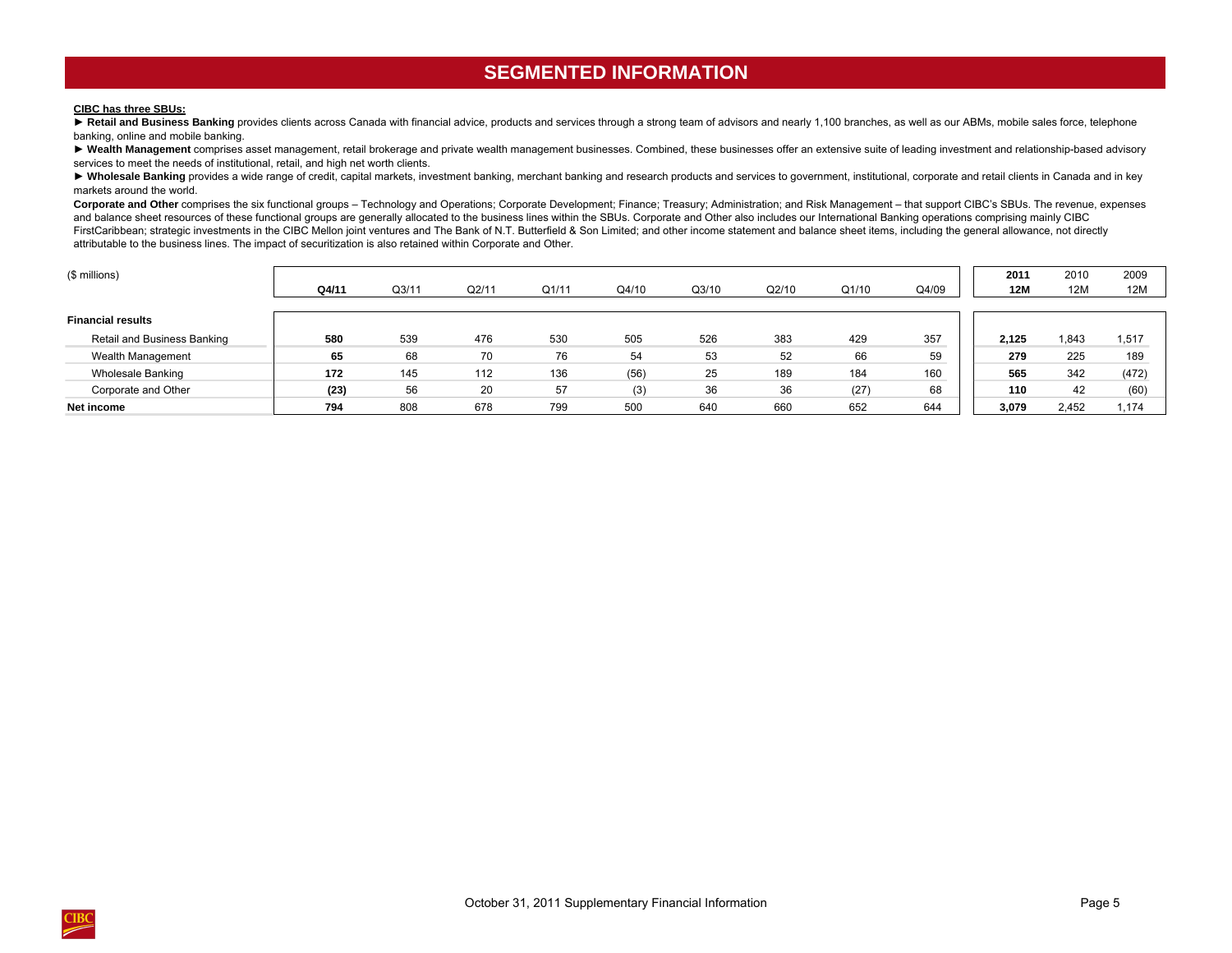# SEGMENTED INFORMATION

**CIBC has three SBUs:**

► **Retail and Business Banking** provides clients across Canada with financial advice, products and services through a strong team of advisors and nearly 1,100 branches, as well as our ABMs, mobile sales force, telephone banking, online and mobile banking.

► **Wealth Management** comprises asset management, retail brokerage and private wealth management businesses. Combined, these businesses offer an extensive suite of leading investment and relationship-based advisory services to meet the needs of institutional, retail, and high net worth clients.

► **Wholesale Banking** provides a wide range of credit, capital markets, investment banking, merchant banking and research products and services to government, institutional, corporate and retail clients in Canada and in key markets around the world.

**Corporate and Other** comprises the six functional groups – Technology and Operations; Corporate Development; Finance; Treasury; Administration; and Risk Management – that support CIBC's SBUs. The revenue, expenses and balance sheet resources of these functional groups are generally allocated to the business lines within the SBUs. Corporate and Other also includes our International Banking operations comprising mainly CIBC FirstCaribbean; strategic investments in the CIBC Mellon joint ventures and The Bank of N.T. Butterfield & Son Limited; and other income statement and balance sheet items, including the general allowance, not directly attributable to the business lines. The impact of securitization is also retained within Corporate and Other.

| ($ millions) | **Q4/11** | Q3/11 | Q2/11 | Q1/11 | Q4/10 | Q3/10 | Q2/10 | Q1/10 | Q4/09 | **2011 12M** | 2010 12M | 2009 12M |
|---|---|---|---|---|---|---|---|---|---|---|---|---|
| **Financial results** | | | | | | | | | | | | |
| Retail and Business Banking | **580** | 539 | 476 | 530 | 505 | 526 | 383 | 429 | 357 | **2,125** | 1,843 | 1,517 |
| Wealth Management | **65** | 68 | 70 | 76 | 54 | 53 | 52 | 66 | 59 | **279** | 225 | 189 |
| Wholesale Banking | **172** | 145 | 112 | 136 | (56) | 25 | 189 | 184 | 160 | **565** | 342 | (472) |
| Corporate and Other | **(23)** | 56 | 20 | 57 | (3) | 36 | 36 | (27) | 68 | **110** | 42 | (60) |
| **Net income** | **794** | 808 | 678 | 799 | 500 | 640 | 660 | 652 | 644 | **3,079** | 2,452 | 1,174 |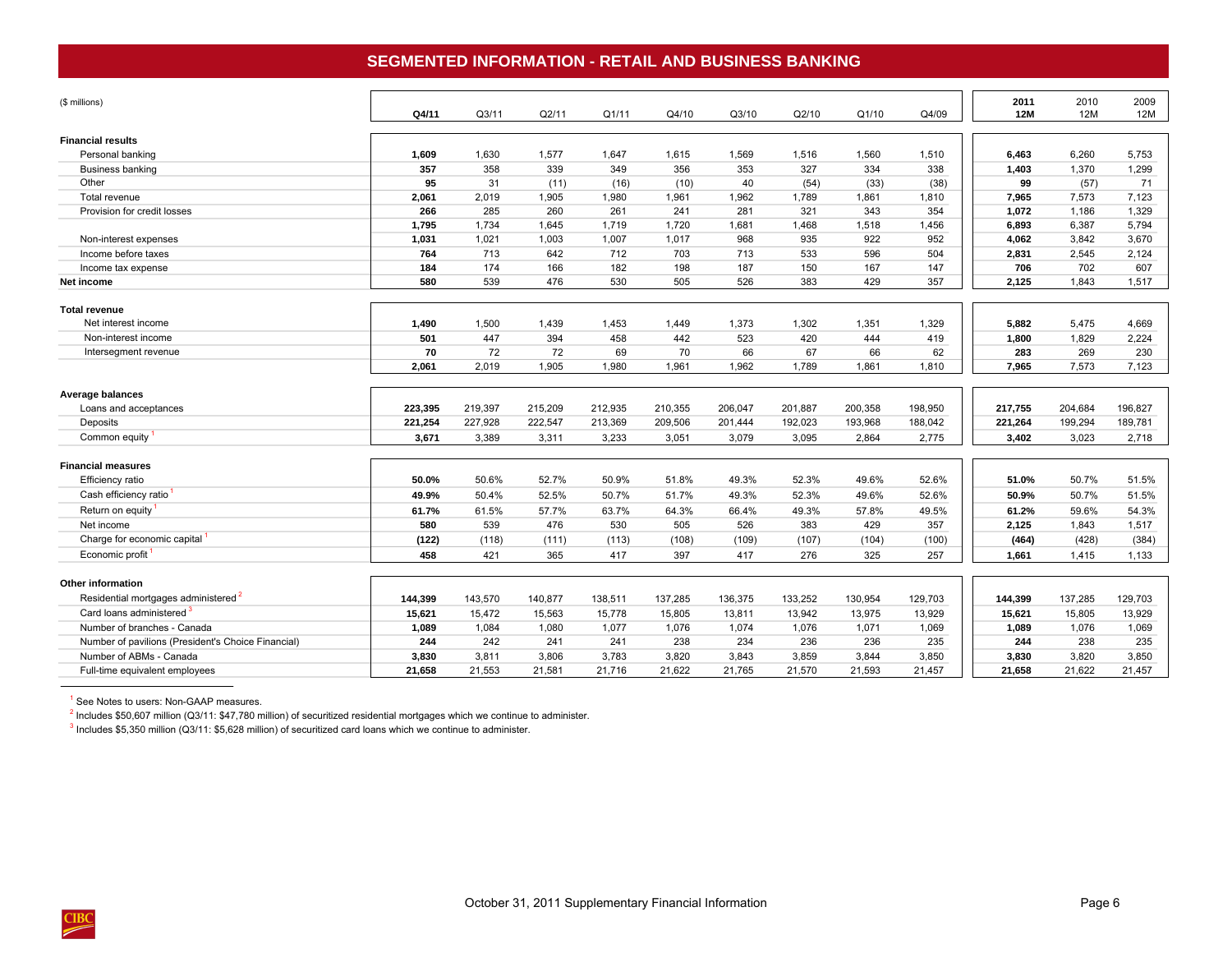# SEGMENTED INFORMATION - RETAIL AND BUSINESS BANKING

| ($ millions) | Q4/11 | Q3/11 | Q2/11 | Q1/11 | Q4/10 | Q3/10 | Q2/10 | Q1/10 | Q4/09 | 2011 12M | 2010 12M | 2009 12M |
|---|---|---|---|---|---|---|---|---|---|---|---|---|
| **Financial results** | | | | | | | | | | | | |
| Personal banking | **1,609** | 1,630 | 1,577 | 1,647 | 1,615 | 1,569 | 1,516 | 1,560 | 1,510 | **6,463** | 6,260 | 5,753 |
| Business banking | **357** | 358 | 339 | 349 | 356 | 353 | 327 | 334 | 338 | **1,403** | 1,370 | 1,299 |
| Other | **95** | 31 | (11) | (16) | (10) | 40 | (54) | (33) | (38) | **99** | (57) | 71 |
| Total revenue | **2,061** | 2,019 | 1,905 | 1,980 | 1,961 | 1,962 | 1,789 | 1,861 | 1,810 | **7,965** | 7,573 | 7,123 |
| Provision for credit losses | **266** | 285 | 260 | 261 | 241 | 281 | 321 | 343 | 354 | **1,072** | 1,186 | 1,329 |
| | **1,795** | 1,734 | 1,645 | 1,719 | 1,720 | 1,681 | 1,468 | 1,518 | 1,456 | **6,893** | 6,387 | 5,794 |
| Non-interest expenses | **1,031** | 1,021 | 1,003 | 1,007 | 1,017 | 968 | 935 | 922 | 952 | **4,062** | 3,842 | 3,670 |
| Income before taxes | **764** | 713 | 642 | 712 | 703 | 713 | 533 | 596 | 504 | **2,831** | 2,545 | 2,124 |
| Income tax expense | **184** | 174 | 166 | 182 | 198 | 187 | 150 | 167 | 147 | **706** | 702 | 607 |
| **Net income** | **580** | 539 | 476 | 530 | 505 | 526 | 383 | 429 | 357 | **2,125** | 1,843 | 1,517 |
| **Total revenue** | | | | | | | | | | | | |
| Net interest income | **1,490** | 1,500 | 1,439 | 1,453 | 1,449 | 1,373 | 1,302 | 1,351 | 1,329 | **5,882** | 5,475 | 4,669 |
| Non-interest income | **501** | 447 | 394 | 458 | 442 | 523 | 420 | 444 | 419 | **1,800** | 1,829 | 2,224 |
| Intersegment revenue | **70** | 72 | 72 | 69 | 70 | 66 | 67 | 66 | 62 | **283** | 269 | 230 |
| | **2,061** | 2,019 | 1,905 | 1,980 | 1,961 | 1,962 | 1,789 | 1,861 | 1,810 | **7,965** | 7,573 | 7,123 |
| **Average balances** | | | | | | | | | | | | |
| Loans and acceptances | **223,395** | 219,397 | 215,209 | 212,935 | 210,355 | 206,047 | 201,887 | 200,358 | 198,950 | **217,755** | 204,684 | 196,827 |
| Deposits | **221,254** | 227,928 | 222,547 | 213,369 | 209,506 | 201,444 | 192,023 | 193,968 | 188,042 | **221,264** | 199,294 | 189,781 |
| Common equity [1] | **3,671** | 3,389 | 3,311 | 3,233 | 3,051 | 3,079 | 3,095 | 2,864 | 2,775 | **3,402** | 3,023 | 2,718 |
| **Financial measures** | | | | | | | | | | | | |
| Efficiency ratio | **50.0%** | 50.6% | 52.7% | 50.9% | 51.8% | 49.3% | 52.3% | 49.6% | 52.6% | **51.0%** | 50.7% | 51.5% |
| Cash efficiency ratio [1] | **49.9%** | 50.4% | 52.5% | 50.7% | 51.7% | 49.3% | 52.3% | 49.6% | 52.6% | **50.9%** | 50.7% | 51.5% |
| Return on equity [1] | **61.7%** | 61.5% | 57.7% | 63.7% | 64.3% | 66.4% | 49.3% | 57.8% | 49.5% | **61.2%** | 59.6% | 54.3% |
| Net income | **580** | 539 | 476 | 530 | 505 | 526 | 383 | 429 | 357 | **2,125** | 1,843 | 1,517 |
| Charge for economic capital [1] | **(122)** | (118) | (111) | (113) | (108) | (109) | (107) | (104) | (100) | **(464)** | (428) | (384) |
| Economic profit [1] | **458** | 421 | 365 | 417 | 397 | 417 | 276 | 325 | 257 | **1,661** | 1,415 | 1,133 |
| **Other information** | | | | | | | | | | | | |
| Residential mortgages administered [2] | **144,399** | 143,570 | 140,877 | 138,511 | 137,285 | 136,375 | 133,252 | 130,954 | 129,703 | **144,399** | 137,285 | 129,703 |
| Card loans administered [3] | **15,621** | 15,472 | 15,563 | 15,778 | 15,805 | 13,811 | 13,942 | 13,975 | 13,929 | **15,621** | 15,805 | 13,929 |
| Number of branches - Canada | **1,089** | 1,084 | 1,080 | 1,077 | 1,076 | 1,074 | 1,076 | 1,071 | 1,069 | **1,089** | 1,076 | 1,069 |
| Number of pavilions (President's Choice Financial) | **244** | 242 | 241 | 241 | 238 | 234 | 236 | 236 | 235 | **244** | 238 | 235 |
| Number of ABMs - Canada | **3,830** | 3,811 | 3,806 | 3,783 | 3,820 | 3,843 | 3,859 | 3,844 | 3,850 | **3,830** | 3,820 | 3,850 |
| Full-time equivalent employees | **21,658** | 21,553 | 21,581 | 21,716 | 21,622 | 21,765 | 21,570 | 21,593 | 21,457 | **21,658** | 21,622 | 21,457 |

[1] See Notes to users: Non-GAAP measures.

[2] Includes $50,607 million (Q3/11: $47,780 million) of securitized residential mortgages which we continue to administer.

[3] Includes $5,350 million (Q3/11: $5,628 million) of securitized card loans which we continue to administer.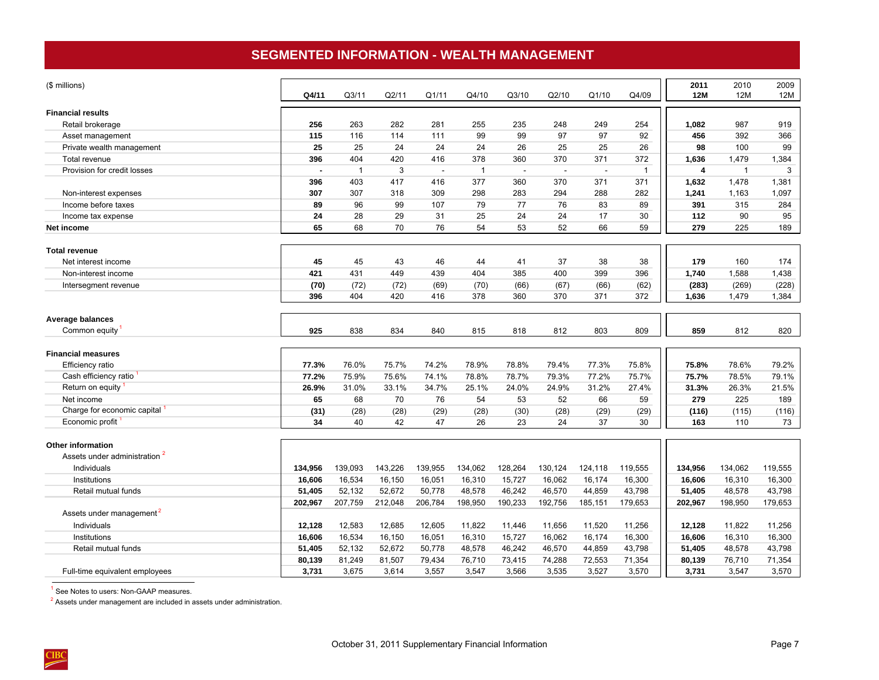## SEGMENTED INFORMATION - WEALTH MANAGEMENT

| ($ millions) | Q4/11 | Q3/11 | Q2/11 | Q1/11 | Q4/10 | Q3/10 | Q2/10 | Q1/10 | Q4/09 | 2011 12M | 2010 12M | 2009 12M |
|---|---|---|---|---|---|---|---|---|---|---|---|---|
| **Financial results** | | | | | | | | | | | | |
| Retail brokerage | **256** | 263 | 282 | 281 | 255 | 235 | 248 | 249 | 254 | **1,082** | 987 | 919 |
| Asset management | **115** | 116 | 114 | 111 | 99 | 99 | 97 | 97 | 92 | **456** | 392 | 366 |
| Private wealth management | **25** | 25 | 24 | 24 | 24 | 26 | 25 | 25 | 26 | **98** | 100 | 99 |
| Total revenue | **396** | 404 | 420 | 416 | 378 | 360 | 370 | 371 | 372 | **1,636** | 1,479 | 1,384 |
| Provision for credit losses | **-** | 1 | 3 | - | 1 | - | - | - | 1 | **4** | 1 | 3 |
| | **396** | 403 | 417 | 416 | 377 | 360 | 370 | 371 | 371 | **1,632** | 1,478 | 1,381 |
| Non-interest expenses | **307** | 307 | 318 | 309 | 298 | 283 | 294 | 288 | 282 | **1,241** | 1,163 | 1,097 |
| Income before taxes | **89** | 96 | 99 | 107 | 79 | 77 | 76 | 83 | 89 | **391** | 315 | 284 |
| Income tax expense | **24** | 28 | 29 | 31 | 25 | 24 | 24 | 17 | 30 | **112** | 90 | 95 |
| **Net income** | **65** | 68 | 70 | 76 | 54 | 53 | 52 | 66 | 59 | **279** | 225 | 189 |
| **Total revenue** | | | | | | | | | | | | |
| Net interest income | **45** | 45 | 43 | 46 | 44 | 41 | 37 | 38 | 38 | **179** | 160 | 174 |
| Non-interest income | **421** | 431 | 449 | 439 | 404 | 385 | 400 | 399 | 396 | **1,740** | 1,588 | 1,438 |
| Intersegment revenue | **(70)** | (72) | (72) | (69) | (70) | (66) | (67) | (66) | (62) | **(283)** | (269) | (228) |
| | **396** | 404 | 420 | 416 | 378 | 360 | 370 | 371 | 372 | **1,636** | 1,479 | 1,384 |
| **Average balances** | | | | | | | | | | | | |
| Common equity [1] | **925** | 838 | 834 | 840 | 815 | 818 | 812 | 803 | 809 | **859** | 812 | 820 |
| **Financial measures** | | | | | | | | | | | | |
| Efficiency ratio | **77.3%** | 76.0% | 75.7% | 74.2% | 78.9% | 78.8% | 79.4% | 77.3% | 75.8% | **75.8%** | 78.6% | 79.2% |
| Cash efficiency ratio [1] | **77.2%** | 75.9% | 75.6% | 74.1% | 78.8% | 78.7% | 79.3% | 77.2% | 75.7% | **75.7%** | 78.5% | 79.1% |
| Return on equity [1] | **26.9%** | 31.0% | 33.1% | 34.7% | 25.1% | 24.0% | 24.9% | 31.2% | 27.4% | **31.3%** | 26.3% | 21.5% |
| Net income | **65** | 68 | 70 | 76 | 54 | 53 | 52 | 66 | 59 | **279** | 225 | 189 |
| Charge for economic capital [1] | **(31)** | (28) | (28) | (29) | (28) | (30) | (28) | (29) | (29) | **(116)** | (115) | (116) |
| Economic profit [1] | **34** | 40 | 42 | 47 | 26 | 23 | 24 | 37 | 30 | **163** | 110 | 73 |
| **Other information** | | | | | | | | | | | | |
| Assets under administration [2] | | | | | | | | | | | | |
| Individuals | **134,956** | 139,093 | 143,226 | 139,955 | 134,062 | 128,264 | 130,124 | 124,118 | 119,555 | **134,956** | 134,062 | 119,555 |
| Institutions | **16,606** | 16,534 | 16,150 | 16,051 | 16,310 | 15,727 | 16,062 | 16,174 | 16,300 | **16,606** | 16,310 | 16,300 |
| Retail mutual funds | **51,405** | 52,132 | 52,672 | 50,778 | 48,578 | 46,242 | 46,570 | 44,859 | 43,798 | **51,405** | 48,578 | 43,798 |
| | **202,967** | 207,759 | 212,048 | 206,784 | 198,950 | 190,233 | 192,756 | 185,151 | 179,653 | **202,967** | 198,950 | 179,653 |
| Assets under management [2] | | | | | | | | | | | | |
| Individuals | **12,128** | 12,583 | 12,685 | 12,605 | 11,822 | 11,446 | 11,656 | 11,520 | 11,256 | **12,128** | 11,822 | 11,256 |
| Institutions | **16,606** | 16,534 | 16,150 | 16,051 | 16,310 | 15,727 | 16,062 | 16,174 | 16,300 | **16,606** | 16,310 | 16,300 |
| Retail mutual funds | **51,405** | 52,132 | 52,672 | 50,778 | 48,578 | 46,242 | 46,570 | 44,859 | 43,798 | **51,405** | 48,578 | 43,798 |
| | **80,139** | 81,249 | 81,507 | 79,434 | 76,710 | 73,415 | 74,288 | 72,553 | 71,354 | **80,139** | 76,710 | 71,354 |
| Full-time equivalent employees | **3,731** | 3,675 | 3,614 | 3,557 | 3,547 | 3,566 | 3,535 | 3,527 | 3,570 | **3,731** | 3,547 | 3,570 |

[1] See Notes to users: Non-GAAP measures.

[2] Assets under management are included in assets under administration.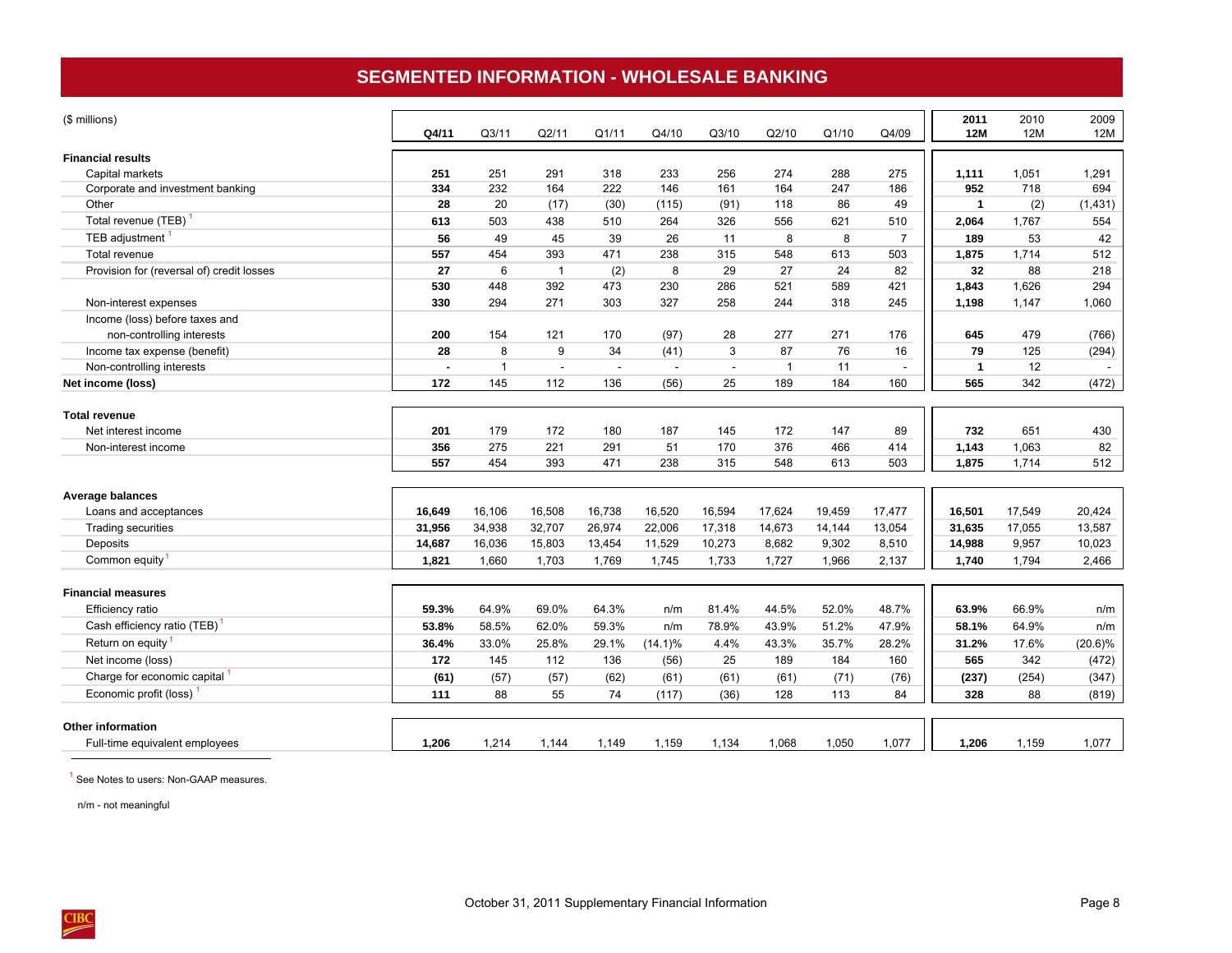# SEGMENTED INFORMATION - WHOLESALE BANKING

| ($ millions) | **Q4/11** | Q3/11 | Q2/11 | Q1/11 | Q4/10 | Q3/10 | Q2/10 | Q1/10 | Q4/09 | **2011 12M** | 2010 12M | 2009 12M |
|---|---|---|---|---|---|---|---|---|---|---|---|---|
| **Financial results** | | | | | | | | | | | | |
| Capital markets | **251** | 251 | 291 | 318 | 233 | 256 | 274 | 288 | 275 | **1,111** | 1,051 | 1,291 |
| Corporate and investment banking | **334** | 232 | 164 | 222 | 146 | 161 | 164 | 247 | 186 | **952** | 718 | 694 |
| Other | **28** | 20 | (17) | (30) | (115) | (91) | 118 | 86 | 49 | **1** | (2) | (1,431) |
| Total revenue (TEB) [1] | **613** | 503 | 438 | 510 | 264 | 326 | 556 | 621 | 510 | **2,064** | 1,767 | 554 |
| TEB adjustment [1] | **56** | 49 | 45 | 39 | 26 | 11 | 8 | 8 | 7 | **189** | 53 | 42 |
| Total revenue | **557** | 454 | 393 | 471 | 238 | 315 | 548 | 613 | 503 | **1,875** | 1,714 | 512 |
| Provision for (reversal of) credit losses | **27** | 6 | 1 | (2) | 8 | 29 | 27 | 24 | 82 | **32** | 88 | 218 |
| | **530** | 448 | 392 | 473 | 230 | 286 | 521 | 589 | 421 | **1,843** | 1,626 | 294 |
| Non-interest expenses | **330** | 294 | 271 | 303 | 327 | 258 | 244 | 318 | 245 | **1,198** | 1,147 | 1,060 |
| Income (loss) before taxes and non-controlling interests | **200** | 154 | 121 | 170 | (97) | 28 | 277 | 271 | 176 | **645** | 479 | (766) |
| Income tax expense (benefit) | **28** | 8 | 9 | 34 | (41) | 3 | 87 | 76 | 16 | **79** | 125 | (294) |
| Non-controlling interests | **-** | 1 | - | - | - | - | 1 | 11 | - | **1** | 12 | - |
| **Net income (loss)** | **172** | 145 | 112 | 136 | (56) | 25 | 189 | 184 | 160 | **565** | 342 | (472) |
| **Total revenue** | | | | | | | | | | | | |
| Net interest income | **201** | 179 | 172 | 180 | 187 | 145 | 172 | 147 | 89 | **732** | 651 | 430 |
| Non-interest income | **356** | 275 | 221 | 291 | 51 | 170 | 376 | 466 | 414 | **1,143** | 1,063 | 82 |
| | **557** | 454 | 393 | 471 | 238 | 315 | 548 | 613 | 503 | **1,875** | 1,714 | 512 |
| **Average balances** | | | | | | | | | | | | |
| Loans and acceptances | **16,649** | 16,106 | 16,508 | 16,738 | 16,520 | 16,594 | 17,624 | 19,459 | 17,477 | **16,501** | 17,549 | 20,424 |
| Trading securities | **31,956** | 34,938 | 32,707 | 26,974 | 22,006 | 17,318 | 14,673 | 14,144 | 13,054 | **31,635** | 17,055 | 13,587 |
| Deposits | **14,687** | 16,036 | 15,803 | 13,454 | 11,529 | 10,273 | 8,682 | 9,302 | 8,510 | **14,988** | 9,957 | 10,023 |
| Common equity [1] | **1,821** | 1,660 | 1,703 | 1,769 | 1,745 | 1,733 | 1,727 | 1,966 | 2,137 | **1,740** | 1,794 | 2,466 |
| **Financial measures** | | | | | | | | | | | | |
| Efficiency ratio | **59.3%** | 64.9% | 69.0% | 64.3% | n/m | 81.4% | 44.5% | 52.0% | 48.7% | **63.9%** | 66.9% | n/m |
| Cash efficiency ratio (TEB) [1] | **53.8%** | 58.5% | 62.0% | 59.3% | n/m | 78.9% | 43.9% | 51.2% | 47.9% | **58.1%** | 64.9% | n/m |
| Return on equity [1] | **36.4%** | 33.0% | 25.8% | 29.1% | (14.1)% | 4.4% | 43.3% | 35.7% | 28.2% | **31.2%** | 17.6% | (20.6)% |
| Net income (loss) | **172** | 145 | 112 | 136 | (56) | 25 | 189 | 184 | 160 | **565** | 342 | (472) |
| Charge for economic capital [1] | **(61)** | (57) | (57) | (62) | (61) | (61) | (61) | (71) | (76) | **(237)** | (254) | (347) |
| Economic profit (loss) [1] | **111** | 88 | 55 | 74 | (117) | (36) | 128 | 113 | 84 | **328** | 88 | (819) |
| **Other information** | | | | | | | | | | | | |
| Full-time equivalent employees | **1,206** | 1,214 | 1,144 | 1,149 | 1,159 | 1,134 | 1,068 | 1,050 | 1,077 | **1,206** | 1,159 | 1,077 |

[1] See Notes to users: Non-GAAP measures.

n/m - not meaningful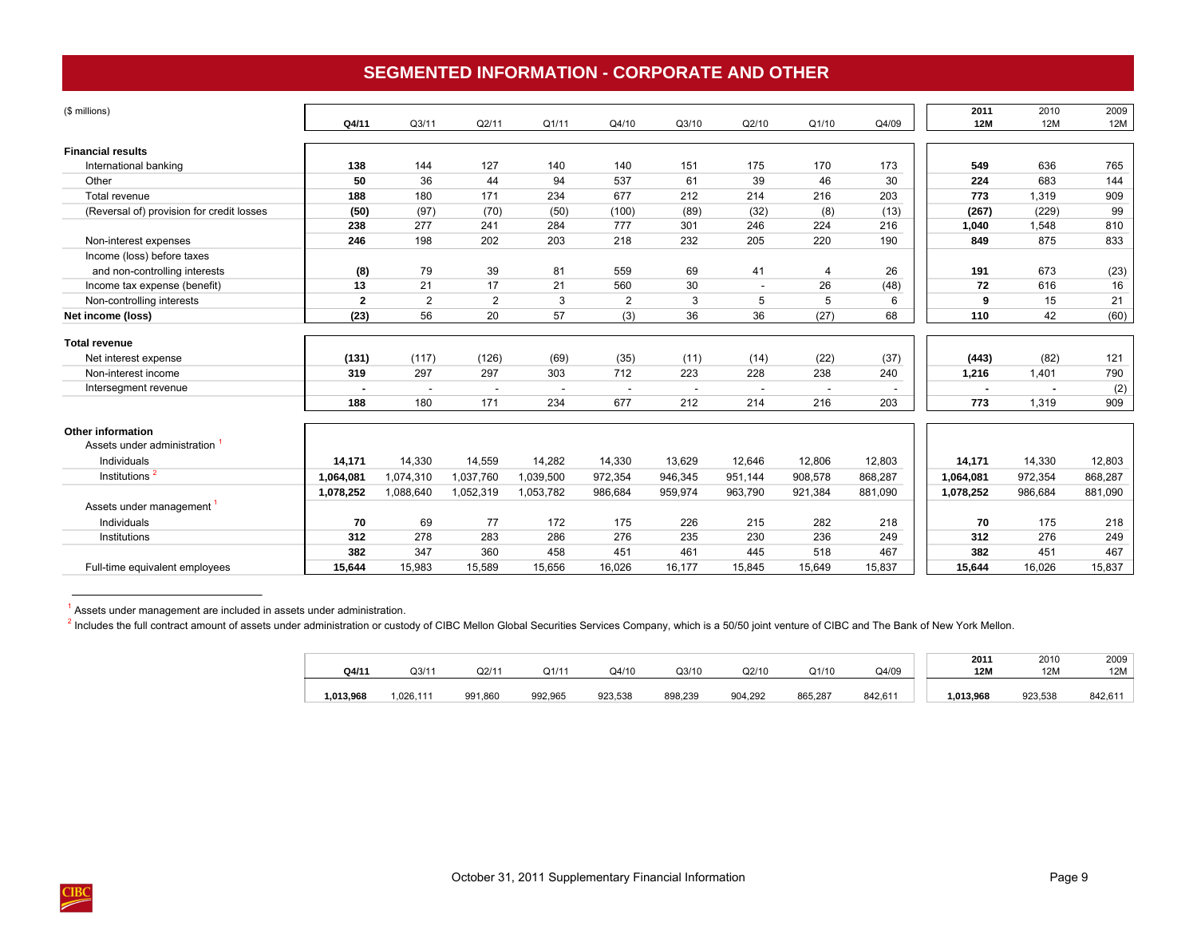# SEGMENTED INFORMATION - CORPORATE AND OTHER

| ($ millions) | Q4/11 | Q3/11 | Q2/11 | Q1/11 | Q4/10 | Q3/10 | Q2/10 | Q1/10 | Q4/09 | 2011 12M | 2010 12M | 2009 12M |
|---|---|---|---|---|---|---|---|---|---|---|---|---|
| **Financial results** | | | | | | | | | | | | |
| International banking | **138** | 144 | 127 | 140 | 140 | 151 | 175 | 170 | 173 | **549** | 636 | 765 |
| Other | **50** | 36 | 44 | 94 | 537 | 61 | 39 | 46 | 30 | **224** | 683 | 144 |
| Total revenue | **188** | 180 | 171 | 234 | 677 | 212 | 214 | 216 | 203 | **773** | 1,319 | 909 |
| (Reversal of) provision for credit losses | **(50)** | (97) | (70) | (50) | (100) | (89) | (32) | (8) | (13) | **(267)** | (229) | 99 |
| | **238** | 277 | 241 | 284 | 777 | 301 | 246 | 224 | 216 | **1,040** | 1,548 | 810 |
| Non-interest expenses | **246** | 198 | 202 | 203 | 218 | 232 | 205 | 220 | 190 | **849** | 875 | 833 |
| Income (loss) before taxes and non-controlling interests | **(8)** | 79 | 39 | 81 | 559 | 69 | 41 | 4 | 26 | **191** | 673 | (23) |
| Income tax expense (benefit) | **13** | 21 | 17 | 21 | 560 | 30 | - | 26 | (48) | **72** | 616 | 16 |
| Non-controlling interests | **2** | 2 | 2 | 3 | 2 | 3 | 5 | 5 | 6 | **9** | 15 | 21 |
| **Net income (loss)** | **(23)** | 56 | 20 | 57 | (3) | 36 | 36 | (27) | 68 | **110** | 42 | (60) |
| **Total revenue** | | | | | | | | | | | | |
| Net interest expense | **(131)** | (117) | (126) | (69) | (35) | (11) | (14) | (22) | (37) | **(443)** | (82) | 121 |
| Non-interest income | **319** | 297 | 297 | 303 | 712 | 223 | 228 | 238 | 240 | **1,216** | 1,401 | 790 |
| Intersegment revenue | **-** | - | - | - | - | - | - | - | - | **-** | **-** | (2) |
| | **188** | 180 | 171 | 234 | 677 | 212 | 214 | 216 | 203 | **773** | 1,319 | 909 |
| **Other information** | | | | | | | | | | | | |
| Assets under administration [1] | | | | | | | | | | | | |
| Individuals | **14,171** | 14,330 | 14,559 | 14,282 | 14,330 | 13,629 | 12,646 | 12,806 | 12,803 | **14,171** | 14,330 | 12,803 |
| Institutions [2] | **1,064,081** | 1,074,310 | 1,037,760 | 1,039,500 | 972,354 | 946,345 | 951,144 | 908,578 | 868,287 | **1,064,081** | 972,354 | 868,287 |
| | **1,078,252** | 1,088,640 | 1,052,319 | 1,053,782 | 986,684 | 959,974 | 963,790 | 921,384 | 881,090 | **1,078,252** | 986,684 | 881,090 |
| Assets under management [1] | | | | | | | | | | | | |
| Individuals | **70** | 69 | 77 | 172 | 175 | 226 | 215 | 282 | 218 | **70** | 175 | 218 |
| Institutions | **312** | 278 | 283 | 286 | 276 | 235 | 230 | 236 | 249 | **312** | 276 | 249 |
| | **382** | 347 | 360 | 458 | 451 | 461 | 445 | 518 | 467 | **382** | 451 | 467 |
| Full-time equivalent employees | **15,644** | 15,983 | 15,589 | 15,656 | 16,026 | 16,177 | 15,845 | 15,649 | 15,837 | **15,644** | 16,026 | 15,837 |

[1] Assets under management are included in assets under administration.

[2] Includes the full contract amount of assets under administration or custody of CIBC Mellon Global Securities Services Company, which is a 50/50 joint venture of CIBC and The Bank of New York Mellon.

| Q4/11 | Q3/11 | Q2/11 | Q1/11 | Q4/10 | Q3/10 | Q2/10 | Q1/10 | Q4/09 | 2011 12M | 2010 12M | 2009 12M |
|---|---|---|---|---|---|---|---|---|---|---|---|
| **1,013,968** | 1,026,111 | 991,860 | 992,965 | 923,538 | 898,239 | 904,292 | 865,287 | 842,611 | **1,013,968** | 923,538 | 842,611 |

October 31, 2011 Supplementary Financial Information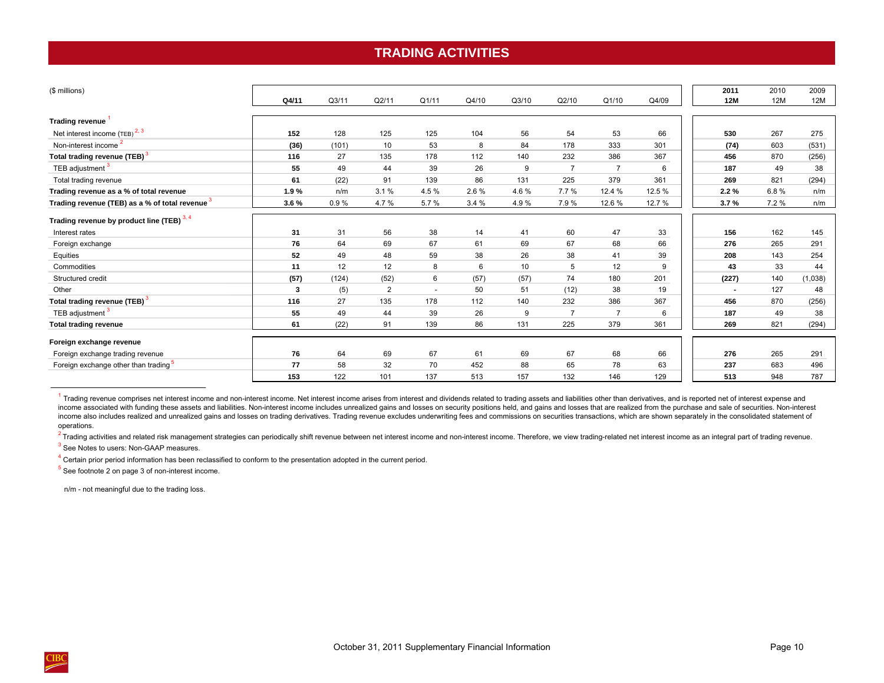# TRADING ACTIVITIES

| ($ millions) | Q4/11 | Q3/11 | Q2/11 | Q1/11 | Q4/10 | Q3/10 | Q2/10 | Q1/10 | Q4/09 | 2011 12M | 2010 12M | 2009 12M |
|---|---|---|---|---|---|---|---|---|---|---|---|---|
| **Trading revenue** [1] | | | | | | | | | | | | |
| Net interest income (TEB) [2, 3] | **152** | 128 | 125 | 125 | 104 | 56 | 54 | 53 | 66 | **530** | 267 | 275 |
| Non-interest income [2] | **(36)** | (101) | 10 | 53 | 8 | 84 | 178 | 333 | 301 | **(74)** | 603 | (531) |
| **Total trading revenue (TEB)** [3] | **116** | 27 | 135 | 178 | 112 | 140 | 232 | 386 | 367 | **456** | 870 | (256) |
| TEB adjustment [3] | **55** | 49 | 44 | 39 | 26 | 9 | 7 | 7 | 6 | **187** | 49 | 38 |
| Total trading revenue | **61** | (22) | 91 | 139 | 86 | 131 | 225 | 379 | 361 | **269** | 821 | (294) |
| **Trading revenue as a % of total revenue** | **1.9 %** | n/m | 3.1 % | 4.5 % | 2.6 % | 4.6 % | 7.7 % | 12.4 % | 12.5 % | **2.2 %** | 6.8 % | n/m |
| **Trading revenue (TEB) as a % of total revenue** [3] | **3.6 %** | 0.9 % | 4.7 % | 5.7 % | 3.4 % | 4.9 % | 7.9 % | 12.6 % | 12.7 % | **3.7 %** | 7.2 % | n/m |
| **Trading revenue by product line (TEB)** [3, 4] | | | | | | | | | | | | |
| Interest rates | **31** | 31 | 56 | 38 | 14 | 41 | 60 | 47 | 33 | **156** | 162 | 145 |
| Foreign exchange | **76** | 64 | 69 | 67 | 61 | 69 | 67 | 68 | 66 | **276** | 265 | 291 |
| Equities | **52** | 49 | 48 | 59 | 38 | 26 | 38 | 41 | 39 | **208** | 143 | 254 |
| Commodities | **11** | 12 | 12 | 8 | 6 | 10 | 5 | 12 | 9 | **43** | 33 | 44 |
| Structured credit | **(57)** | (124) | (52) | 6 | (57) | (57) | 74 | 180 | 201 | **(227)** | 140 | (1,038) |
| Other | **3** | (5) | 2 | - | 50 | 51 | (12) | 38 | 19 | **-** | 127 | 48 |
| **Total trading revenue (TEB)** [3] | **116** | 27 | 135 | 178 | 112 | 140 | 232 | 386 | 367 | **456** | 870 | (256) |
| TEB adjustment [3] | **55** | 49 | 44 | 39 | 26 | 9 | 7 | 7 | 6 | **187** | 49 | 38 |
| **Total trading revenue** | **61** | (22) | 91 | 139 | 86 | 131 | 225 | 379 | 361 | **269** | 821 | (294) |
| **Foreign exchange revenue** | | | | | | | | | | | | |
| Foreign exchange trading revenue | **76** | 64 | 69 | 67 | 61 | 69 | 67 | 68 | 66 | **276** | 265 | 291 |
| Foreign exchange other than trading [5] | **77** | 58 | 32 | 70 | 452 | 88 | 65 | 78 | 63 | **237** | 683 | 496 |
| | **153** | 122 | 101 | 137 | 513 | 157 | 132 | 146 | 129 | **513** | 948 | 787 |

[1] Trading revenue comprises net interest income and non-interest income. Net interest income arises from interest and dividends related to trading assets and liabilities other than derivatives, and is reported net of interest expense and income associated with funding these assets and liabilities. Non-interest income includes unrealized gains and losses on security positions held, and gains and losses that are realized from the purchase and sale of securities. Non-interest income also includes realized and unrealized gains and losses on trading derivatives. Trading revenue excludes underwriting fees and commissions on securities transactions, which are shown separately in the consolidated statement of operations.

[2] Trading activities and related risk management strategies can periodically shift revenue between net interest income and non-interest income. Therefore, we view trading-related net interest income as an integral part of trading revenue.

[3] See Notes to users: Non-GAAP measures.

[4] Certain prior period information has been reclassified to conform to the presentation adopted in the current period.

[5] See footnote 2 on page 3 of non-interest income.

n/m - not meaningful due to the trading loss.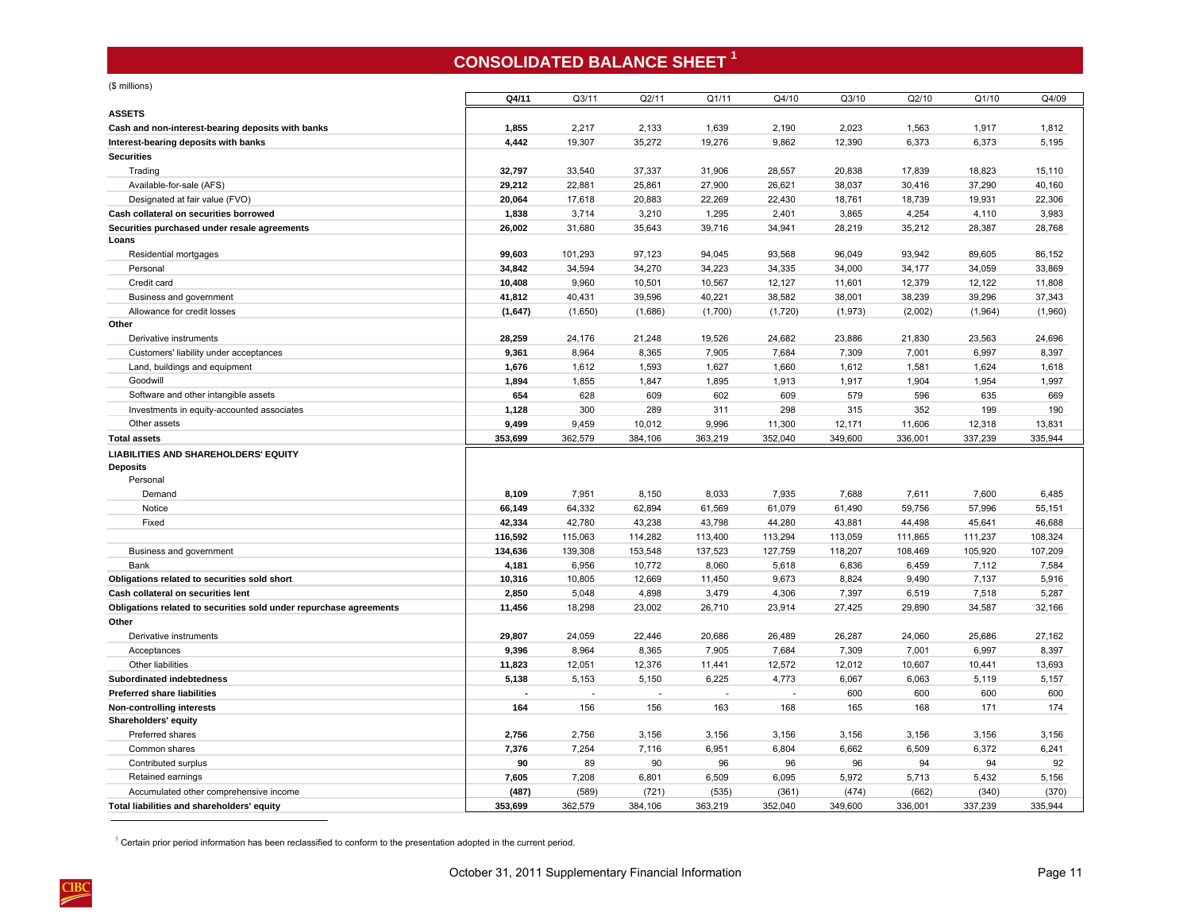# CONSOLIDATED BALANCE SHEET [1]

($ millions)

| | Q4/11 | Q3/11 | Q2/11 | Q1/11 | Q4/10 | Q3/10 | Q2/10 | Q1/10 | Q4/09 |
|---|---|---|---|---|---|---|---|---|---|
| **ASSETS** | | | | | | | | | |
| **Cash and non-interest-bearing deposits with banks** | **1,855** | 2,217 | 2,133 | 1,639 | 2,190 | 2,023 | 1,563 | 1,917 | 1,812 |
| **Interest-bearing deposits with banks** | **4,442** | 19,307 | 35,272 | 19,276 | 9,862 | 12,390 | 6,373 | 6,373 | 5,195 |
| **Securities** | | | | | | | | | |
| Trading | **32,797** | 33,540 | 37,337 | 31,906 | 28,557 | 20,838 | 17,839 | 18,823 | 15,110 |
| Available-for-sale (AFS) | **29,212** | 22,881 | 25,861 | 27,900 | 26,621 | 38,037 | 30,416 | 37,290 | 40,160 |
| Designated at fair value (FVO) | **20,064** | 17,618 | 20,883 | 22,269 | 22,430 | 18,761 | 18,739 | 19,931 | 22,306 |
| **Cash collateral on securities borrowed** | **1,838** | 3,714 | 3,210 | 1,295 | 2,401 | 3,865 | 4,254 | 4,110 | 3,983 |
| **Securities purchased under resale agreements** | **26,002** | 31,680 | 35,643 | 39,716 | 34,941 | 28,219 | 35,212 | 28,387 | 28,768 |
| **Loans** | | | | | | | | | |
| Residential mortgages | **99,603** | 101,293 | 97,123 | 94,045 | 93,568 | 96,049 | 93,942 | 89,605 | 86,152 |
| Personal | **34,842** | 34,594 | 34,270 | 34,223 | 34,335 | 34,000 | 34,177 | 34,059 | 33,869 |
| Credit card | **10,408** | 9,960 | 10,501 | 10,567 | 12,127 | 11,601 | 12,379 | 12,122 | 11,808 |
| Business and government | **41,812** | 40,431 | 39,596 | 40,221 | 38,582 | 38,001 | 38,239 | 39,296 | 37,343 |
| Allowance for credit losses | **(1,647)** | (1,650) | (1,686) | (1,700) | (1,720) | (1,973) | (2,002) | (1,964) | (1,960) |
| **Other** | | | | | | | | | |
| Derivative instruments | **28,259** | 24,176 | 21,248 | 19,526 | 24,682 | 23,886 | 21,830 | 23,563 | 24,696 |
| Customers' liability under acceptances | **9,361** | 8,964 | 8,365 | 7,905 | 7,684 | 7,309 | 7,001 | 6,997 | 8,397 |
| Land, buildings and equipment | **1,676** | 1,612 | 1,593 | 1,627 | 1,660 | 1,612 | 1,581 | 1,624 | 1,618 |
| Goodwill | **1,894** | 1,855 | 1,847 | 1,895 | 1,913 | 1,917 | 1,904 | 1,954 | 1,997 |
| Software and other intangible assets | **654** | 628 | 609 | 602 | 609 | 579 | 596 | 635 | 669 |
| Investments in equity-accounted associates | **1,128** | 300 | 289 | 311 | 298 | 315 | 352 | 199 | 190 |
| Other assets | **9,499** | 9,459 | 10,012 | 9,996 | 11,300 | 12,171 | 11,606 | 12,318 | 13,831 |
| **Total assets** | **353,699** | 362,579 | 384,106 | 363,219 | 352,040 | 349,600 | 336,001 | 337,239 | 335,944 |
| **LIABILITIES AND SHAREHOLDERS' EQUITY** | | | | | | | | | |
| **Deposits** | | | | | | | | | |
| Personal | | | | | | | | | |
| Demand | **8,109** | 7,951 | 8,150 | 8,033 | 7,935 | 7,688 | 7,611 | 7,600 | 6,485 |
| Notice | **66,149** | 64,332 | 62,894 | 61,569 | 61,079 | 61,490 | 59,756 | 57,996 | 55,151 |
| Fixed | **42,334** | 42,780 | 43,238 | 43,798 | 44,280 | 43,881 | 44,498 | 45,641 | 46,688 |
| | **116,592** | 115,063 | 114,282 | 113,400 | 113,294 | 113,059 | 111,865 | 111,237 | 108,324 |
| Business and government | **134,636** | 139,308 | 153,548 | 137,523 | 127,759 | 118,207 | 108,469 | 105,920 | 107,209 |
| Bank | **4,181** | 6,956 | 10,772 | 8,060 | 5,618 | 6,836 | 6,459 | 7,112 | 7,584 |
| **Obligations related to securities sold short** | **10,316** | 10,805 | 12,669 | 11,450 | 9,673 | 8,824 | 9,490 | 7,137 | 5,916 |
| **Cash collateral on securities lent** | **2,850** | 5,048 | 4,898 | 3,479 | 4,306 | 7,397 | 6,519 | 7,518 | 5,287 |
| **Obligations related to securities sold under repurchase agreements** | **11,456** | 18,298 | 23,002 | 26,710 | 23,914 | 27,425 | 29,890 | 34,587 | 32,166 |
| **Other** | | | | | | | | | |
| Derivative instruments | **29,807** | 24,059 | 22,446 | 20,686 | 26,489 | 26,287 | 24,060 | 25,686 | 27,162 |
| Acceptances | **9,396** | 8,964 | 8,365 | 7,905 | 7,684 | 7,309 | 7,001 | 6,997 | 8,397 |
| Other liabilities | **11,823** | 12,051 | 12,376 | 11,441 | 12,572 | 12,012 | 10,607 | 10,441 | 13,693 |
| **Subordinated indebtedness** | **5,138** | 5,153 | 5,150 | 6,225 | 4,773 | 6,067 | 6,063 | 5,119 | 5,157 |
| **Preferred share liabilities** | **-** | - | - | - | - | 600 | 600 | 600 | 600 |
| **Non-controlling interests** | **164** | 156 | 156 | 163 | 168 | 165 | 168 | 171 | 174 |
| **Shareholders' equity** | | | | | | | | | |
| Preferred shares | **2,756** | 2,756 | 3,156 | 3,156 | 3,156 | 3,156 | 3,156 | 3,156 | 3,156 |
| Common shares | **7,376** | 7,254 | 7,116 | 6,951 | 6,804 | 6,662 | 6,509 | 6,372 | 6,241 |
| Contributed surplus | **90** | 89 | 90 | 96 | 96 | 96 | 94 | 94 | 92 |
| Retained earnings | **7,605** | 7,208 | 6,801 | 6,509 | 6,095 | 5,972 | 5,713 | 5,432 | 5,156 |
| Accumulated other comprehensive income | **(487)** | (589) | (721) | (535) | (361) | (474) | (662) | (340) | (370) |
| **Total liabilities and shareholders' equity** | **353,699** | 362,579 | 384,106 | 363,219 | 352,040 | 349,600 | 336,001 | 337,239 | 335,944 |

[1] Certain prior period information has been reclassified to conform to the presentation adopted in the current period.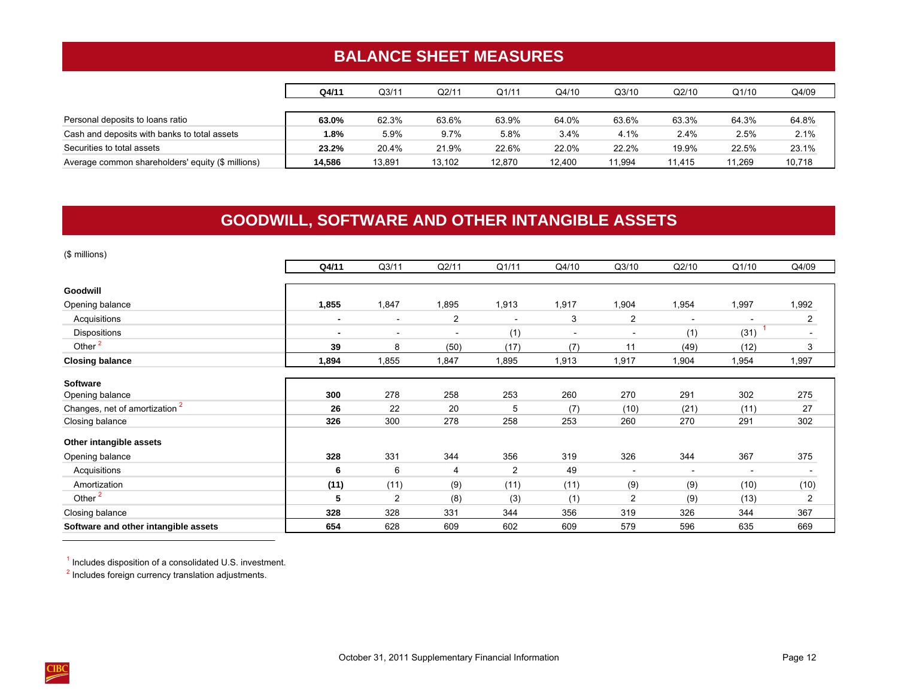## BALANCE SHEET MEASURES

| | Q4/11 | Q3/11 | Q2/11 | Q1/11 | Q4/10 | Q3/10 | Q2/10 | Q1/10 | Q4/09 |
|---|---|---|---|---|---|---|---|---|---|
| Personal deposits to loans ratio | **63.0%** | 62.3% | 63.6% | 63.9% | 64.0% | 63.6% | 63.3% | 64.3% | 64.8% |
| Cash and deposits with banks to total assets | **1.8%** | 5.9% | 9.7% | 5.8% | 3.4% | 4.1% | 2.4% | 2.5% | 2.1% |
| Securities to total assets | **23.2%** | 20.4% | 21.9% | 22.6% | 22.0% | 22.2% | 19.9% | 22.5% | 23.1% |
| Average common shareholders' equity ($ millions) | **14,586** | 13,891 | 13,102 | 12,870 | 12,400 | 11,994 | 11,415 | 11,269 | 10,718 |

## GOODWILL, SOFTWARE AND OTHER INTANGIBLE ASSETS

($ millions)

| | Q4/11 | Q3/11 | Q2/11 | Q1/11 | Q4/10 | Q3/10 | Q2/10 | Q1/10 | Q4/09 |
|---|---|---|---|---|---|---|---|---|---|
| **Goodwill** | | | | | | | | | |
| Opening balance | **1,855** | 1,847 | 1,895 | 1,913 | 1,917 | 1,904 | 1,954 | 1,997 | 1,992 |
| Acquisitions | **-** | - | 2 | - | 3 | 2 | - | - | 2 |
| Dispositions | **-** | - | - | (1) | - | - | (1) | (31) [1] | - |
| Other [2] | **39** | 8 | (50) | (17) | (7) | 11 | (49) | (12) | 3 |
| **Closing balance** | **1,894** | 1,855 | 1,847 | 1,895 | 1,913 | 1,917 | 1,904 | 1,954 | 1,997 |
| **Software** | | | | | | | | | |
| Opening balance | **300** | 278 | 258 | 253 | 260 | 270 | 291 | 302 | 275 |
| Changes, net of amortization [2] | **26** | 22 | 20 | 5 | (7) | (10) | (21) | (11) | 27 |
| Closing balance | **326** | 300 | 278 | 258 | 253 | 260 | 270 | 291 | 302 |
| **Other intangible assets** | | | | | | | | | |
| Opening balance | **328** | 331 | 344 | 356 | 319 | 326 | 344 | 367 | 375 |
| Acquisitions | **6** | 6 | 4 | 2 | 49 | - | - | - | - |
| Amortization | **(11)** | (11) | (9) | (11) | (11) | (9) | (9) | (10) | (10) |
| Other [2] | **5** | 2 | (8) | (3) | (1) | 2 | (9) | (13) | 2 |
| Closing balance | **328** | 328 | 331 | 344 | 356 | 319 | 326 | 344 | 367 |
| **Software and other intangible assets** | **654** | 628 | 609 | 602 | 609 | 579 | 596 | 635 | 669 |

[1] Includes disposition of a consolidated U.S. investment.

[2] Includes foreign currency translation adjustments.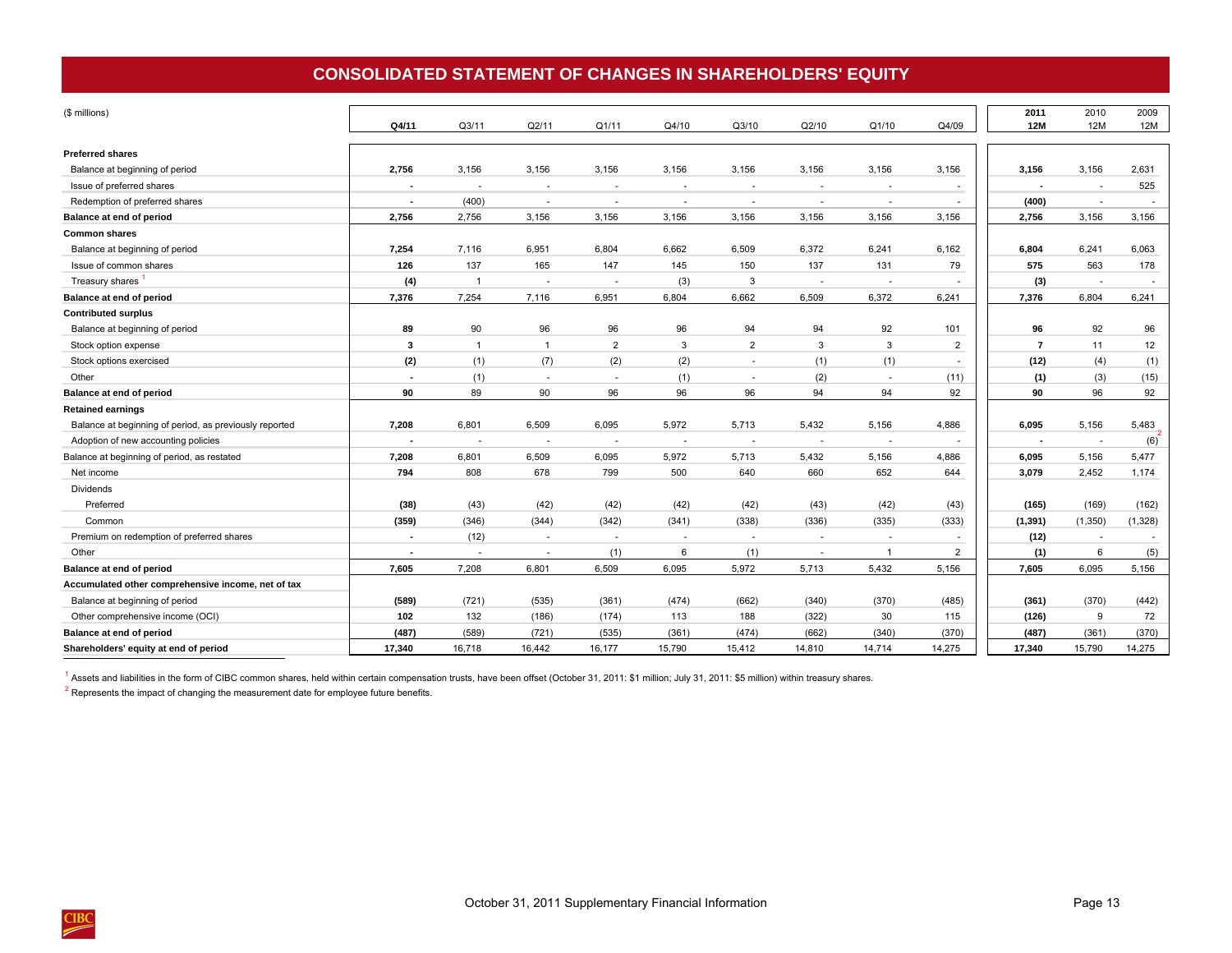# CONSOLIDATED STATEMENT OF CHANGES IN SHAREHOLDERS' EQUITY

| ($ millions) | Q4/11 | Q3/11 | Q2/11 | Q1/11 | Q4/10 | Q3/10 | Q2/10 | Q1/10 | Q4/09 | 2011 12M | 2010 12M | 2009 12M |
|---|---|---|---|---|---|---|---|---|---|---|---|---|
| **Preferred shares** | | | | | | | | | | | | |
| Balance at beginning of period | **2,756** | 3,156 | 3,156 | 3,156 | 3,156 | 3,156 | 3,156 | 3,156 | 3,156 | **3,156** | 3,156 | 2,631 |
| Issue of preferred shares | **-** | - | - | - | - | - | - | - | - | **-** | - | 525 |
| Redemption of preferred shares | **-** | (400) | - | - | - | - | - | - | - | **(400)** | - | - |
| **Balance at end of period** | **2,756** | 2,756 | 3,156 | 3,156 | 3,156 | 3,156 | 3,156 | 3,156 | 3,156 | **2,756** | 3,156 | 3,156 |
| **Common shares** | | | | | | | | | | | | |
| Balance at beginning of period | **7,254** | 7,116 | 6,951 | 6,804 | 6,662 | 6,509 | 6,372 | 6,241 | 6,162 | **6,804** | 6,241 | 6,063 |
| Issue of common shares | **126** | 137 | 165 | 147 | 145 | 150 | 137 | 131 | 79 | **575** | 563 | 178 |
| Treasury shares [1] | **(4)** | 1 | - | - | (3) | 3 | - | - | - | **(3)** | - | - |
| **Balance at end of period** | **7,376** | 7,254 | 7,116 | 6,951 | 6,804 | 6,662 | 6,509 | 6,372 | 6,241 | **7,376** | 6,804 | 6,241 |
| **Contributed surplus** | | | | | | | | | | | | |
| Balance at beginning of period | **89** | 90 | 96 | 96 | 96 | 94 | 94 | 92 | 101 | **96** | 92 | 96 |
| Stock option expense | **3** | 1 | 1 | 2 | 3 | 2 | 3 | 3 | 2 | **7** | 11 | 12 |
| Stock options exercised | **(2)** | (1) | (7) | (2) | (2) | - | (1) | (1) | - | **(12)** | (4) | (1) |
| Other | **-** | (1) | - | - | (1) | - | (2) | - | (11) | **(1)** | (3) | (15) |
| **Balance at end of period** | **90** | 89 | 90 | 96 | 96 | 96 | 94 | 94 | 92 | **90** | 96 | 92 |
| **Retained earnings** | | | | | | | | | | | | |
| Balance at beginning of period, as previously reported | **7,208** | 6,801 | 6,509 | 6,095 | 5,972 | 5,713 | 5,432 | 5,156 | 4,886 | **6,095** | 5,156 | 5,483 |
| Adoption of new accounting policies | **-** | - | - | - | - | - | - | - | - | **-** | - | (6) [2] |
| Balance at beginning of period, as restated | **7,208** | 6,801 | 6,509 | 6,095 | 5,972 | 5,713 | 5,432 | 5,156 | 4,886 | **6,095** | 5,156 | 5,477 |
| Net income | **794** | 808 | 678 | 799 | 500 | 640 | 660 | 652 | 644 | **3,079** | 2,452 | 1,174 |
| Dividends | | | | | | | | | | | | |
| Preferred | **(38)** | (43) | (42) | (42) | (42) | (42) | (43) | (42) | (43) | **(165)** | (169) | (162) |
| Common | **(359)** | (346) | (344) | (342) | (341) | (338) | (336) | (335) | (333) | **(1,391)** | (1,350) | (1,328) |
| Premium on redemption of preferred shares | **-** | (12) | - | - | - | - | - | - | - | **(12)** | - | - |
| Other | **-** | - | - | (1) | 6 | (1) | - | 1 | 2 | **(1)** | 6 | (5) |
| **Balance at end of period** | **7,605** | 7,208 | 6,801 | 6,509 | 6,095 | 5,972 | 5,713 | 5,432 | 5,156 | **7,605** | 6,095 | 5,156 |
| **Accumulated other comprehensive income, net of tax** | | | | | | | | | | | | |
| Balance at beginning of period | **(589)** | (721) | (535) | (361) | (474) | (662) | (340) | (370) | (485) | **(361)** | (370) | (442) |
| Other comprehensive income (OCI) | **102** | 132 | (186) | (174) | 113 | 188 | (322) | 30 | 115 | **(126)** | 9 | 72 |
| **Balance at end of period** | **(487)** | (589) | (721) | (535) | (361) | (474) | (662) | (340) | (370) | **(487)** | (361) | (370) |
| **Shareholders' equity at end of period** | **17,340** | 16,718 | 16,442 | 16,177 | 15,790 | 15,412 | 14,810 | 14,714 | 14,275 | **17,340** | 15,790 | 14,275 |

[1] Assets and liabilities in the form of CIBC common shares, held within certain compensation trusts, have been offset (October 31, 2011: $1 million; July 31, 2011: $5 million) within treasury shares.

[2] Represents the impact of changing the measurement date for employee future benefits.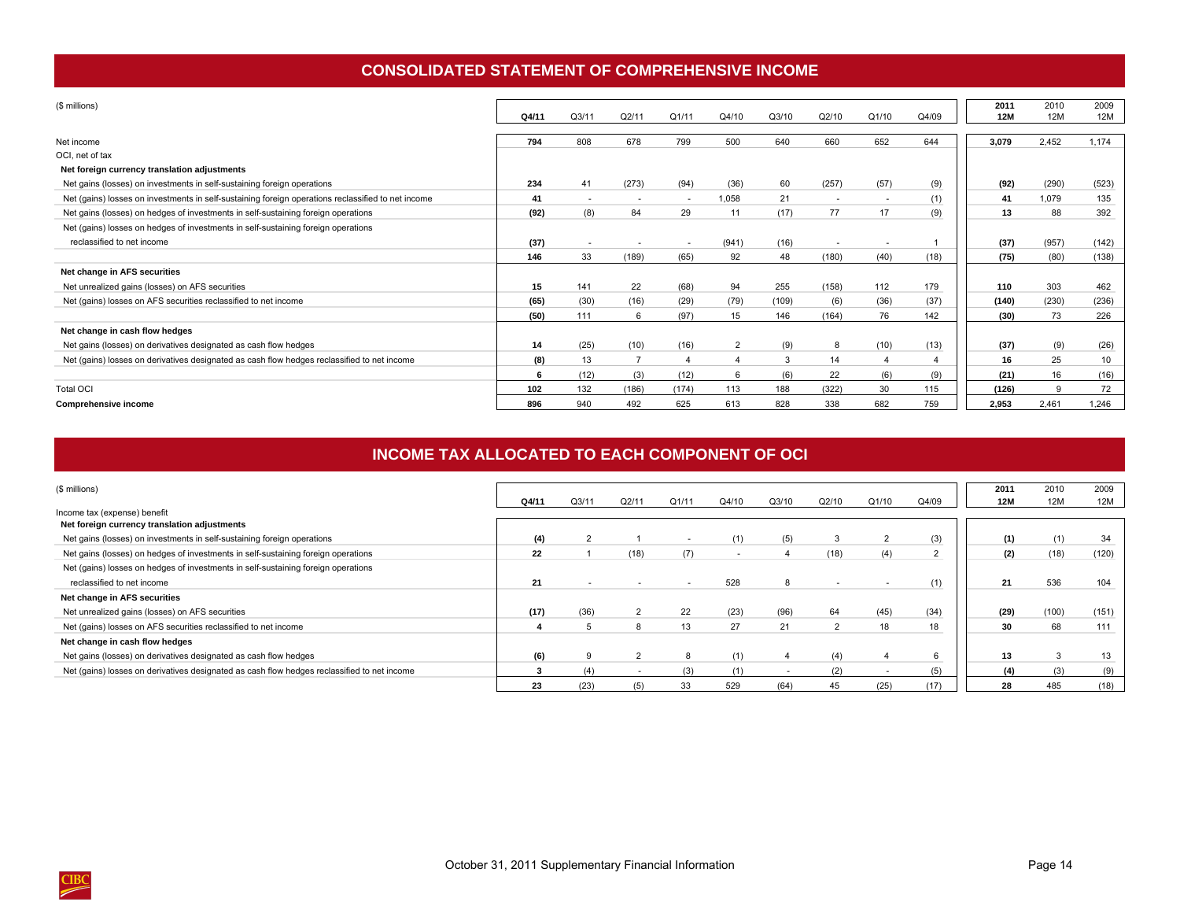## CONSOLIDATED STATEMENT OF COMPREHENSIVE INCOME

| ($ millions) | Q4/11 | Q3/11 | Q2/11 | Q1/11 | Q4/10 | Q3/10 | Q2/10 | Q1/10 | Q4/09 | 2011 12M | 2010 12M | 2009 12M |
|---|---|---|---|---|---|---|---|---|---|---|---|---|
| Net income | **794** | 808 | 678 | 799 | 500 | 640 | 660 | 652 | 644 | **3,079** | 2,452 | 1,174 |
| OCI, net of tax | | | | | | | | | | | | |
| **Net foreign currency translation adjustments** | | | | | | | | | | | | |
| Net gains (losses) on investments in self-sustaining foreign operations | **234** | 41 | (273) | (94) | (36) | 60 | (257) | (57) | (9) | **(92)** | (290) | (523) |
| Net (gains) losses on investments in self-sustaining foreign operations reclassified to net income | **41** | - | - | - | 1,058 | 21 | - | - | (1) | **41** | 1,079 | 135 |
| Net gains (losses) on hedges of investments in self-sustaining foreign operations | **(92)** | (8) | 84 | 29 | 11 | (17) | 77 | 17 | (9) | **13** | 88 | 392 |
| Net (gains) losses on hedges of investments in self-sustaining foreign operations reclassified to net income | **(37)** | - | - | - | (941) | (16) | - | - | 1 | **(37)** | (957) | (142) |
| | **146** | 33 | (189) | (65) | 92 | 48 | (180) | (40) | (18) | **(75)** | (80) | (138) |
| **Net change in AFS securities** | | | | | | | | | | | | |
| Net unrealized gains (losses) on AFS securities | **15** | 141 | 22 | (68) | 94 | 255 | (158) | 112 | 179 | **110** | 303 | 462 |
| Net (gains) losses on AFS securities reclassified to net income | **(65)** | (30) | (16) | (29) | (79) | (109) | (6) | (36) | (37) | **(140)** | (230) | (236) |
| | **(50)** | 111 | 6 | (97) | 15 | 146 | (164) | 76 | 142 | **(30)** | 73 | 226 |
| **Net change in cash flow hedges** | | | | | | | | | | | | |
| Net gains (losses) on derivatives designated as cash flow hedges | **14** | (25) | (10) | (16) | 2 | (9) | 8 | (10) | (13) | **(37)** | (9) | (26) |
| Net (gains) losses on derivatives designated as cash flow hedges reclassified to net income | **(8)** | 13 | 7 | 4 | 4 | 3 | 14 | 4 | 4 | **16** | 25 | 10 |
| | **6** | (12) | (3) | (12) | 6 | (6) | 22 | (6) | (9) | **(21)** | 16 | (16) |
| Total OCI | **102** | 132 | (186) | (174) | 113 | 188 | (322) | 30 | 115 | **(126)** | 9 | 72 |
| **Comprehensive income** | **896** | 940 | 492 | 625 | 613 | 828 | 338 | 682 | 759 | **2,953** | 2,461 | 1,246 |

## INCOME TAX ALLOCATED TO EACH COMPONENT OF OCI

| ($ millions) | Q4/11 | Q3/11 | Q2/11 | Q1/11 | Q4/10 | Q3/10 | Q2/10 | Q1/10 | Q4/09 | 2011 12M | 2010 12M | 2009 12M |
|---|---|---|---|---|---|---|---|---|---|---|---|---|
| Income tax (expense) benefit | | | | | | | | | | | | |
| **Net foreign currency translation adjustments** | | | | | | | | | | | | |
| Net gains (losses) on investments in self-sustaining foreign operations | **(4)** | 2 | 1 | - | (1) | (5) | 3 | 2 | (3) | **(1)** | (1) | 34 |
| Net gains (losses) on hedges of investments in self-sustaining foreign operations | **22** | 1 | (18) | (7) | - | 4 | (18) | (4) | 2 | **(2)** | (18) | (120) |
| Net (gains) losses on hedges of investments in self-sustaining foreign operations reclassified to net income | **21** | - | - | - | 528 | 8 | - | - | (1) | **21** | 536 | 104 |
| **Net change in AFS securities** | | | | | | | | | | | | |
| Net unrealized gains (losses) on AFS securities | **(17)** | (36) | 2 | 22 | (23) | (96) | 64 | (45) | (34) | **(29)** | (100) | (151) |
| Net (gains) losses on AFS securities reclassified to net income | **4** | 5 | 8 | 13 | 27 | 21 | 2 | 18 | 18 | **30** | 68 | 111 |
| **Net change in cash flow hedges** | | | | | | | | | | | | |
| Net gains (losses) on derivatives designated as cash flow hedges | **(6)** | 9 | 2 | 8 | (1) | 4 | (4) | 4 | 6 | **13** | 3 | 13 |
| Net (gains) losses on derivatives designated as cash flow hedges reclassified to net income | **3** | (4) | - | (3) | (1) | - | (2) | - | (5) | **(4)** | (3) | (9) |
| | **23** | (23) | (5) | 33 | 529 | (64) | 45 | (25) | (17) | **28** | 485 | (18) |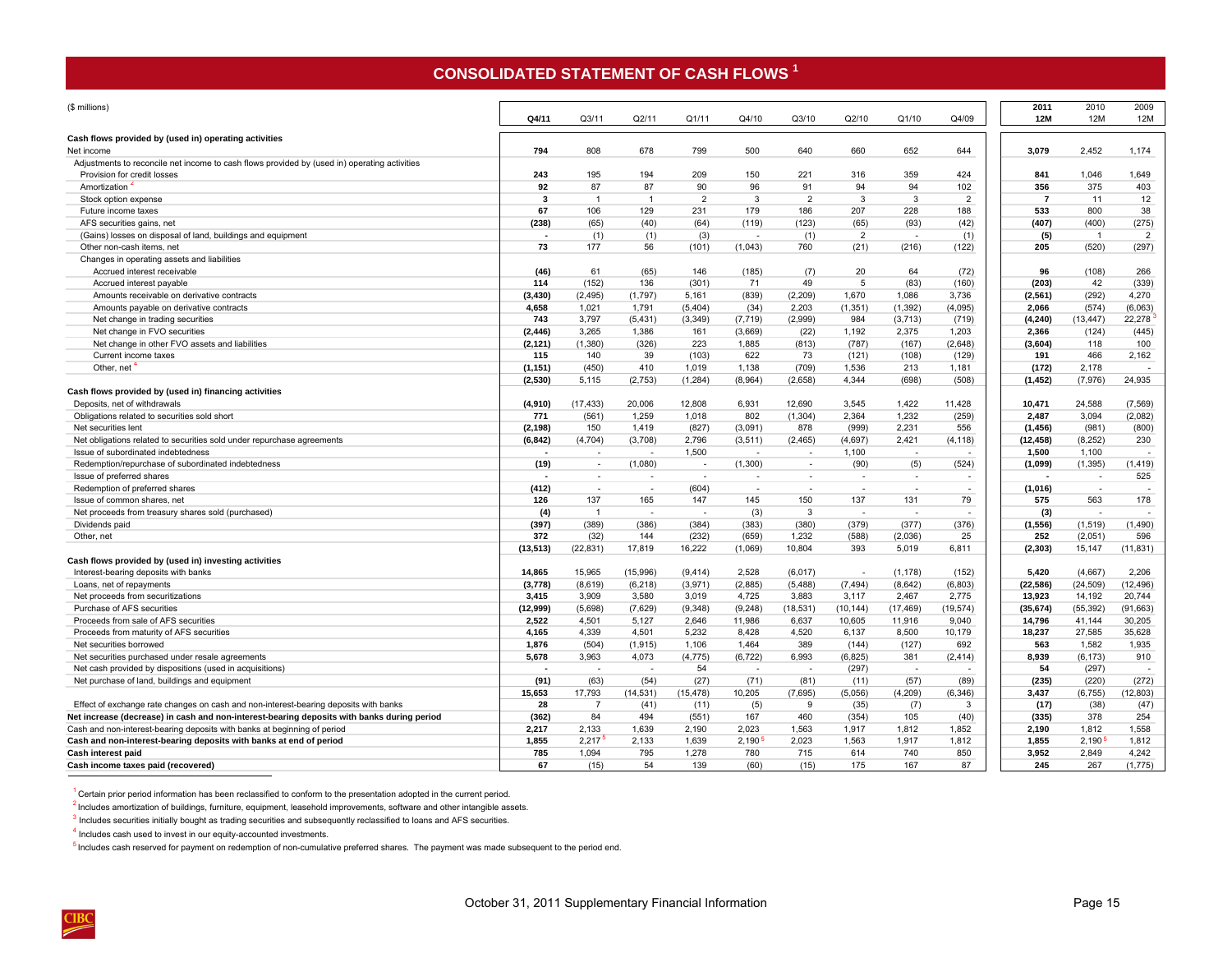# CONSOLIDATED STATEMENT OF CASH FLOWS [1]

| ($ millions) | Q4/11 | Q3/11 | Q2/11 | Q1/11 | Q4/10 | Q3/10 | Q2/10 | Q1/10 | Q4/09 | 2011 12M | 2010 12M | 2009 12M |
|---|---|---|---|---|---|---|---|---|---|---|---|---|
| **Cash flows provided by (used in) operating activities** | | | | | | | | | | | | |
| Net income | **794** | 808 | 678 | 799 | 500 | 640 | 660 | 652 | 644 | **3,079** | 2,452 | 1,174 |
| Adjustments to reconcile net income to cash flows provided by (used in) operating activities | | | | | | | | | | | | |
| Provision for credit losses | **243** | 195 | 194 | 209 | 150 | 221 | 316 | 359 | 424 | **841** | 1,046 | 1,649 |
| Amortization [2] | **92** | 87 | 87 | 90 | 96 | 91 | 94 | 94 | 102 | **356** | 375 | 403 |
| Stock option expense | **3** | 1 | 1 | 2 | 3 | 2 | 3 | 3 | 2 | **7** | 11 | 12 |
| Future income taxes | **67** | 106 | 129 | 231 | 179 | 186 | 207 | 228 | 188 | **533** | 800 | 38 |
| AFS securities gains, net | **(238)** | (65) | (40) | (64) | (119) | (123) | (65) | (93) | (42) | **(407)** | (400) | (275) |
| (Gains) losses on disposal of land, buildings and equipment | **-** | (1) | (1) | (3) | - | (1) | 2 | - | (1) | **(5)** | 1 | 2 |
| Other non-cash items, net | **73** | 177 | 56 | (101) | (1,043) | 760 | (21) | (216) | (122) | **205** | (520) | (297) |
| Changes in operating assets and liabilities | | | | | | | | | | | | |
| Accrued interest receivable | **(46)** | 61 | (65) | 146 | (185) | (7) | 20 | 64 | (72) | **96** | (108) | 266 |
| Accrued interest payable | **114** | (152) | 136 | (301) | 71 | 49 | 5 | (83) | (160) | **(203)** | 42 | (339) |
| Amounts receivable on derivative contracts | **(3,430)** | (2,495) | (1,797) | 5,161 | (839) | (2,209) | 1,670 | 1,086 | 3,736 | **(2,561)** | (292) | 4,270 |
| Amounts payable on derivative contracts | **4,658** | 1,021 | 1,791 | (5,404) | (34) | 2,203 | (1,351) | (1,392) | (4,095) | **2,066** | (574) | (6,063) |
| Net change in trading securities | **743** | 3,797 | (5,431) | (3,349) | (7,719) | (2,999) | 984 | (3,713) | (719) | **(4,240)** | (13,447) | 22,278 [3] |
| Net change in FVO securities | **(2,446)** | 3,265 | 1,386 | 161 | (3,669) | (22) | 1,192 | 2,375 | 1,203 | **2,366** | (124) | (445) |
| Net change in other FVO assets and liabilities | **(2,121)** | (1,380) | (326) | 223 | 1,885 | (813) | (787) | (167) | (2,648) | **(3,604)** | 118 | 100 |
| Current income taxes | **115** | 140 | 39 | (103) | 622 | 73 | (121) | (108) | (129) | **191** | 466 | 2,162 |
| Other, net [4] | **(1,151)** | (450) | 410 | 1,019 | 1,138 | (709) | 1,536 | 213 | 1,181 | **(172)** | 2,178 | - |
| | **(2,530)** | 5,115 | (2,753) | (1,284) | (8,964) | (2,658) | 4,344 | (698) | (508) | **(1,452)** | (7,976) | 24,935 |
| **Cash flows provided by (used in) financing activities** | | | | | | | | | | | | |
| Deposits, net of withdrawals | **(4,910)** | (17,433) | 20,006 | 12,808 | 6,931 | 12,690 | 3,545 | 1,422 | 11,428 | **10,471** | 24,588 | (7,569) |
| Obligations related to securities sold short | **771** | (561) | 1,259 | 1,018 | 802 | (1,304) | 2,364 | 1,232 | (259) | **2,487** | 3,094 | (2,082) |
| Net securities lent | **(2,198)** | 150 | 1,419 | (827) | (3,091) | 878 | (999) | 2,231 | 556 | **(1,456)** | (981) | (800) |
| Net obligations related to securities sold under repurchase agreements | **(6,842)** | (4,704) | (3,708) | 2,796 | (3,511) | (2,465) | (4,697) | 2,421 | (4,118) | **(12,458)** | (8,252) | 230 |
| Issue of subordinated indebtedness | **-** | - | - | 1,500 | - | - | 1,100 | - | - | **1,500** | 1,100 | - |
| Redemption/repurchase of subordinated indebtedness | **(19)** | - | (1,080) | - | (1,300) | - | (90) | (5) | (524) | **(1,099)** | (1,395) | (1,419) |
| Issue of preferred shares | **-** | - | - | - | - | - | - | - | - | **-** | - | 525 |
| Redemption of preferred shares | **(412)** | - | - | (604) | - | - | - | - | - | **(1,016)** | - | - |
| Issue of common shares, net | **126** | 137 | 165 | 147 | 145 | 150 | 137 | 131 | 79 | **575** | 563 | 178 |
| Net proceeds from treasury shares sold (purchased) | **(4)** | 1 | - | - | (3) | 3 | - | - | - | **(3)** | - | - |
| Dividends paid | **(397)** | (389) | (386) | (384) | (383) | (380) | (379) | (377) | (376) | **(1,556)** | (1,519) | (1,490) |
| Other, net | **372** | (32) | 144 | (232) | (659) | 1,232 | (588) | (2,036) | 25 | **252** | (2,051) | 596 |
| | **(13,513)** | (22,831) | 17,819 | 16,222 | (1,069) | 10,804 | 393 | 5,019 | 6,811 | **(2,303)** | 15,147 | (11,831) |
| **Cash flows provided by (used in) investing activities** | | | | | | | | | | | | |
| Interest-bearing deposits with banks | **14,865** | 15,965 | (15,996) | (9,414) | 2,528 | (6,017) | - | (1,178) | (152) | **5,420** | (4,667) | 2,206 |
| Loans, net of repayments | **(3,778)** | (8,619) | (6,218) | (3,971) | (2,885) | (5,488) | (7,494) | (8,642) | (6,803) | **(22,586)** | (24,509) | (12,496) |
| Net proceeds from securitizations | **3,415** | 3,909 | 3,580 | 3,019 | 4,725 | 3,883 | 3,117 | 2,467 | 2,775 | **13,923** | 14,192 | 20,744 |
| Purchase of AFS securities | **(12,999)** | (5,698) | (7,629) | (9,348) | (9,248) | (18,531) | (10,144) | (17,469) | (19,574) | **(35,674)** | (55,392) | (91,663) |
| Proceeds from sale of AFS securities | **2,522** | 4,501 | 5,127 | 2,646 | 11,986 | 6,637 | 10,605 | 11,916 | 9,040 | **14,796** | 41,144 | 30,205 |
| Proceeds from maturity of AFS securities | **4,165** | 4,339 | 4,501 | 5,232 | 8,428 | 4,520 | 6,137 | 8,500 | 10,179 | **18,237** | 27,585 | 35,628 |
| Net securities borrowed | **1,876** | (504) | (1,915) | 1,106 | 1,464 | 389 | (144) | (127) | 692 | **563** | 1,582 | 1,935 |
| Net securities purchased under resale agreements | **5,678** | 3,963 | 4,073 | (4,775) | (6,722) | 6,993 | (6,825) | 381 | (2,414) | **8,939** | (6,173) | 910 |
| Net cash provided by dispositions (used in acquisitions) | **-** | - | - | 54 | - | - | (297) | - | - | **54** | (297) | - |
| Net purchase of land, buildings and equipment | **(91)** | (63) | (54) | (27) | (71) | (81) | (11) | (57) | (89) | **(235)** | (220) | (272) |
| | **15,653** | 17,793 | (14,531) | (15,478) | 10,205 | (7,695) | (5,056) | (4,209) | (6,346) | **3,437** | (6,755) | (12,803) |
| Effect of exchange rate changes on cash and non-interest-bearing deposits with banks | **28** | 7 | (41) | (11) | (5) | 9 | (35) | (7) | 3 | **(17)** | (38) | (47) |
| **Net increase (decrease) in cash and non-interest-bearing deposits with banks during period** | **(362)** | 84 | 494 | (551) | 167 | 460 | (354) | 105 | (40) | **(335)** | 378 | 254 |
| Cash and non-interest-bearing deposits with banks at beginning of period | **2,217** | 2,133 | 1,639 | 2,190 | 2,023 | 1,563 | 1,917 | 1,812 | 1,852 | **2,190** | 1,812 | 1,558 |
| **Cash and non-interest-bearing deposits with banks at end of period** | **1,855** | 2,217 [5] | 2,133 | 1,639 | 2,190 [5] | 2,023 | 1,563 | 1,917 | 1,812 | **1,855** | 2,190 [5] | 1,812 |
| **Cash interest paid** | **785** | 1,094 | 795 | 1,278 | 780 | 715 | 614 | 740 | 850 | **3,952** | 2,849 | 4,242 |
| **Cash income taxes paid (recovered)** | **67** | (15) | 54 | 139 | (60) | (15) | 175 | 167 | 87 | **245** | 267 | (1,775) |

[1] Certain prior period information has been reclassified to conform to the presentation adopted in the current period.

[2] Includes amortization of buildings, furniture, equipment, leasehold improvements, software and other intangible assets.

[3] Includes securities initially bought as trading securities and subsequently reclassified to loans and AFS securities.

[4] Includes cash used to invest in our equity-accounted investments.

[5] Includes cash reserved for payment on redemption of non-cumulative preferred shares. The payment was made subsequent to the period end.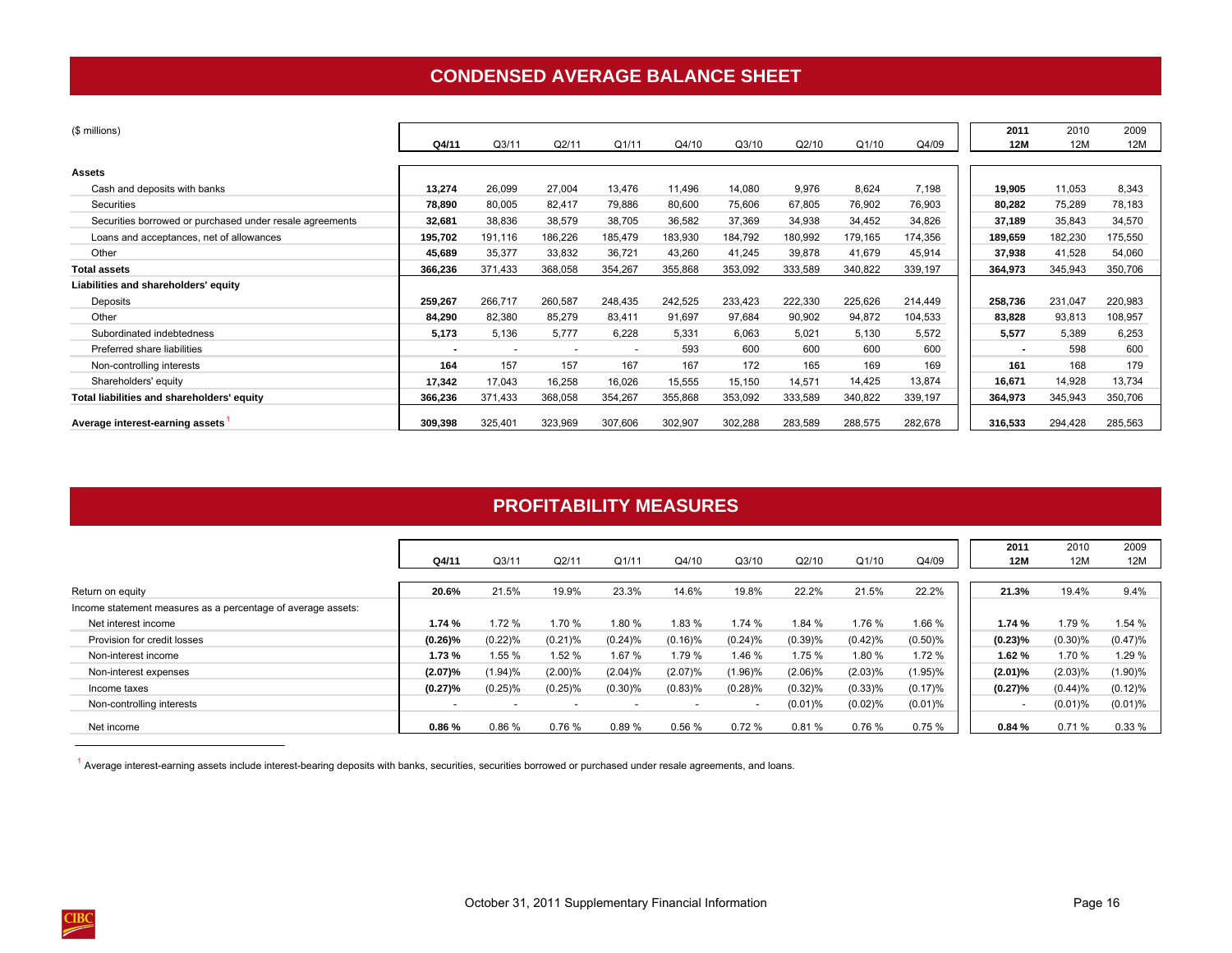## CONDENSED AVERAGE BALANCE SHEET

| ($ millions) | Q4/11 | Q3/11 | Q2/11 | Q1/11 | Q4/10 | Q3/10 | Q2/10 | Q1/10 | Q4/09 | 2011 12M | 2010 12M | 2009 12M |
|---|---|---|---|---|---|---|---|---|---|---|---|---|
| **Assets** | | | | | | | | | | | | |
| Cash and deposits with banks | **13,274** | 26,099 | 27,004 | 13,476 | 11,496 | 14,080 | 9,976 | 8,624 | 7,198 | **19,905** | 11,053 | 8,343 |
| Securities | **78,890** | 80,005 | 82,417 | 79,886 | 80,600 | 75,606 | 67,805 | 76,902 | 76,903 | **80,282** | 75,289 | 78,183 |
| Securities borrowed or purchased under resale agreements | **32,681** | 38,836 | 38,579 | 38,705 | 36,582 | 37,369 | 34,938 | 34,452 | 34,826 | **37,189** | 35,843 | 34,570 |
| Loans and acceptances, net of allowances | **195,702** | 191,116 | 186,226 | 185,479 | 183,930 | 184,792 | 180,992 | 179,165 | 174,356 | **189,659** | 182,230 | 175,550 |
| Other | **45,689** | 35,377 | 33,832 | 36,721 | 43,260 | 41,245 | 39,878 | 41,679 | 45,914 | **37,938** | 41,528 | 54,060 |
| **Total assets** | **366,236** | 371,433 | 368,058 | 354,267 | 355,868 | 353,092 | 333,589 | 340,822 | 339,197 | **364,973** | 345,943 | 350,706 |
| **Liabilities and shareholders' equity** | | | | | | | | | | | | |
| Deposits | **259,267** | 266,717 | 260,587 | 248,435 | 242,525 | 233,423 | 222,330 | 225,626 | 214,449 | **258,736** | 231,047 | 220,983 |
| Other | **84,290** | 82,380 | 85,279 | 83,411 | 91,697 | 97,684 | 90,902 | 94,872 | 104,533 | **83,828** | 93,813 | 108,957 |
| Subordinated indebtedness | **5,173** | 5,136 | 5,777 | 6,228 | 5,331 | 6,063 | 5,021 | 5,130 | 5,572 | **5,577** | 5,389 | 6,253 |
| Preferred share liabilities | **-** | - | - | - | 593 | 600 | 600 | 600 | 600 | **-** | 598 | 600 |
| Non-controlling interests | **164** | 157 | 157 | 167 | 167 | 172 | 165 | 169 | 169 | **161** | 168 | 179 |
| Shareholders' equity | **17,342** | 17,043 | 16,258 | 16,026 | 15,555 | 15,150 | 14,571 | 14,425 | 13,874 | **16,671** | 14,928 | 13,734 |
| **Total liabilities and shareholders' equity** | **366,236** | 371,433 | 368,058 | 354,267 | 355,868 | 353,092 | 333,589 | 340,822 | 339,197 | **364,973** | 345,943 | 350,706 |
| **Average interest-earning assets** [1] | **309,398** | 325,401 | 323,969 | 307,606 | 302,907 | 302,288 | 283,589 | 288,575 | 282,678 | **316,533** | 294,428 | 285,563 |

## PROFITABILITY MEASURES

| | Q4/11 | Q3/11 | Q2/11 | Q1/11 | Q4/10 | Q3/10 | Q2/10 | Q1/10 | Q4/09 | 2011 12M | 2010 12M | 2009 12M |
|---|---|---|---|---|---|---|---|---|---|---|---|---|
| Return on equity | **20.6%** | 21.5% | 19.9% | 23.3% | 14.6% | 19.8% | 22.2% | 21.5% | 22.2% | **21.3%** | 19.4% | 9.4% |
| Income statement measures as a percentage of average assets: | | | | | | | | | | | | |
| Net interest income | **1.74 %** | 1.72 % | 1.70 % | 1.80 % | 1.83 % | 1.74 % | 1.84 % | 1.76 % | 1.66 % | **1.74 %** | 1.79 % | 1.54 % |
| Provision for credit losses | **(0.26)%** | (0.22)% | (0.21)% | (0.24)% | (0.16)% | (0.24)% | (0.39)% | (0.42)% | (0.50)% | **(0.23)%** | (0.30)% | (0.47)% |
| Non-interest income | **1.73 %** | 1.55 % | 1.52 % | 1.67 % | 1.79 % | 1.46 % | 1.75 % | 1.80 % | 1.72 % | **1.62 %** | 1.70 % | 1.29 % |
| Non-interest expenses | **(2.07)%** | (1.94)% | (2.00)% | (2.04)% | (2.07)% | (1.96)% | (2.06)% | (2.03)% | (1.95)% | **(2.01)%** | (2.03)% | (1.90)% |
| Income taxes | **(0.27)%** | (0.25)% | (0.25)% | (0.30)% | (0.83)% | (0.28)% | (0.32)% | (0.33)% | (0.17)% | **(0.27)%** | (0.44)% | (0.12)% |
| Non-controlling interests | - | - | - | - | - | - | (0.01)% | (0.02)% | (0.01)% | - | (0.01)% | (0.01)% |
| Net income | **0.86 %** | 0.86 % | 0.76 % | 0.89 % | 0.56 % | 0.72 % | 0.81 % | 0.76 % | 0.75 % | **0.84 %** | 0.71 % | 0.33 % |

[1] Average interest-earning assets include interest-bearing deposits with banks, securities, securities borrowed or purchased under resale agreements, and loans.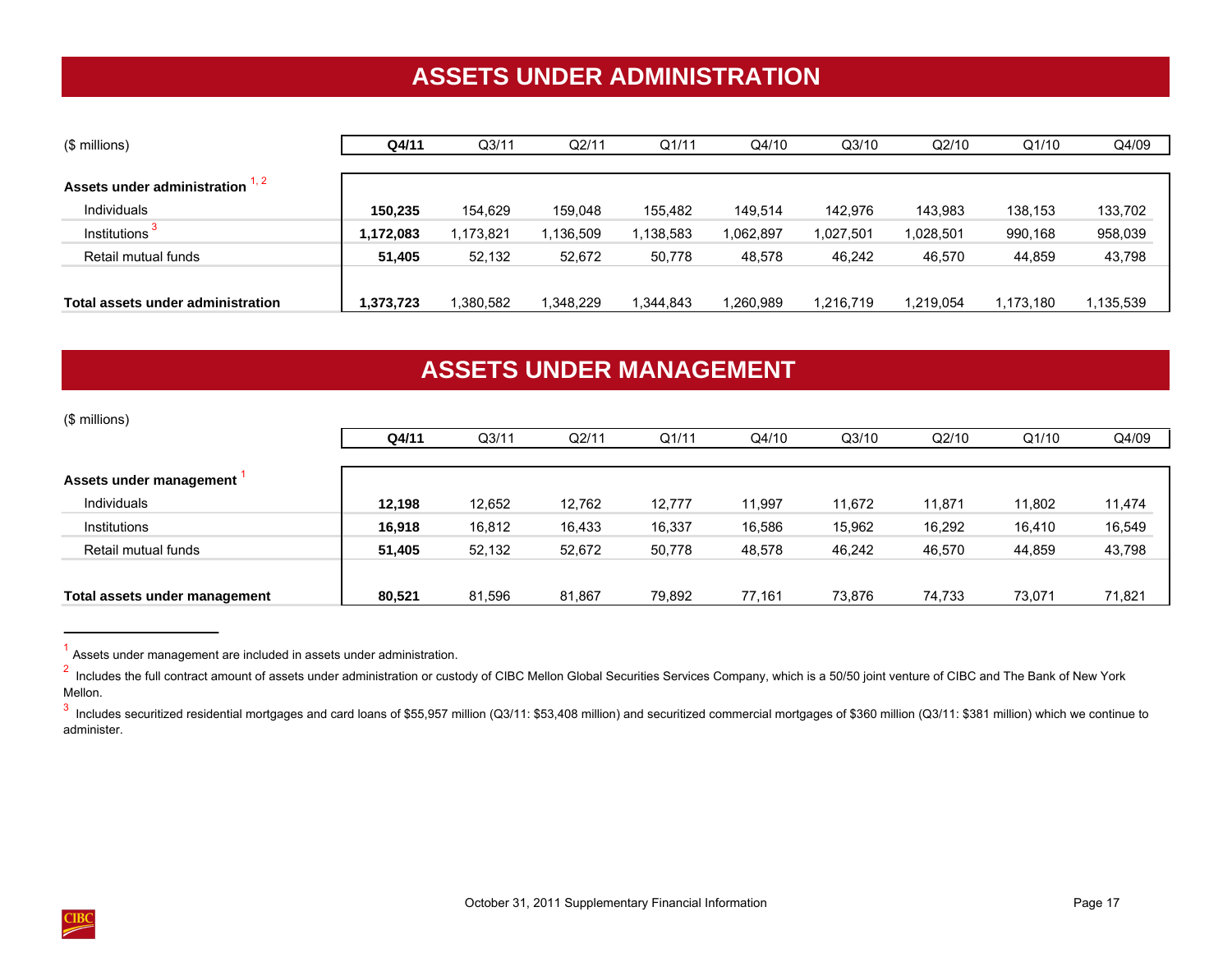# ASSETS UNDER ADMINISTRATION

| ($ millions) | Q4/11 | Q3/11 | Q2/11 | Q1/11 | Q4/10 | Q3/10 | Q2/10 | Q1/10 | Q4/09 |
|---|---|---|---|---|---|---|---|---|---|
| **Assets under administration** [1, 2] | | | | | | | | | |
| Individuals | **150,235** | 154,629 | 159,048 | 155,482 | 149,514 | 142,976 | 143,983 | 138,153 | 133,702 |
| Institutions [3] | **1,172,083** | 1,173,821 | 1,136,509 | 1,138,583 | 1,062,897 | 1,027,501 | 1,028,501 | 990,168 | 958,039 |
| Retail mutual funds | **51,405** | 52,132 | 52,672 | 50,778 | 48,578 | 46,242 | 46,570 | 44,859 | 43,798 |
| **Total assets under administration** | **1,373,723** | 1,380,582 | 1,348,229 | 1,344,843 | 1,260,989 | 1,216,719 | 1,219,054 | 1,173,180 | 1,135,539 |

# ASSETS UNDER MANAGEMENT

($ millions)

| | Q4/11 | Q3/11 | Q2/11 | Q1/11 | Q4/10 | Q3/10 | Q2/10 | Q1/10 | Q4/09 |
|---|---|---|---|---|---|---|---|---|---|
| **Assets under management** [1] | | | | | | | | | |
| Individuals | **12,198** | 12,652 | 12,762 | 12,777 | 11,997 | 11,672 | 11,871 | 11,802 | 11,474 |
| Institutions | **16,918** | 16,812 | 16,433 | 16,337 | 16,586 | 15,962 | 16,292 | 16,410 | 16,549 |
| Retail mutual funds | **51,405** | 52,132 | 52,672 | 50,778 | 48,578 | 46,242 | 46,570 | 44,859 | 43,798 |
| **Total assets under management** | **80,521** | 81,596 | 81,867 | 79,892 | 77,161 | 73,876 | 74,733 | 73,071 | 71,821 |

[1] Assets under management are included in assets under administration.

[2] Includes the full contract amount of assets under administration or custody of CIBC Mellon Global Securities Services Company, which is a 50/50 joint venture of CIBC and The Bank of New York Mellon.

[3] Includes securitized residential mortgages and card loans of $55,957 million (Q3/11: $53,408 million) and securitized commercial mortgages of $360 million (Q3/11: $381 million) which we continue to administer.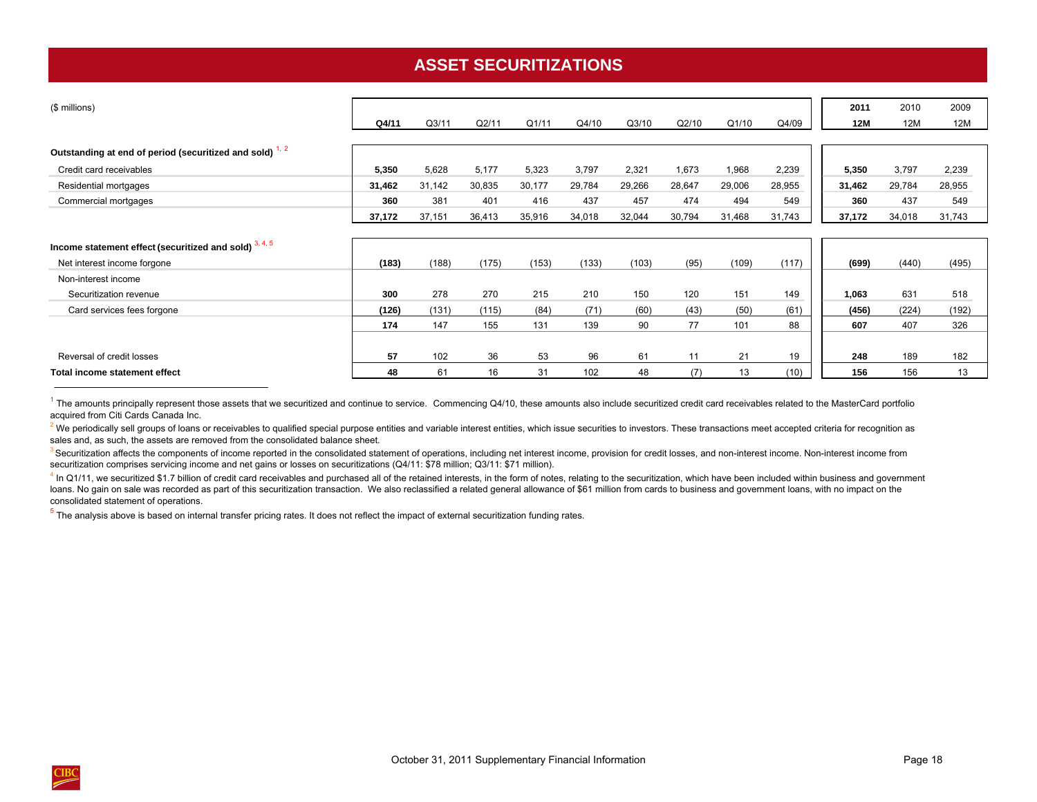# ASSET SECURITIZATIONS

| ($ millions) | Q4/11 | Q3/11 | Q2/11 | Q1/11 | Q4/10 | Q3/10 | Q2/10 | Q1/10 | Q4/09 | 2011 12M | 2010 12M | 2009 12M |
|---|---|---|---|---|---|---|---|---|---|---|---|---|
| **Outstanding at end of period (securitized and sold)** [1, 2] | | | | | | | | | | | | |
| Credit card receivables | **5,350** | 5,628 | 5,177 | 5,323 | 3,797 | 2,321 | 1,673 | 1,968 | 2,239 | **5,350** | 3,797 | 2,239 |
| Residential mortgages | **31,462** | 31,142 | 30,835 | 30,177 | 29,784 | 29,266 | 28,647 | 29,006 | 28,955 | **31,462** | 29,784 | 28,955 |
| Commercial mortgages | **360** | 381 | 401 | 416 | 437 | 457 | 474 | 494 | 549 | **360** | 437 | 549 |
| | **37,172** | 37,151 | 36,413 | 35,916 | 34,018 | 32,044 | 30,794 | 31,468 | 31,743 | **37,172** | 34,018 | 31,743 |
| **Income statement effect (securitized and sold)** [3, 4, 5] | | | | | | | | | | | | |
| Net interest income forgone | **(183)** | (188) | (175) | (153) | (133) | (103) | (95) | (109) | (117) | **(699)** | (440) | (495) |
| Non-interest income | | | | | | | | | | | | |
| Securitization revenue | **300** | 278 | 270 | 215 | 210 | 150 | 120 | 151 | 149 | **1,063** | 631 | 518 |
| Card services fees forgone | **(126)** | (131) | (115) | (84) | (71) | (60) | (43) | (50) | (61) | **(456)** | (224) | (192) |
| | **174** | 147 | 155 | 131 | 139 | 90 | 77 | 101 | 88 | **607** | 407 | 326 |
| Reversal of credit losses | **57** | 102 | 36 | 53 | 96 | 61 | 11 | 21 | 19 | **248** | 189 | 182 |
| **Total income statement effect** | **48** | 61 | 16 | 31 | 102 | 48 | (7) | 13 | (10) | **156** | 156 | 13 |

[1] The amounts principally represent those assets that we securitized and continue to service. Commencing Q4/10, these amounts also include securitized credit card receivables related to the MasterCard portfolio acquired from Citi Cards Canada Inc.

[2] We periodically sell groups of loans or receivables to qualified special purpose entities and variable interest entities, which issue securities to investors. These transactions meet accepted criteria for recognition as sales and, as such, the assets are removed from the consolidated balance sheet.

[3] Securitization affects the components of income reported in the consolidated statement of operations, including net interest income, provision for credit losses, and non-interest income. Non-interest income from securitization comprises servicing income and net gains or losses on securitizations (Q4/11: $78 million; Q3/11: $71 million).

[4] In Q1/11, we securitized $1.7 billion of credit card receivables and purchased all of the retained interests, in the form of notes, relating to the securitization, which have been included within business and government loans. No gain on sale was recorded as part of this securitization transaction. We also reclassified a related general allowance of $61 million from cards to business and government loans, with no impact on the consolidated statement of operations.

[5] The analysis above is based on internal transfer pricing rates. It does not reflect the impact of external securitization funding rates.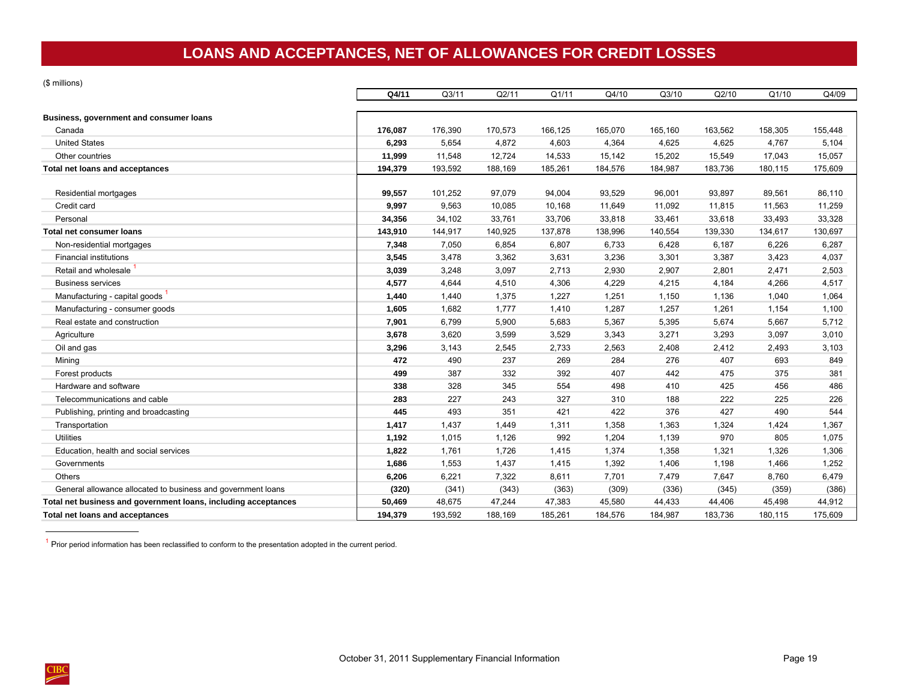# LOANS AND ACCEPTANCES, NET OF ALLOWANCES FOR CREDIT LOSSES

($ millions)

| | **Q4/11** | Q3/11 | Q2/11 | Q1/11 | Q4/10 | Q3/10 | Q2/10 | Q1/10 | Q4/09 |
|---|---|---|---|---|---|---|---|---|---|
| **Business, government and consumer loans** | | | | | | | | | |
| Canada | **176,087** | 176,390 | 170,573 | 166,125 | 165,070 | 165,160 | 163,562 | 158,305 | 155,448 |
| United States | **6,293** | 5,654 | 4,872 | 4,603 | 4,364 | 4,625 | 4,625 | 4,767 | 5,104 |
| Other countries | **11,999** | 11,548 | 12,724 | 14,533 | 15,142 | 15,202 | 15,549 | 17,043 | 15,057 |
| **Total net loans and acceptances** | **194,379** | 193,592 | 188,169 | 185,261 | 184,576 | 184,987 | 183,736 | 180,115 | 175,609 |
| | | | | | | | | | |
| Residential mortgages | **99,557** | 101,252 | 97,079 | 94,004 | 93,529 | 96,001 | 93,897 | 89,561 | 86,110 |
| Credit card | **9,997** | 9,563 | 10,085 | 10,168 | 11,649 | 11,092 | 11,815 | 11,563 | 11,259 |
| Personal | **34,356** | 34,102 | 33,761 | 33,706 | 33,818 | 33,461 | 33,618 | 33,493 | 33,328 |
| **Total net consumer loans** | **143,910** | 144,917 | 140,925 | 137,878 | 138,996 | 140,554 | 139,330 | 134,617 | 130,697 |
| Non-residential mortgages | **7,348** | 7,050 | 6,854 | 6,807 | 6,733 | 6,428 | 6,187 | 6,226 | 6,287 |
| Financial institutions | **3,545** | 3,478 | 3,362 | 3,631 | 3,236 | 3,301 | 3,387 | 3,423 | 4,037 |
| Retail and wholesale [1] | **3,039** | 3,248 | 3,097 | 2,713 | 2,930 | 2,907 | 2,801 | 2,471 | 2,503 |
| Business services | **4,577** | 4,644 | 4,510 | 4,306 | 4,229 | 4,215 | 4,184 | 4,266 | 4,517 |
| Manufacturing - capital goods [1] | **1,440** | 1,440 | 1,375 | 1,227 | 1,251 | 1,150 | 1,136 | 1,040 | 1,064 |
| Manufacturing - consumer goods | **1,605** | 1,682 | 1,777 | 1,410 | 1,287 | 1,257 | 1,261 | 1,154 | 1,100 |
| Real estate and construction | **7,901** | 6,799 | 5,900 | 5,683 | 5,367 | 5,395 | 5,674 | 5,667 | 5,712 |
| Agriculture | **3,678** | 3,620 | 3,599 | 3,529 | 3,343 | 3,271 | 3,293 | 3,097 | 3,010 |
| Oil and gas | **3,296** | 3,143 | 2,545 | 2,733 | 2,563 | 2,408 | 2,412 | 2,493 | 3,103 |
| Mining | **472** | 490 | 237 | 269 | 284 | 276 | 407 | 693 | 849 |
| Forest products | **499** | 387 | 332 | 392 | 407 | 442 | 475 | 375 | 381 |
| Hardware and software | **338** | 328 | 345 | 554 | 498 | 410 | 425 | 456 | 486 |
| Telecommunications and cable | **283** | 227 | 243 | 327 | 310 | 188 | 222 | 225 | 226 |
| Publishing, printing and broadcasting | **445** | 493 | 351 | 421 | 422 | 376 | 427 | 490 | 544 |
| Transportation | **1,417** | 1,437 | 1,449 | 1,311 | 1,358 | 1,363 | 1,324 | 1,424 | 1,367 |
| Utilities | **1,192** | 1,015 | 1,126 | 992 | 1,204 | 1,139 | 970 | 805 | 1,075 |
| Education, health and social services | **1,822** | 1,761 | 1,726 | 1,415 | 1,374 | 1,358 | 1,321 | 1,326 | 1,306 |
| Governments | **1,686** | 1,553 | 1,437 | 1,415 | 1,392 | 1,406 | 1,198 | 1,466 | 1,252 |
| Others | **6,206** | 6,221 | 7,322 | 8,611 | 7,701 | 7,479 | 7,647 | 8,760 | 6,479 |
| General allowance allocated to business and government loans | **(320)** | (341) | (343) | (363) | (309) | (336) | (345) | (359) | (386) |
| **Total net business and government loans, including acceptances** | **50,469** | 48,675 | 47,244 | 47,383 | 45,580 | 44,433 | 44,406 | 45,498 | 44,912 |
| **Total net loans and acceptances** | **194,379** | 193,592 | 188,169 | 185,261 | 184,576 | 184,987 | 183,736 | 180,115 | 175,609 |

[1] Prior period information has been reclassified to conform to the presentation adopted in the current period.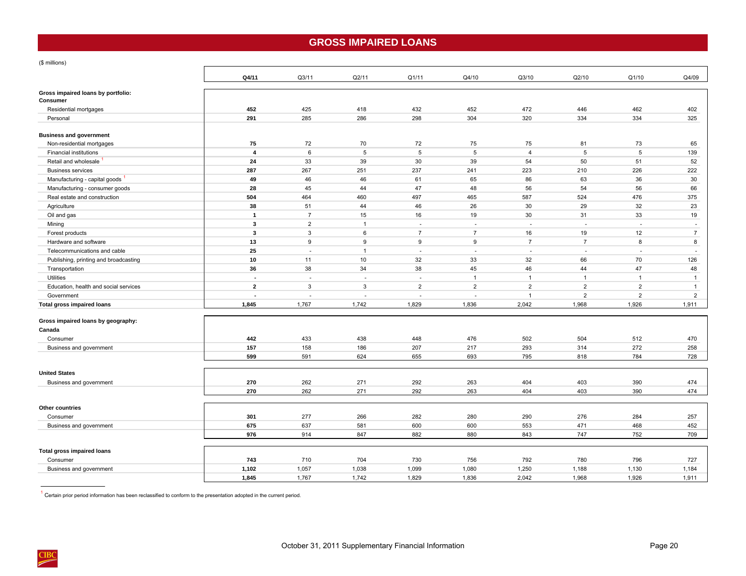# GROSS IMPAIRED LOANS

($ millions)

| | Q4/11 | Q3/11 | Q2/11 | Q1/11 | Q4/10 | Q3/10 | Q2/10 | Q1/10 | Q4/09 |
|---|---|---|---|---|---|---|---|---|---|
| **Gross impaired loans by portfolio:** | | | | | | | | | |
| **Consumer** | | | | | | | | | |
| Residential mortgages | **452** | 425 | 418 | 432 | 452 | 472 | 446 | 462 | 402 |
| Personal | **291** | 285 | 286 | 298 | 304 | 320 | 334 | 334 | 325 |
| **Business and government** | | | | | | | | | |
| Non-residential mortgages | **75** | 72 | 70 | 72 | 75 | 75 | 81 | 73 | 65 |
| Financial institutions | **4** | 6 | 5 | 5 | 5 | 4 | 5 | 5 | 139 |
| Retail and wholesale [1] | **24** | 33 | 39 | 30 | 39 | 54 | 50 | 51 | 52 |
| Business services | **287** | 267 | 251 | 237 | 241 | 223 | 210 | 226 | 222 |
| Manufacturing - capital goods [1] | **49** | 46 | 46 | 61 | 65 | 86 | 63 | 36 | 30 |
| Manufacturing - consumer goods | **28** | 45 | 44 | 47 | 48 | 56 | 54 | 56 | 66 |
| Real estate and construction | **504** | 464 | 460 | 497 | 465 | 587 | 524 | 476 | 375 |
| Agriculture | **38** | 51 | 44 | 46 | 26 | 30 | 29 | 32 | 23 |
| Oil and gas | **1** | 7 | 15 | 16 | 19 | 30 | 31 | 33 | 19 |
| Mining | **3** | 2 | 1 | - | - | - | - | - | - |
| Forest products | **3** | 3 | 6 | 7 | 7 | 16 | 19 | 12 | 7 |
| Hardware and software | **13** | 9 | 9 | 9 | 9 | 7 | 7 | 8 | 8 |
| Telecommunications and cable | **25** | - | 1 | - | - | - | - | - | - |
| Publishing, printing and broadcasting | **10** | 11 | 10 | 32 | 33 | 32 | 66 | 70 | 126 |
| Transportation | **36** | 38 | 34 | 38 | 45 | 46 | 44 | 47 | 48 |
| Utilities | **-** | - | - | - | 1 | 1 | 1 | 1 | 1 |
| Education, health and social services | **2** | 3 | 3 | 2 | 2 | 2 | 2 | 2 | 1 |
| Government | **-** | - | - | - | - | 1 | 2 | 2 | 2 |
| **Total gross impaired loans** | **1,845** | 1,767 | 1,742 | 1,829 | 1,836 | 2,042 | 1,968 | 1,926 | 1,911 |
| **Gross impaired loans by geography:** | | | | | | | | | |
| **Canada** | | | | | | | | | |
| Consumer | **442** | 433 | 438 | 448 | 476 | 502 | 504 | 512 | 470 |
| Business and government | **157** | 158 | 186 | 207 | 217 | 293 | 314 | 272 | 258 |
| | **599** | 591 | 624 | 655 | 693 | 795 | 818 | 784 | 728 |
| **United States** | | | | | | | | | |
| Business and government | **270** | 262 | 271 | 292 | 263 | 404 | 403 | 390 | 474 |
| | **270** | 262 | 271 | 292 | 263 | 404 | 403 | 390 | 474 |
| **Other countries** | | | | | | | | | |
| Consumer | **301** | 277 | 266 | 282 | 280 | 290 | 276 | 284 | 257 |
| Business and government | **675** | 637 | 581 | 600 | 600 | 553 | 471 | 468 | 452 |
| | **976** | 914 | 847 | 882 | 880 | 843 | 747 | 752 | 709 |
| **Total gross impaired loans** | | | | | | | | | |
| Consumer | **743** | 710 | 704 | 730 | 756 | 792 | 780 | 796 | 727 |
| Business and government | **1,102** | 1,057 | 1,038 | 1,099 | 1,080 | 1,250 | 1,188 | 1,130 | 1,184 |
| | **1,845** | 1,767 | 1,742 | 1,829 | 1,836 | 2,042 | 1,968 | 1,926 | 1,911 |

[1] Certain prior period information has been reclassified to conform to the presentation adopted in the current period.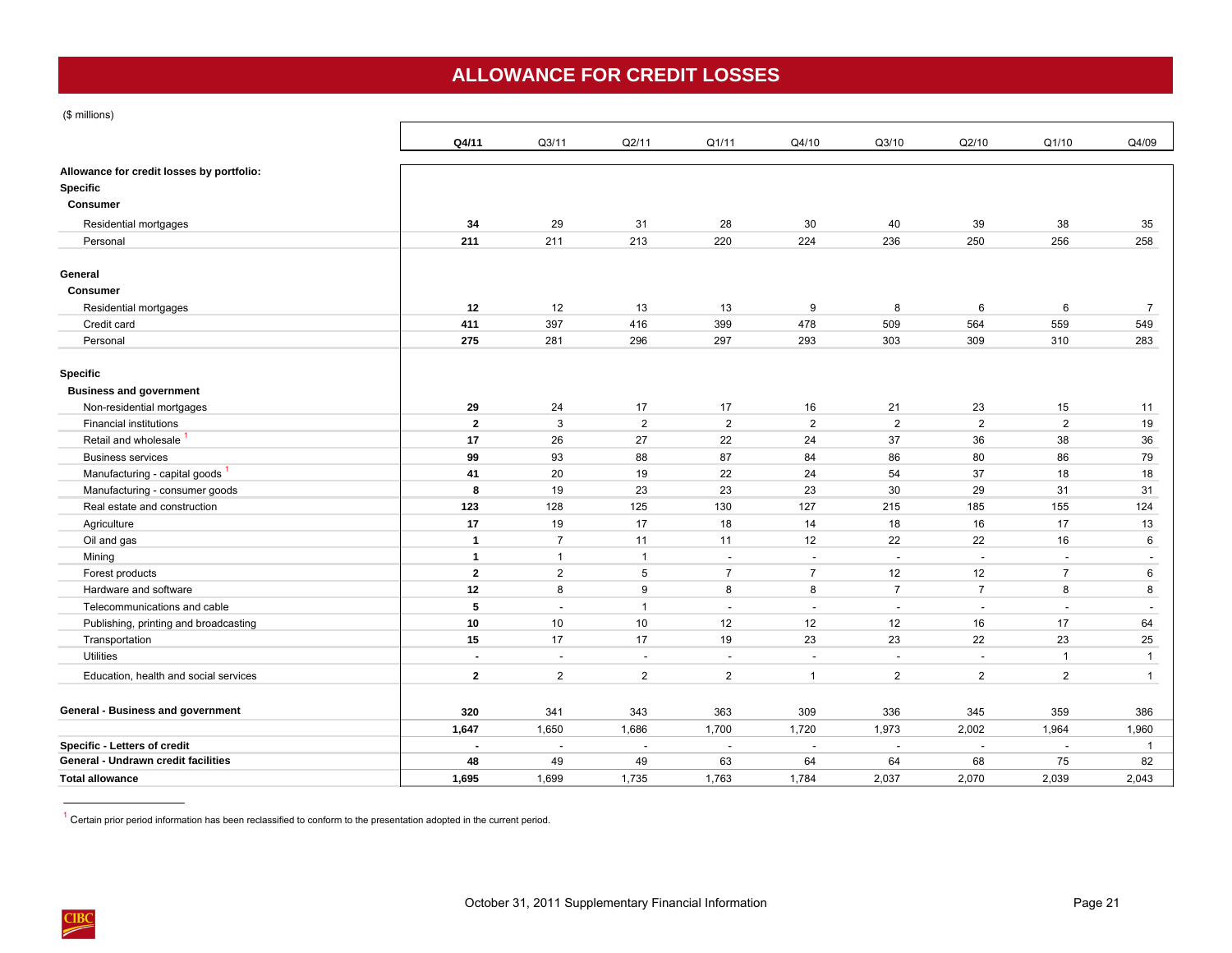# ALLOWANCE FOR CREDIT LOSSES

($ millions)

| | Q4/11 | Q3/11 | Q2/11 | Q1/11 | Q4/10 | Q3/10 | Q2/10 | Q1/10 | Q4/09 |
|---|---|---|---|---|---|---|---|---|---|
| **Allowance for credit losses by portfolio:** | | | | | | | | | |
| **Specific** | | | | | | | | | |
| **Consumer** | | | | | | | | | |
| Residential mortgages | **34** | 29 | 31 | 28 | 30 | 40 | 39 | 38 | 35 |
| Personal | **211** | 211 | 213 | 220 | 224 | 236 | 250 | 256 | 258 |
| **General** | | | | | | | | | |
| **Consumer** | | | | | | | | | |
| Residential mortgages | **12** | 12 | 13 | 13 | 9 | 8 | 6 | 6 | 7 |
| Credit card | **411** | 397 | 416 | 399 | 478 | 509 | 564 | 559 | 549 |
| Personal | **275** | 281 | 296 | 297 | 293 | 303 | 309 | 310 | 283 |
| **Specific** | | | | | | | | | |
| **Business and government** | | | | | | | | | |
| Non-residential mortgages | **29** | 24 | 17 | 17 | 16 | 21 | 23 | 15 | 11 |
| Financial institutions | **2** | 3 | 2 | 2 | 2 | 2 | 2 | 2 | 19 |
| Retail and wholesale [1] | **17** | 26 | 27 | 22 | 24 | 37 | 36 | 38 | 36 |
| Business services | **99** | 93 | 88 | 87 | 84 | 86 | 80 | 86 | 79 |
| Manufacturing - capital goods [1] | **41** | 20 | 19 | 22 | 24 | 54 | 37 | 18 | 18 |
| Manufacturing - consumer goods | **8** | 19 | 23 | 23 | 23 | 30 | 29 | 31 | 31 |
| Real estate and construction | **123** | 128 | 125 | 130 | 127 | 215 | 185 | 155 | 124 |
| Agriculture | **17** | 19 | 17 | 18 | 14 | 18 | 16 | 17 | 13 |
| Oil and gas | **1** | 7 | 11 | 11 | 12 | 22 | 22 | 16 | 6 |
| Mining | **1** | 1 | 1 | - | - | - | - | - | - |
| Forest products | **2** | 2 | 5 | 7 | 7 | 12 | 12 | 7 | 6 |
| Hardware and software | **12** | 8 | 9 | 8 | 8 | 7 | 7 | 8 | 8 |
| Telecommunications and cable | **5** | - | 1 | - | - | - | - | - | - |
| Publishing, printing and broadcasting | **10** | 10 | 10 | 12 | 12 | 12 | 16 | 17 | 64 |
| Transportation | **15** | 17 | 17 | 19 | 23 | 23 | 22 | 23 | 25 |
| Utilities | **-** | - | - | - | - | - | - | 1 | 1 |
| Education, health and social services | **2** | 2 | 2 | 2 | 1 | 2 | 2 | 2 | 1 |
| **General - Business and government** | **320** | 341 | 343 | 363 | 309 | 336 | 345 | 359 | 386 |
| | **1,647** | 1,650 | 1,686 | 1,700 | 1,720 | 1,973 | 2,002 | 1,964 | 1,960 |
| **Specific - Letters of credit** | **-** | - | - | - | - | - | - | - | 1 |
| **General - Undrawn credit facilities** | **48** | 49 | 49 | 63 | 64 | 64 | 68 | 75 | 82 |
| **Total allowance** | **1,695** | 1,699 | 1,735 | 1,763 | 1,784 | 2,037 | 2,070 | 2,039 | 2,043 |

[1] Certain prior period information has been reclassified to conform to the presentation adopted in the current period.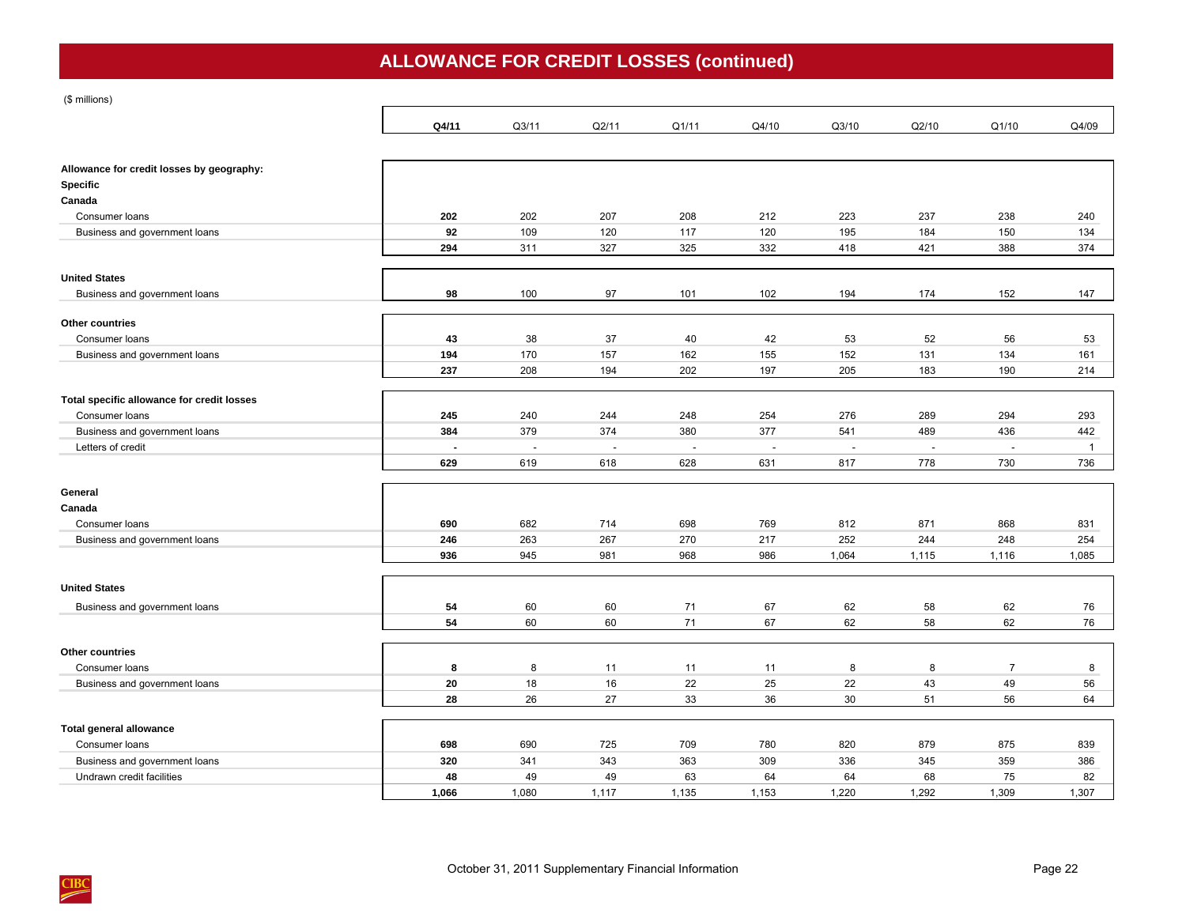# ALLOWANCE FOR CREDIT LOSSES (continued)

($ millions)

| | **Q4/11** | Q3/11 | Q2/11 | Q1/11 | Q4/10 | Q3/10 | Q2/10 | Q1/10 | Q4/09 |
|---|---|---|---|---|---|---|---|---|---|
| **Allowance for credit losses by geography:** | | | | | | | | | |
| **Specific** | | | | | | | | | |
| **Canada** | | | | | | | | | |
| Consumer loans | **202** | 202 | 207 | 208 | 212 | 223 | 237 | 238 | 240 |
| Business and government loans | **92** | 109 | 120 | 117 | 120 | 195 | 184 | 150 | 134 |
| | **294** | 311 | 327 | 325 | 332 | 418 | 421 | 388 | 374 |
| **United States** | | | | | | | | | |
| Business and government loans | **98** | 100 | 97 | 101 | 102 | 194 | 174 | 152 | 147 |
| **Other countries** | | | | | | | | | |
| Consumer loans | **43** | 38 | 37 | 40 | 42 | 53 | 52 | 56 | 53 |
| Business and government loans | **194** | 170 | 157 | 162 | 155 | 152 | 131 | 134 | 161 |
| | **237** | 208 | 194 | 202 | 197 | 205 | 183 | 190 | 214 |
| **Total specific allowance for credit losses** | | | | | | | | | |
| Consumer loans | **245** | 240 | 244 | 248 | 254 | 276 | 289 | 294 | 293 |
| Business and government loans | **384** | 379 | 374 | 380 | 377 | 541 | 489 | 436 | 442 |
| Letters of credit | **-** | - | - | - | - | - | - | - | 1 |
| | **629** | 619 | 618 | 628 | 631 | 817 | 778 | 730 | 736 |
| **General** | | | | | | | | | |
| **Canada** | | | | | | | | | |
| Consumer loans | **690** | 682 | 714 | 698 | 769 | 812 | 871 | 868 | 831 |
| Business and government loans | **246** | 263 | 267 | 270 | 217 | 252 | 244 | 248 | 254 |
| | **936** | 945 | 981 | 968 | 986 | 1,064 | 1,115 | 1,116 | 1,085 |
| **United States** | | | | | | | | | |
| Business and government loans | **54** | 60 | 60 | 71 | 67 | 62 | 58 | 62 | 76 |
| | **54** | 60 | 60 | 71 | 67 | 62 | 58 | 62 | 76 |
| **Other countries** | | | | | | | | | |
| Consumer loans | **8** | 8 | 11 | 11 | 11 | 8 | 8 | 7 | 8 |
| Business and government loans | **20** | 18 | 16 | 22 | 25 | 22 | 43 | 49 | 56 |
| | **28** | 26 | 27 | 33 | 36 | 30 | 51 | 56 | 64 |
| **Total general allowance** | | | | | | | | | |
| Consumer loans | **698** | 690 | 725 | 709 | 780 | 820 | 879 | 875 | 839 |
| Business and government loans | **320** | 341 | 343 | 363 | 309 | 336 | 345 | 359 | 386 |
| Undrawn credit facilities | **48** | 49 | 49 | 63 | 64 | 64 | 68 | 75 | 82 |
| | **1,066** | 1,080 | 1,117 | 1,135 | 1,153 | 1,220 | 1,292 | 1,309 | 1,307 |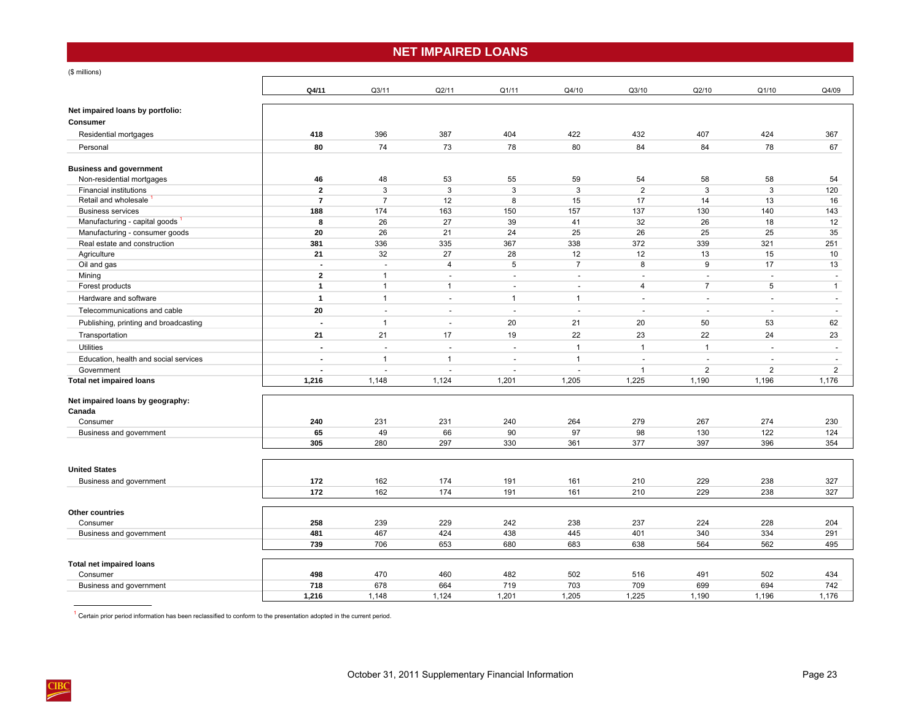# NET IMPAIRED LOANS

($ millions)

| | Q4/11 | Q3/11 | Q2/11 | Q1/11 | Q4/10 | Q3/10 | Q2/10 | Q1/10 | Q4/09 |
|---|---|---|---|---|---|---|---|---|---|
| **Net impaired loans by portfolio:** | | | | | | | | | |
| **Consumer** | | | | | | | | | |
| Residential mortgages | **418** | 396 | 387 | 404 | 422 | 432 | 407 | 424 | 367 |
| Personal | **80** | 74 | 73 | 78 | 80 | 84 | 84 | 78 | 67 |
| **Business and government** | | | | | | | | | |
| Non-residential mortgages | **46** | 48 | 53 | 55 | 59 | 54 | 58 | 58 | 54 |
| Financial institutions | **2** | 3 | 3 | 3 | 3 | 2 | 3 | 3 | 120 |
| Retail and wholesale [1] | **7** | 7 | 12 | 8 | 15 | 17 | 14 | 13 | 16 |
| Business services | **188** | 174 | 163 | 150 | 157 | 137 | 130 | 140 | 143 |
| Manufacturing - capital goods [1] | **8** | 26 | 27 | 39 | 41 | 32 | 26 | 18 | 12 |
| Manufacturing - consumer goods | **20** | 26 | 21 | 24 | 25 | 26 | 25 | 25 | 35 |
| Real estate and construction | **381** | 336 | 335 | 367 | 338 | 372 | 339 | 321 | 251 |
| Agriculture | **21** | 32 | 27 | 28 | 12 | 12 | 13 | 15 | 10 |
| Oil and gas | **-** | - | 4 | 5 | 7 | 8 | 9 | 17 | 13 |
| Mining | **2** | 1 | - | - | - | - | - | - | - |
| Forest products | **1** | 1 | 1 | - | - | 4 | 7 | 5 | 1 |
| Hardware and software | **1** | 1 | - | 1 | 1 | - | - | - | - |
| Telecommunications and cable | **20** | - | - | - | - | - | - | - | - |
| Publishing, printing and broadcasting | **-** | 1 | - | 20 | 21 | 20 | 50 | 53 | 62 |
| Transportation | **21** | 21 | 17 | 19 | 22 | 23 | 22 | 24 | 23 |
| Utilities | **-** | - | - | - | 1 | 1 | 1 | - | - |
| Education, health and social services | **-** | 1 | 1 | - | 1 | - | - | - | - |
| Government | **-** | - | - | - | - | 1 | 2 | 2 | 2 |
| **Total net impaired loans** | **1,216** | 1,148 | 1,124 | 1,201 | 1,205 | 1,225 | 1,190 | 1,196 | 1,176 |
| **Net impaired loans by geography:** | | | | | | | | | |
| **Canada** | | | | | | | | | |
| Consumer | **240** | 231 | 231 | 240 | 264 | 279 | 267 | 274 | 230 |
| Business and government | **65** | 49 | 66 | 90 | 97 | 98 | 130 | 122 | 124 |
| | **305** | 280 | 297 | 330 | 361 | 377 | 397 | 396 | 354 |
| **United States** | | | | | | | | | |
| Business and government | **172** | 162 | 174 | 191 | 161 | 210 | 229 | 238 | 327 |
| | **172** | 162 | 174 | 191 | 161 | 210 | 229 | 238 | 327 |
| **Other countries** | | | | | | | | | |
| Consumer | **258** | 239 | 229 | 242 | 238 | 237 | 224 | 228 | 204 |
| Business and government | **481** | 467 | 424 | 438 | 445 | 401 | 340 | 334 | 291 |
| | **739** | 706 | 653 | 680 | 683 | 638 | 564 | 562 | 495 |
| **Total net impaired loans** | | | | | | | | | |
| Consumer | **498** | 470 | 460 | 482 | 502 | 516 | 491 | 502 | 434 |
| Business and government | **718** | 678 | 664 | 719 | 703 | 709 | 699 | 694 | 742 |
| | **1,216** | 1,148 | 1,124 | 1,201 | 1,205 | 1,225 | 1,190 | 1,196 | 1,176 |

[1] Certain prior period information has been reclassified to conform to the presentation adopted in the current period.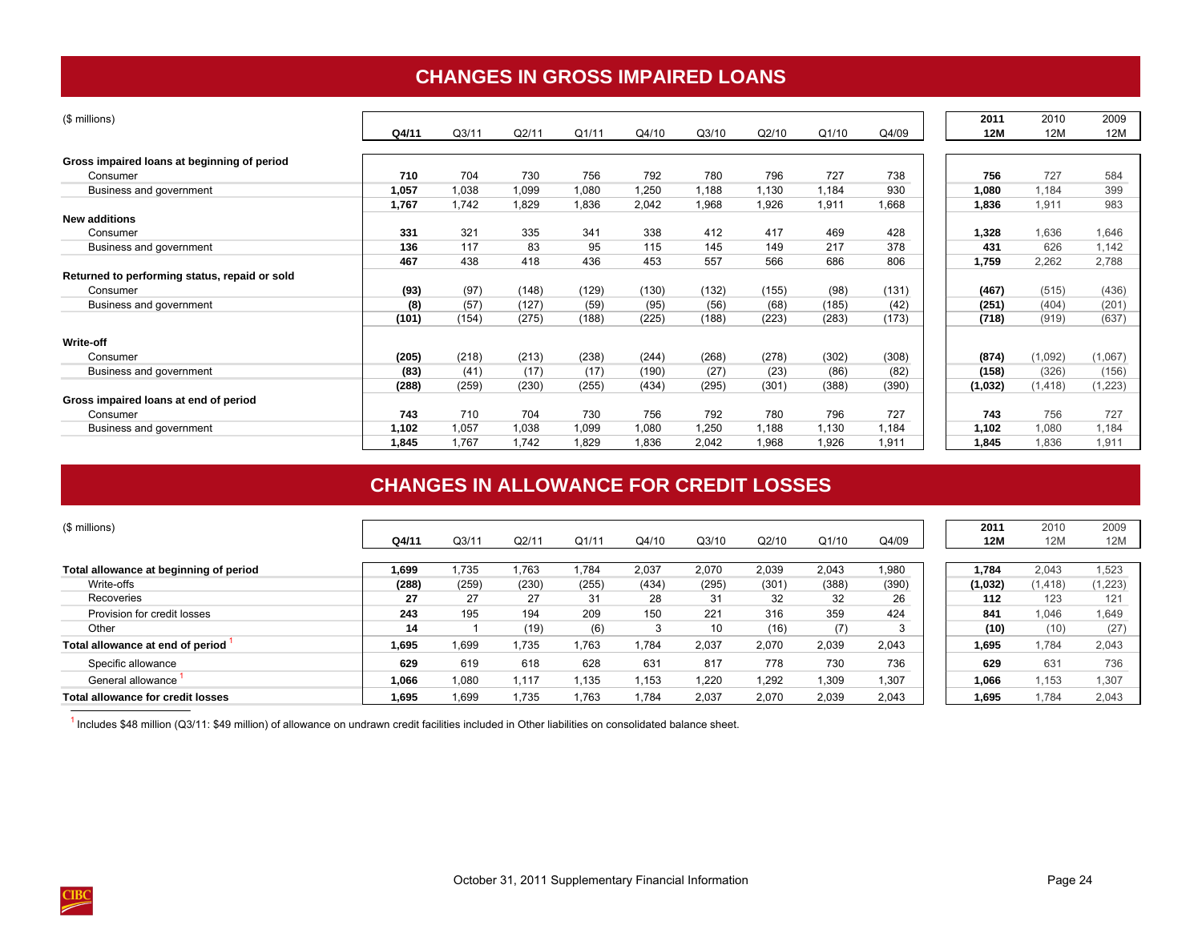# CHANGES IN GROSS IMPAIRED LOANS

| ($ millions) | Q4/11 | Q3/11 | Q2/11 | Q1/11 | Q4/10 | Q3/10 | Q2/10 | Q1/10 | Q4/09 | 2011 12M | 2010 12M | 2009 12M |
|---|---|---|---|---|---|---|---|---|---|---|---|---|
| **Gross impaired loans at beginning of period** | | | | | | | | | | | | |
| Consumer | **710** | 704 | 730 | 756 | 792 | 780 | 796 | 727 | 738 | **756** | 727 | 584 |
| Business and government | **1,057** | 1,038 | 1,099 | 1,080 | 1,250 | 1,188 | 1,130 | 1,184 | 930 | **1,080** | 1,184 | 399 |
| | **1,767** | 1,742 | 1,829 | 1,836 | 2,042 | 1,968 | 1,926 | 1,911 | 1,668 | **1,836** | 1,911 | 983 |
| **New additions** | | | | | | | | | | | | |
| Consumer | **331** | 321 | 335 | 341 | 338 | 412 | 417 | 469 | 428 | **1,328** | 1,636 | 1,646 |
| Business and government | **136** | 117 | 83 | 95 | 115 | 145 | 149 | 217 | 378 | **431** | 626 | 1,142 |
| | **467** | 438 | 418 | 436 | 453 | 557 | 566 | 686 | 806 | **1,759** | 2,262 | 2,788 |
| **Returned to performing status, repaid or sold** | | | | | | | | | | | | |
| Consumer | **(93)** | (97) | (148) | (129) | (130) | (132) | (155) | (98) | (131) | **(467)** | (515) | (436) |
| Business and government | **(8)** | (57) | (127) | (59) | (95) | (56) | (68) | (185) | (42) | **(251)** | (404) | (201) |
| | **(101)** | (154) | (275) | (188) | (225) | (188) | (223) | (283) | (173) | **(718)** | (919) | (637) |
| **Write-off** | | | | | | | | | | | | |
| Consumer | **(205)** | (218) | (213) | (238) | (244) | (268) | (278) | (302) | (308) | **(874)** | (1,092) | (1,067) |
| Business and government | **(83)** | (41) | (17) | (17) | (190) | (27) | (23) | (86) | (82) | **(158)** | (326) | (156) |
| | **(288)** | (259) | (230) | (255) | (434) | (295) | (301) | (388) | (390) | **(1,032)** | (1,418) | (1,223) |
| **Gross impaired loans at end of period** | | | | | | | | | | | | |
| Consumer | **743** | 710 | 704 | 730 | 756 | 792 | 780 | 796 | 727 | **743** | 756 | 727 |
| Business and government | **1,102** | 1,057 | 1,038 | 1,099 | 1,080 | 1,250 | 1,188 | 1,130 | 1,184 | **1,102** | 1,080 | 1,184 |
| | **1,845** | 1,767 | 1,742 | 1,829 | 1,836 | 2,042 | 1,968 | 1,926 | 1,911 | **1,845** | 1,836 | 1,911 |

# CHANGES IN ALLOWANCE FOR CREDIT LOSSES

| ($ millions) | Q4/11 | Q3/11 | Q2/11 | Q1/11 | Q4/10 | Q3/10 | Q2/10 | Q1/10 | Q4/09 | 2011 12M | 2010 12M | 2009 12M |
|---|---|---|---|---|---|---|---|---|---|---|---|---|
| **Total allowance at beginning of period** | **1,699** | 1,735 | 1,763 | 1,784 | 2,037 | 2,070 | 2,039 | 2,043 | 1,980 | **1,784** | 2,043 | 1,523 |
| Write-offs | **(288)** | (259) | (230) | (255) | (434) | (295) | (301) | (388) | (390) | **(1,032)** | (1,418) | (1,223) |
| Recoveries | **27** | 27 | 27 | 31 | 28 | 31 | 32 | 32 | 26 | **112** | 123 | 121 |
| Provision for credit losses | **243** | 195 | 194 | 209 | 150 | 221 | 316 | 359 | 424 | **841** | 1,046 | 1,649 |
| Other | **14** | 1 | (19) | (6) | 3 | 10 | (16) | (7) | 3 | **(10)** | (10) | (27) |
| **Total allowance at end of period** [1] | **1,695** | 1,699 | 1,735 | 1,763 | 1,784 | 2,037 | 2,070 | 2,039 | 2,043 | **1,695** | 1,784 | 2,043 |
| Specific allowance | **629** | 619 | 618 | 628 | 631 | 817 | 778 | 730 | 736 | **629** | 631 | 736 |
| General allowance [1] | **1,066** | 1,080 | 1,117 | 1,135 | 1,153 | 1,220 | 1,292 | 1,309 | 1,307 | **1,066** | 1,153 | 1,307 |
| **Total allowance for credit losses** | **1,695** | 1,699 | 1,735 | 1,763 | 1,784 | 2,037 | 2,070 | 2,039 | 2,043 | **1,695** | 1,784 | 2,043 |

[1] Includes $48 million (Q3/11: $49 million) of allowance on undrawn credit facilities included in Other liabilities on consolidated balance sheet.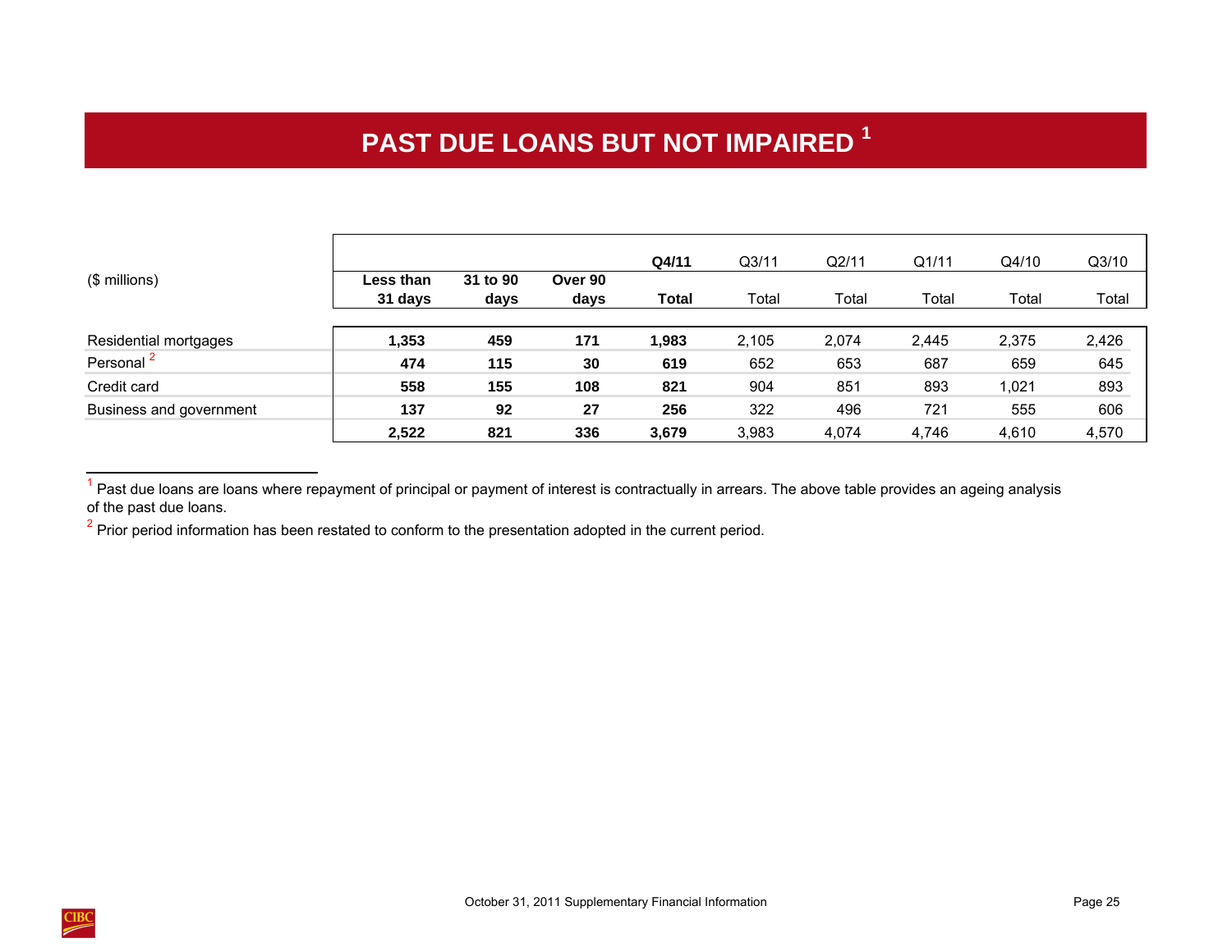# PAST DUE LOANS BUT NOT IMPAIRED [1]

| ($ millions) | Less than 31 days | 31 to 90 days | Over 90 days | Q4/11 Total | Q3/11 Total | Q2/11 Total | Q1/11 Total | Q4/10 Total | Q3/10 Total |
|---|---|---|---|---|---|---|---|---|---|
| Residential mortgages | **1,353** | **459** | **171** | **1,983** | 2,105 | 2,074 | 2,445 | 2,375 | 2,426 |
| Personal [2] | **474** | **115** | **30** | **619** | 652 | 653 | 687 | 659 | 645 |
| Credit card | **558** | **155** | **108** | **821** | 904 | 851 | 893 | 1,021 | 893 |
| Business and government | **137** | **92** | **27** | **256** | 322 | 496 | 721 | 555 | 606 |
| | **2,522** | **821** | **336** | **3,679** | 3,983 | 4,074 | 4,746 | 4,610 | 4,570 |

[1] Past due loans are loans where repayment of principal or payment of interest is contractually in arrears. The above table provides an ageing analysis of the past due loans.

[2] Prior period information has been restated to conform to the presentation adopted in the current period.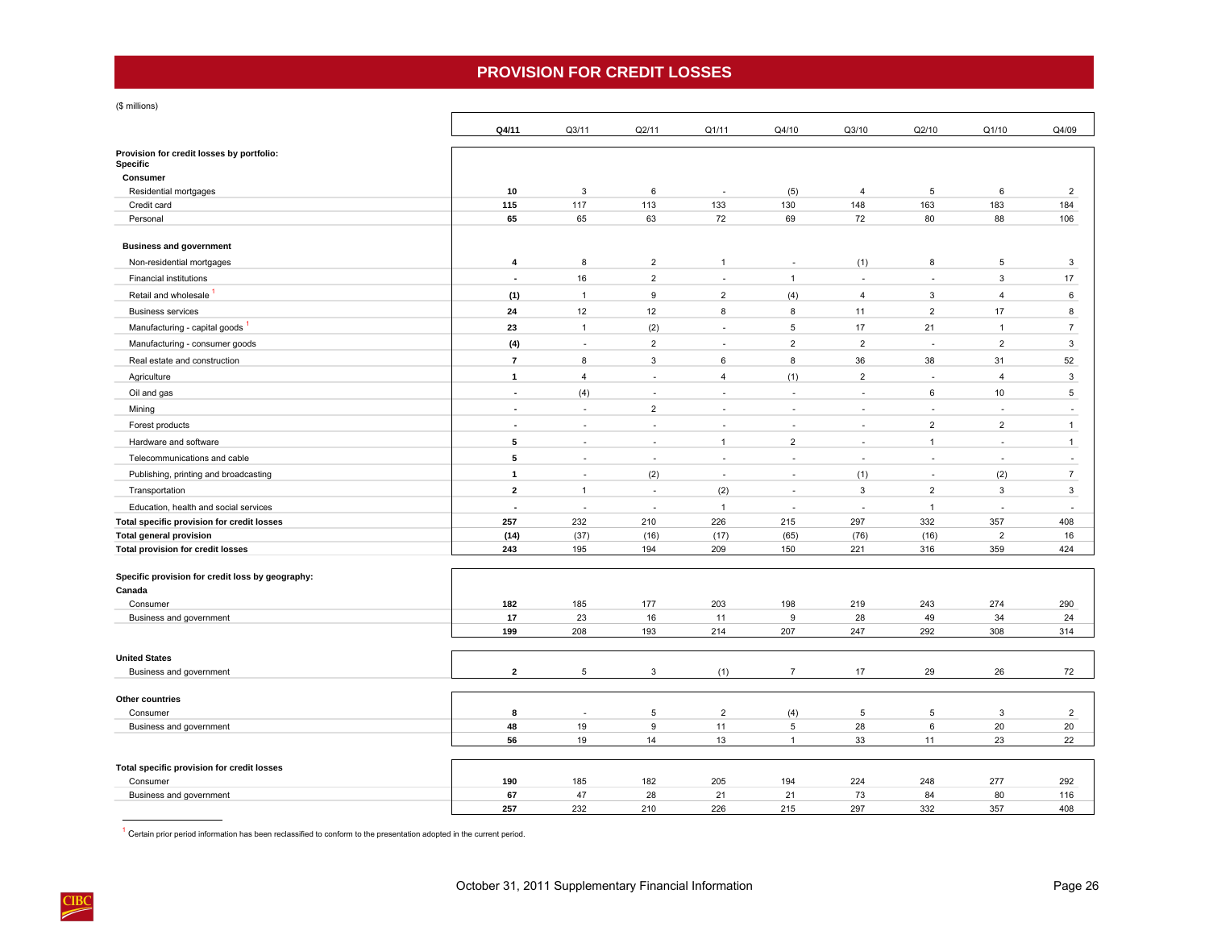# PROVISION FOR CREDIT LOSSES

($ millions)

| | Q4/11 | Q3/11 | Q2/11 | Q1/11 | Q4/10 | Q3/10 | Q2/10 | Q1/10 | Q4/09 |
|---|---|---|---|---|---|---|---|---|---|
| **Provision for credit losses by portfolio:** | | | | | | | | | |
| **Specific** | | | | | | | | | |
| **Consumer** | | | | | | | | | |
| Residential mortgages | **10** | 3 | 6 | - | (5) | 4 | 5 | 6 | 2 |
| Credit card | **115** | 117 | 113 | 133 | 130 | 148 | 163 | 183 | 184 |
| Personal | **65** | 65 | 63 | 72 | 69 | 72 | 80 | 88 | 106 |
| **Business and government** | | | | | | | | | |
| Non-residential mortgages | **4** | 8 | 2 | 1 | - | (1) | 8 | 5 | 3 |
| Financial institutions | **-** | 16 | 2 | - | 1 | - | - | 3 | 17 |
| Retail and wholesale [1] | **(1)** | 1 | 9 | 2 | (4) | 4 | 3 | 4 | 6 |
| Business services | **24** | 12 | 12 | 8 | 8 | 11 | 2 | 17 | 8 |
| Manufacturing - capital goods [1] | **23** | 1 | (2) | - | 5 | 17 | 21 | 1 | 7 |
| Manufacturing - consumer goods | **(4)** | - | 2 | - | 2 | 2 | - | 2 | 3 |
| Real estate and construction | **7** | 8 | 3 | 6 | 8 | 36 | 38 | 31 | 52 |
| Agriculture | **1** | 4 | - | 4 | (1) | 2 | - | 4 | 3 |
| Oil and gas | **-** | (4) | - | - | - | - | 6 | 10 | 5 |
| Mining | **-** | - | 2 | - | - | - | - | - | - |
| Forest products | **-** | - | - | - | - | - | 2 | 2 | 1 |
| Hardware and software | **5** | - | - | 1 | 2 | - | 1 | - | 1 |
| Telecommunications and cable | **5** | - | - | - | - | - | - | - | - |
| Publishing, printing and broadcasting | **1** | - | (2) | - | - | (1) | - | (2) | 7 |
| Transportation | **2** | 1 | - | (2) | - | 3 | 2 | 3 | 3 |
| Education, health and social services | **-** | - | - | 1 | - | - | 1 | - | - |
| **Total specific provision for credit losses** | **257** | 232 | 210 | 226 | 215 | 297 | 332 | 357 | 408 |
| **Total general provision** | **(14)** | (37) | (16) | (17) | (65) | (76) | (16) | 2 | 16 |
| **Total provision for credit losses** | **243** | 195 | 194 | 209 | 150 | 221 | 316 | 359 | 424 |

| | Q4/11 | Q3/11 | Q2/11 | Q1/11 | Q4/10 | Q3/10 | Q2/10 | Q1/10 | Q4/09 |
|---|---|---|---|---|---|---|---|---|---|
| **Specific provision for credit loss by geography:** | | | | | | | | | |
| **Canada** | | | | | | | | | |
| Consumer | **182** | 185 | 177 | 203 | 198 | 219 | 243 | 274 | 290 |
| Business and government | **17** | 23 | 16 | 11 | 9 | 28 | 49 | 34 | 24 |
| | **199** | 208 | 193 | 214 | 207 | 247 | 292 | 308 | 314 |
| **United States** | | | | | | | | | |
| Business and government | **2** | 5 | 3 | (1) | 7 | 17 | 29 | 26 | 72 |
| **Other countries** | | | | | | | | | |
| Consumer | **8** | - | 5 | 2 | (4) | 5 | 5 | 3 | 2 |
| Business and government | **48** | 19 | 9 | 11 | 5 | 28 | 6 | 20 | 20 |
| | **56** | 19 | 14 | 13 | 1 | 33 | 11 | 23 | 22 |
| **Total specific provision for credit losses** | | | | | | | | | |
| Consumer | **190** | 185 | 182 | 205 | 194 | 224 | 248 | 277 | 292 |
| Business and government | **67** | 47 | 28 | 21 | 21 | 73 | 84 | 80 | 116 |
| | **257** | 232 | 210 | 226 | 215 | 297 | 332 | 357 | 408 |

[1] Certain prior period information has been reclassified to conform to the presentation adopted in the current period.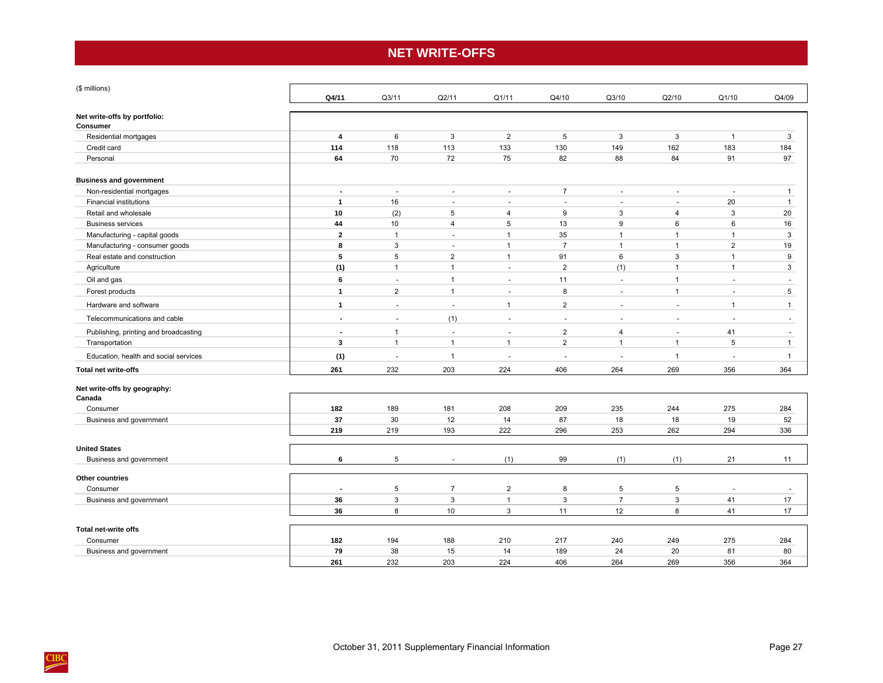# NET WRITE-OFFS

| ($ millions) | Q4/11 | Q3/11 | Q2/11 | Q1/11 | Q4/10 | Q3/10 | Q2/10 | Q1/10 | Q4/09 |
|---|---|---|---|---|---|---|---|---|---|
| **Net write-offs by portfolio:** | | | | | | | | | |
| **Consumer** | | | | | | | | | |
| Residential mortgages | **4** | 6 | 3 | 2 | 5 | 3 | 3 | 1 | 3 |
| Credit card | **114** | 118 | 113 | 133 | 130 | 149 | 162 | 183 | 184 |
| Personal | **64** | 70 | 72 | 75 | 82 | 88 | 84 | 91 | 97 |
| **Business and government** | | | | | | | | | |
| Non-residential mortgages | **-** | - | - | - | 7 | - | - | - | 1 |
| Financial institutions | **1** | 16 | - | - | - | - | - | 20 | 1 |
| Retail and wholesale | **10** | (2) | 5 | 4 | 9 | 3 | 4 | 3 | 20 |
| Business services | **44** | 10 | 4 | 5 | 13 | 9 | 6 | 6 | 16 |
| Manufacturing - capital goods | **2** | 1 | - | 1 | 35 | 1 | 1 | 1 | 3 |
| Manufacturing - consumer goods | **8** | 3 | - | 1 | 7 | 1 | 1 | 2 | 19 |
| Real estate and construction | **5** | 5 | 2 | 1 | 91 | 6 | 3 | 1 | 9 |
| Agriculture | **(1)** | 1 | 1 | - | 2 | (1) | 1 | 1 | 3 |
| Oil and gas | **6** | - | 1 | - | 11 | - | 1 | - | - |
| Forest products | **1** | 2 | 1 | - | 8 | - | 1 | - | 5 |
| Hardware and software | **1** | - | - | 1 | 2 | - | - | 1 | 1 |
| Telecommunications and cable | **-** | - | (1) | - | - | - | - | - | - |
| Publishing, printing and broadcasting | **-** | 1 | - | - | 2 | 4 | - | 41 | - |
| Transportation | **3** | 1 | 1 | 1 | 2 | 1 | 1 | 5 | 1 |
| Education, health and social services | **(1)** | - | 1 | - | - | - | 1 | - | 1 |
| **Total net write-offs** | **261** | 232 | 203 | 224 | 406 | 264 | 269 | 356 | 364 |
| **Net write-offs by geography:** | | | | | | | | | |
| **Canada** | | | | | | | | | |
| Consumer | **182** | 189 | 181 | 208 | 209 | 235 | 244 | 275 | 284 |
| Business and government | **37** | 30 | 12 | 14 | 87 | 18 | 18 | 19 | 52 |
| | **219** | 219 | 193 | 222 | 296 | 253 | 262 | 294 | 336 |
| **United States** | | | | | | | | | |
| Business and government | **6** | 5 | - | (1) | 99 | (1) | (1) | 21 | 11 |
| **Other countries** | | | | | | | | | |
| Consumer | **-** | 5 | 7 | 2 | 8 | 5 | 5 | - | - |
| Business and government | **36** | 3 | 3 | 1 | 3 | 7 | 3 | 41 | 17 |
| | **36** | 8 | 10 | 3 | 11 | 12 | 8 | 41 | 17 |
| **Total net-write offs** | | | | | | | | | |
| Consumer | **182** | 194 | 188 | 210 | 217 | 240 | 249 | 275 | 284 |
| Business and government | **79** | 38 | 15 | 14 | 189 | 24 | 20 | 81 | 80 |
| | **261** | 232 | 203 | 224 | 406 | 264 | 269 | 356 | 364 |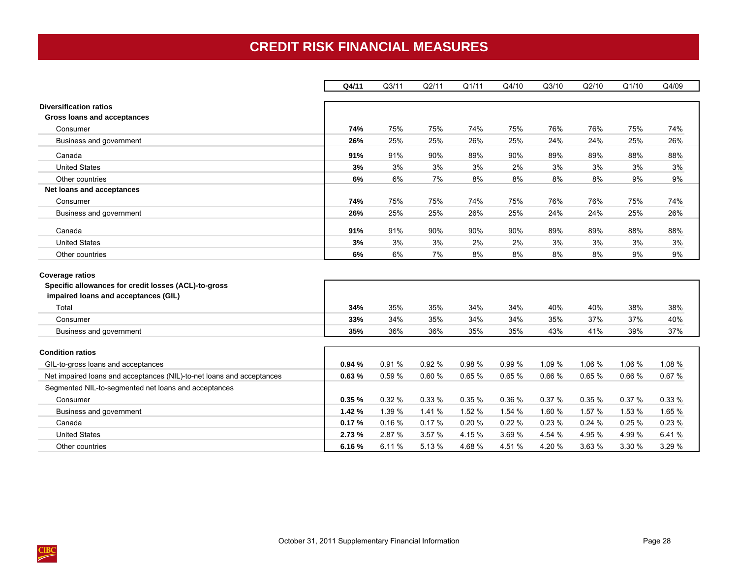# CREDIT RISK FINANCIAL MEASURES

| | **Q4/11** | Q3/11 | Q2/11 | Q1/11 | Q4/10 | Q3/10 | Q2/10 | Q1/10 | Q4/09 |
|---|---|---|---|---|---|---|---|---|---|
| **Diversification ratios** | | | | | | | | | |
| **Gross loans and acceptances** | | | | | | | | | |
| Consumer | **74%** | 75% | 75% | 74% | 75% | 76% | 76% | 75% | 74% |
| Business and government | **26%** | 25% | 25% | 26% | 25% | 24% | 24% | 25% | 26% |
| Canada | **91%** | 91% | 90% | 89% | 90% | 89% | 89% | 88% | 88% |
| United States | **3%** | 3% | 3% | 3% | 2% | 3% | 3% | 3% | 3% |
| Other countries | **6%** | 6% | 7% | 8% | 8% | 8% | 8% | 9% | 9% |
| **Net loans and acceptances** | | | | | | | | | |
| Consumer | **74%** | 75% | 75% | 74% | 75% | 76% | 76% | 75% | 74% |
| Business and government | **26%** | 25% | 25% | 26% | 25% | 24% | 24% | 25% | 26% |
| Canada | **91%** | 91% | 90% | 90% | 90% | 89% | 89% | 88% | 88% |
| United States | **3%** | 3% | 3% | 2% | 2% | 3% | 3% | 3% | 3% |
| Other countries | **6%** | 6% | 7% | 8% | 8% | 8% | 8% | 9% | 9% |
| **Coverage ratios** | | | | | | | | | |
| **Specific allowances for credit losses (ACL)-to-gross impaired loans and acceptances (GIL)** | | | | | | | | | |
| Total | **34%** | 35% | 35% | 34% | 34% | 40% | 40% | 38% | 38% |
| Consumer | **33%** | 34% | 35% | 34% | 34% | 35% | 37% | 37% | 40% |
| Business and government | **35%** | 36% | 36% | 35% | 35% | 43% | 41% | 39% | 37% |
| **Condition ratios** | | | | | | | | | |
| GIL-to-gross loans and acceptances | **0.94 %** | 0.91 % | 0.92 % | 0.98 % | 0.99 % | 1.09 % | 1.06 % | 1.06 % | 1.08 % |
| Net impaired loans and acceptances (NIL)-to-net loans and acceptances | **0.63 %** | 0.59 % | 0.60 % | 0.65 % | 0.65 % | 0.66 % | 0.65 % | 0.66 % | 0.67 % |
| Segmented NIL-to-segmented net loans and acceptances | | | | | | | | | |
| Consumer | **0.35 %** | 0.32 % | 0.33 % | 0.35 % | 0.36 % | 0.37 % | 0.35 % | 0.37 % | 0.33 % |
| Business and government | **1.42 %** | 1.39 % | 1.41 % | 1.52 % | 1.54 % | 1.60 % | 1.57 % | 1.53 % | 1.65 % |
| Canada | **0.17 %** | 0.16 % | 0.17 % | 0.20 % | 0.22 % | 0.23 % | 0.24 % | 0.25 % | 0.23 % |
| United States | **2.73 %** | 2.87 % | 3.57 % | 4.15 % | 3.69 % | 4.54 % | 4.95 % | 4.99 % | 6.41 % |
| Other countries | **6.16 %** | 6.11 % | 5.13 % | 4.68 % | 4.51 % | 4.20 % | 3.63 % | 3.30 % | 3.29 % |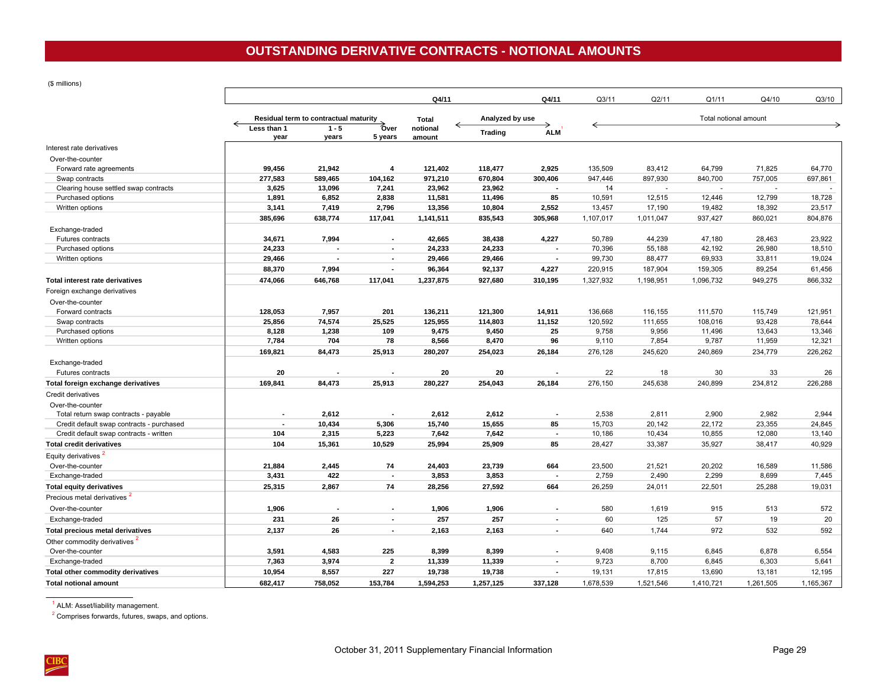# OUTSTANDING DERIVATIVE CONTRACTS - NOTIONAL AMOUNTS

($ millions)

| | Q4/11 | | | | | Q4/11 | Q3/11 | Q2/11 | Q1/11 | Q4/10 | Q3/10 |
|---|---|---|---|---|---|---|---|---|---|---|---|
| | Residual term to contractual maturity | | | Total notional amount | Analyzed by use | | Total notional amount | | | | |
| | Less than 1 year | 1 - 5 years | Over 5 years | | Trading | ALM[1] | | | | | |
| **Interest rate derivatives** | | | | | | | | | | | |
| Over-the-counter | | | | | | | | | | | |
| Forward rate agreements | 99,456 | 21,942 | 4 | 121,402 | 118,477 | 2,925 | 135,509 | 83,412 | 64,799 | 71,825 | 64,770 |
| Swap contracts | 277,583 | 589,465 | 104,162 | 971,210 | 670,804 | 300,406 | 947,446 | 897,930 | 840,700 | 757,005 | 697,861 |
| Clearing house settled swap contracts | 3,625 | 13,096 | 7,241 | 23,962 | 23,962 | - | 14 | - | - | - | - |
| Purchased options | 1,891 | 6,852 | 2,838 | 11,581 | 11,496 | 85 | 10,591 | 12,515 | 12,446 | 12,799 | 18,728 |
| Written options | 3,141 | 7,419 | 2,796 | 13,356 | 10,804 | 2,552 | 13,457 | 17,190 | 19,482 | 18,392 | 23,517 |
| | 385,696 | 638,774 | 117,041 | 1,141,511 | 835,543 | 305,968 | 1,107,017 | 1,011,047 | 937,427 | 860,021 | 804,876 |
| Exchange-traded | | | | | | | | | | | |
| Futures contracts | 34,671 | 7,994 | - | 42,665 | 38,438 | 4,227 | 50,789 | 44,239 | 47,180 | 28,463 | 23,922 |
| Purchased options | 24,233 | - | - | 24,233 | 24,233 | - | 70,396 | 55,188 | 42,192 | 26,980 | 18,510 |
| Written options | 29,466 | - | - | 29,466 | 29,466 | - | 99,730 | 88,477 | 69,933 | 33,811 | 19,024 |
| | 88,370 | 7,994 | - | 96,364 | 92,137 | 4,227 | 220,915 | 187,904 | 159,305 | 89,254 | 61,456 |
| **Total interest rate derivatives** | 474,066 | 646,768 | 117,041 | 1,237,875 | 927,680 | 310,195 | 1,327,932 | 1,198,951 | 1,096,732 | 949,275 | 866,332 |
| **Foreign exchange derivatives** | | | | | | | | | | | |
| Over-the-counter | | | | | | | | | | | |
| Forward contracts | 128,053 | 7,957 | 201 | 136,211 | 121,300 | 14,911 | 136,668 | 116,155 | 111,570 | 115,749 | 121,951 |
| Swap contracts | 25,856 | 74,574 | 25,525 | 125,955 | 114,803 | 11,152 | 120,592 | 111,655 | 108,016 | 93,428 | 78,644 |
| Purchased options | 8,128 | 1,238 | 109 | 9,475 | 9,450 | 25 | 9,758 | 9,956 | 11,496 | 13,643 | 13,346 |
| Written options | 7,784 | 704 | 78 | 8,566 | 8,470 | 96 | 9,110 | 7,854 | 9,787 | 11,959 | 12,321 |
| | 169,821 | 84,473 | 25,913 | 280,207 | 254,023 | 26,184 | 276,128 | 245,620 | 240,869 | 234,779 | 226,262 |
| Exchange-traded | | | | | | | | | | | |
| Futures contracts | 20 | - | - | 20 | 20 | - | 22 | 18 | 30 | 33 | 26 |
| **Total foreign exchange derivatives** | 169,841 | 84,473 | 25,913 | 280,227 | 254,043 | 26,184 | 276,150 | 245,638 | 240,899 | 234,812 | 226,288 |
| **Credit derivatives** | | | | | | | | | | | |
| Over-the-counter | | | | | | | | | | | |
| Total return swap contracts - payable | - | 2,612 | - | 2,612 | 2,612 | - | 2,538 | 2,811 | 2,900 | 2,982 | 2,944 |
| Credit default swap contracts - purchased | - | 10,434 | 5,306 | 15,740 | 15,655 | 85 | 15,703 | 20,142 | 22,172 | 23,355 | 24,845 |
| Credit default swap contracts - written | 104 | 2,315 | 5,223 | 7,642 | 7,642 | - | 10,186 | 10,434 | 10,855 | 12,080 | 13,140 |
| **Total credit derivatives** | 104 | 15,361 | 10,529 | 25,994 | 25,909 | 85 | 28,427 | 33,387 | 35,927 | 38,417 | 40,929 |
| **Equity derivatives** [2] | | | | | | | | | | | |
| Over-the-counter | 21,884 | 2,445 | 74 | 24,403 | 23,739 | 664 | 23,500 | 21,521 | 20,202 | 16,589 | 11,586 |
| Exchange-traded | 3,431 | 422 | - | 3,853 | 3,853 | - | 2,759 | 2,490 | 2,299 | 8,699 | 7,445 |
| **Total equity derivatives** | 25,315 | 2,867 | 74 | 28,256 | 27,592 | 664 | 26,259 | 24,011 | 22,501 | 25,288 | 19,031 |
| **Precious metal derivatives** [2] | | | | | | | | | | | |
| Over-the-counter | 1,906 | - | - | 1,906 | 1,906 | - | 580 | 1,619 | 915 | 513 | 572 |
| Exchange-traded | 231 | 26 | - | 257 | 257 | - | 60 | 125 | 57 | 19 | 20 |
| **Total precious metal derivatives** | 2,137 | 26 | - | 2,163 | 2,163 | - | 640 | 1,744 | 972 | 532 | 592 |
| **Other commodity derivatives** [2] | | | | | | | | | | | |
| Over-the-counter | 3,591 | 4,583 | 225 | 8,399 | 8,399 | - | 9,408 | 9,115 | 6,845 | 6,878 | 6,554 |
| Exchange-traded | 7,363 | 3,974 | 2 | 11,339 | 11,339 | - | 9,723 | 8,700 | 6,845 | 6,303 | 5,641 |
| **Total other commodity derivatives** | 10,954 | 8,557 | 227 | 19,738 | 19,738 | - | 19,131 | 17,815 | 13,690 | 13,181 | 12,195 |
| **Total notional amount** | 682,417 | 758,052 | 153,784 | 1,594,253 | 1,257,125 | 337,128 | 1,678,539 | 1,521,546 | 1,410,721 | 1,261,505 | 1,165,367 |

[1] ALM: Asset/liability management.

[2] Comprises forwards, futures, swaps, and options.

October 31, 2011 Supplementary Financial Information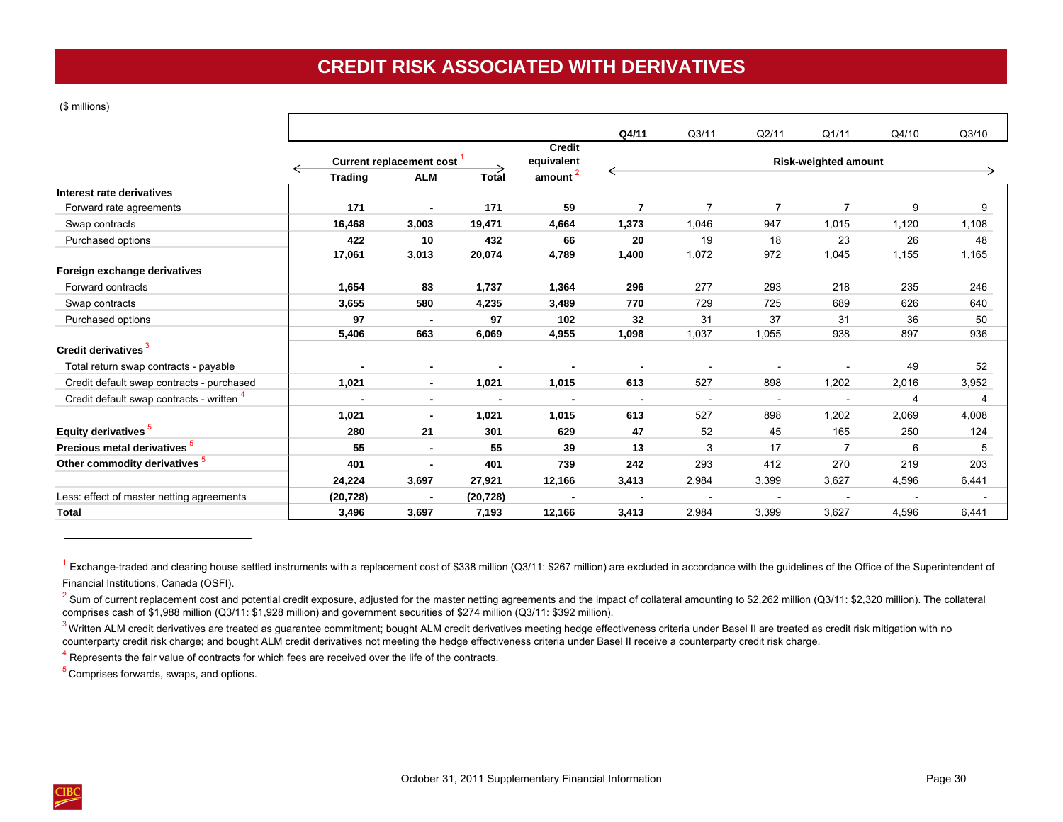# CREDIT RISK ASSOCIATED WITH DERIVATIVES

($ millions)

| | Current replacement cost [1] | | | Credit equivalent amount [2] | Risk-weighted amount | | | | | |
|---|---|---|---|---|---|---|---|---|---|---|
| | Trading | ALM | Total | | Q4/11 | Q3/11 | Q2/11 | Q1/11 | Q4/10 | Q3/10 |
| **Interest rate derivatives** | | | | | | | | | | |
| Forward rate agreements | 171 | - | 171 | 59 | 7 | 7 | 7 | 7 | 9 | 9 |
| Swap contracts | 16,468 | 3,003 | 19,471 | 4,664 | 1,373 | 1,046 | 947 | 1,015 | 1,120 | 1,108 |
| Purchased options | 422 | 10 | 432 | 66 | 20 | 19 | 18 | 23 | 26 | 48 |
| | 17,061 | 3,013 | 20,074 | 4,789 | 1,400 | 1,072 | 972 | 1,045 | 1,155 | 1,165 |
| **Foreign exchange derivatives** | | | | | | | | | | |
| Forward contracts | 1,654 | 83 | 1,737 | 1,364 | 296 | 277 | 293 | 218 | 235 | 246 |
| Swap contracts | 3,655 | 580 | 4,235 | 3,489 | 770 | 729 | 725 | 689 | 626 | 640 |
| Purchased options | 97 | - | 97 | 102 | 32 | 31 | 37 | 31 | 36 | 50 |
| | 5,406 | 663 | 6,069 | 4,955 | 1,098 | 1,037 | 1,055 | 938 | 897 | 936 |
| **Credit derivatives** [3] | | | | | | | | | | |
| Total return swap contracts - payable | - | - | - | - | - | - | - | - | 49 | 52 |
| Credit default swap contracts - purchased | 1,021 | - | 1,021 | 1,015 | 613 | 527 | 898 | 1,202 | 2,016 | 3,952 |
| Credit default swap contracts - written [4] | - | - | - | - | - | - | - | - | 4 | 4 |
| | 1,021 | - | 1,021 | 1,015 | 613 | 527 | 898 | 1,202 | 2,069 | 4,008 |
| **Equity derivatives** [5] | 280 | 21 | 301 | 629 | 47 | 52 | 45 | 165 | 250 | 124 |
| **Precious metal derivatives** [5] | 55 | - | 55 | 39 | 13 | 3 | 17 | 7 | 6 | 5 |
| **Other commodity derivatives** [5] | 401 | - | 401 | 739 | 242 | 293 | 412 | 270 | 219 | 203 |
| | 24,224 | 3,697 | 27,921 | 12,166 | 3,413 | 2,984 | 3,399 | 3,627 | 4,596 | 6,441 |
| Less: effect of master netting agreements | (20,728) | - | (20,728) | - | - | - | - | - | - | - |
| **Total** | 3,496 | 3,697 | 7,193 | 12,166 | 3,413 | 2,984 | 3,399 | 3,627 | 4,596 | 6,441 |

[1] Exchange-traded and clearing house settled instruments with a replacement cost of $338 million (Q3/11: $267 million) are excluded in accordance with the guidelines of the Office of the Superintendent of Financial Institutions, Canada (OSFI).

[2] Sum of current replacement cost and potential credit exposure, adjusted for the master netting agreements and the impact of collateral amounting to $2,262 million (Q3/11: $2,320 million). The collateral comprises cash of $1,988 million (Q3/11: $1,928 million) and government securities of $274 million (Q3/11: $392 million).

[3] Written ALM credit derivatives are treated as guarantee commitment; bought ALM credit derivatives meeting hedge effectiveness criteria under Basel II are treated as credit risk mitigation with no counterparty credit risk charge; and bought ALM credit derivatives not meeting the hedge effectiveness criteria under Basel II receive a counterparty credit risk charge.

[4] Represents the fair value of contracts for which fees are received over the life of the contracts.

[5] Comprises forwards, swaps, and options.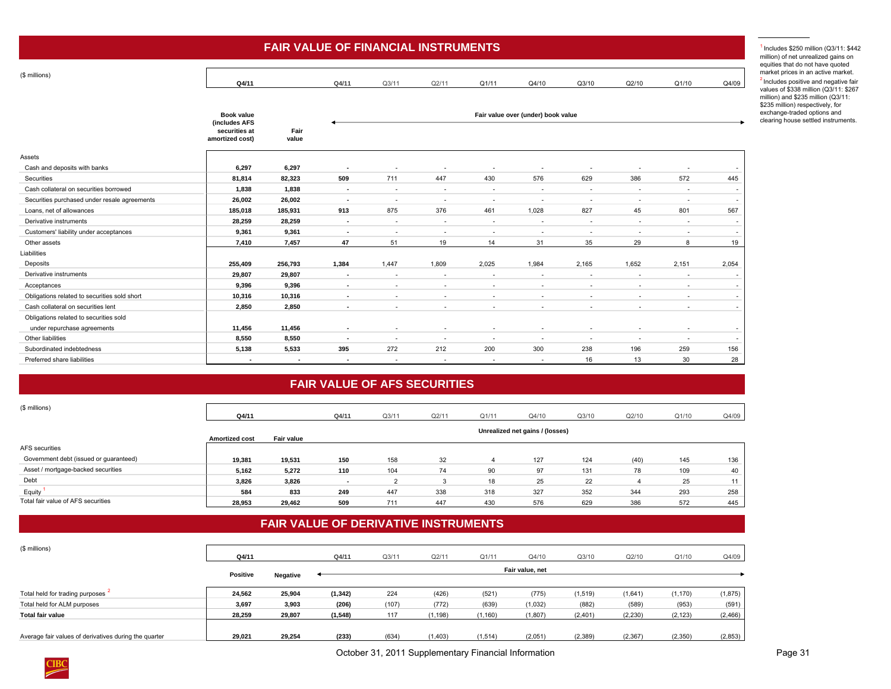# FAIR VALUE OF FINANCIAL INSTRUMENTS

($ millions)

| | Q4/11 Book value (includes AFS securities at amortized cost) | Q4/11 Fair value | Q4/11 | Q3/11 | Q2/11 | Q1/11 | Q4/10 | Q3/10 | Q2/10 | Q1/10 | Q4/09 |
|---|---|---|---|---|---|---|---|---|---|---|---|
| | | | Fair value over (under) book value | | | | | | | | |
| **Assets** | | | | | | | | | | | |
| Cash and deposits with banks | **6,297** | **6,297** | **-** | - | - | - | - | - | - | - | - |
| Securities | **81,814** | **82,323** | **509** | 711 | 447 | 430 | 576 | 629 | 386 | 572 | 445 |
| Cash collateral on securities borrowed | **1,838** | **1,838** | **-** | - | - | - | - | - | - | - | - |
| Securities purchased under resale agreements | **26,002** | **26,002** | **-** | - | - | - | - | - | - | - | - |
| Loans, net of allowances | **185,018** | **185,931** | **913** | 875 | 376 | 461 | 1,028 | 827 | 45 | 801 | 567 |
| Derivative instruments | **28,259** | **28,259** | **-** | - | - | - | - | - | - | - | - |
| Customers' liability under acceptances | **9,361** | **9,361** | **-** | - | - | - | - | - | - | - | - |
| Other assets | **7,410** | **7,457** | **47** | 51 | 19 | 14 | 31 | 35 | 29 | 8 | 19 |
| **Liabilities** | | | | | | | | | | | |
| Deposits | **255,409** | **256,793** | **1,384** | 1,447 | 1,809 | 2,025 | 1,984 | 2,165 | 1,652 | 2,151 | 2,054 |
| Derivative instruments | **29,807** | **29,807** | **-** | - | - | - | - | - | - | - | - |
| Acceptances | **9,396** | **9,396** | **-** | - | - | - | - | - | - | - | - |
| Obligations related to securities sold short | **10,316** | **10,316** | **-** | - | - | - | - | - | - | - | - |
| Cash collateral on securities lent | **2,850** | **2,850** | **-** | - | - | - | - | - | - | - | - |
| Obligations related to securities sold under repurchase agreements | **11,456** | **11,456** | **-** | - | - | - | - | - | - | - | - |
| Other liabilities | **8,550** | **8,550** | **-** | - | - | - | - | - | - | - | - |
| Subordinated indebtedness | **5,138** | **5,533** | **395** | 272 | 212 | 200 | 300 | 238 | 196 | 259 | 156 |
| Preferred share liabilities | **-** | **-** | **-** | - | - | - | - | 16 | 13 | 30 | 28 |

# FAIR VALUE OF AFS SECURITIES

($ millions)

| | Q4/11 Amortized cost | Q4/11 Fair value | Q4/11 | Q3/11 | Q2/11 | Q1/11 | Q4/10 | Q3/10 | Q2/10 | Q1/10 | Q4/09 |
|---|---|---|---|---|---|---|---|---|---|---|---|
| | | | Unrealized net gains / (losses) | | | | | | | | |
| **AFS securities** | | | | | | | | | | | |
| Government debt (issued or guaranteed) | **19,381** | **19,531** | **150** | 158 | 32 | 4 | 127 | 124 | (40) | 145 | 136 |
| Asset / mortgage-backed securities | **5,162** | **5,272** | **110** | 104 | 74 | 90 | 97 | 131 | 78 | 109 | 40 |
| Debt | **3,826** | **3,826** | **-** | 2 | 3 | 18 | 25 | 22 | 4 | 25 | 11 |
| Equity [1] | **584** | **833** | **249** | 447 | 338 | 318 | 327 | 352 | 344 | 293 | 258 |
| Total fair value of AFS securities | **28,953** | **29,462** | **509** | 711 | 447 | 430 | 576 | 629 | 386 | 572 | 445 |

# FAIR VALUE OF DERIVATIVE INSTRUMENTS

($ millions)

| | Q4/11 Positive | Q4/11 Negative | Q4/11 | Q3/11 | Q2/11 | Q1/11 | Q4/10 | Q3/10 | Q2/10 | Q1/10 | Q4/09 |
|---|---|---|---|---|---|---|---|---|---|---|---|
| | | | Fair value, net | | | | | | | | |
| Total held for trading purposes [2] | **24,562** | **25,904** | **(1,342)** | 224 | (426) | (521) | (775) | (1,519) | (1,641) | (1,170) | (1,875) |
| Total held for ALM purposes | **3,697** | **3,903** | **(206)** | (107) | (772) | (639) | (1,032) | (882) | (589) | (953) | (591) |
| **Total fair value** | **28,259** | **29,807** | **(1,548)** | 117 | (1,198) | (1,160) | (1,807) | (2,401) | (2,230) | (2,123) | (2,466) |
| Average fair values of derivatives during the quarter | **29,021** | **29,254** | **(233)** | (634) | (1,403) | (1,514) | (2,051) | (2,389) | (2,367) | (2,350) | (2,853) |

[1] Includes $250 million (Q3/11: $442 million) of net unrealized gains on equities that do not have quoted market prices in an active market.

[2] Includes positive and negative fair values of $338 million (Q3/11: $267 million) and $235 million (Q3/11: $235 million) respectively, for exchange-traded options and clearing house settled instruments.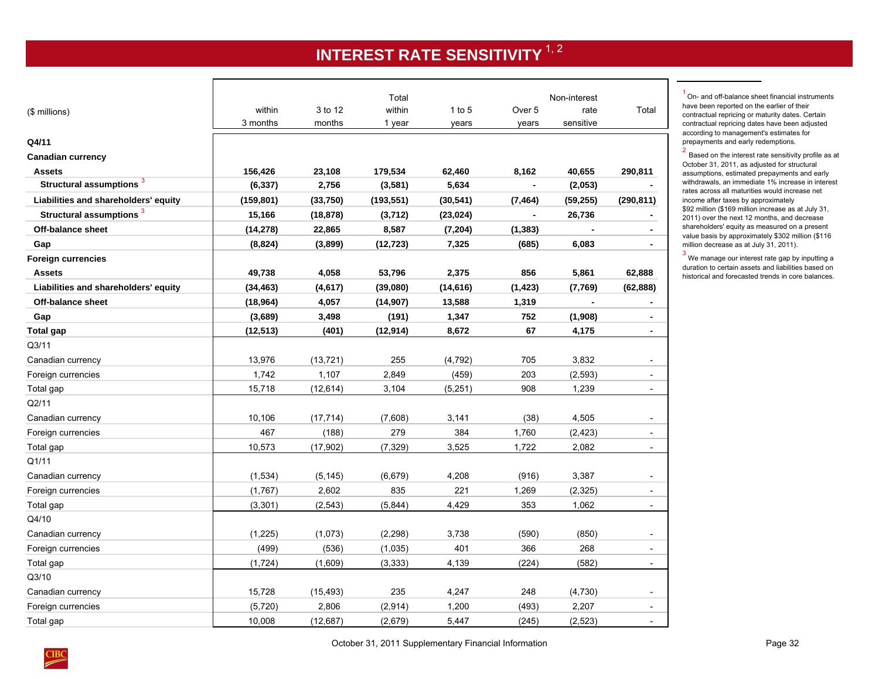# INTEREST RATE SENSITIVITY [1, 2]

| ($ millions) | within 3 months | 3 to 12 months | Total within 1 year | 1 to 5 years | Over 5 years | Non-interest rate sensitive | Total |
|---|---|---|---|---|---|---|---|
| **Q4/11** | | | | | | | |
| **Canadian currency** | | | | | | | |
| **Assets** | **156,426** | **23,108** | **179,534** | **62,460** | **8,162** | **40,655** | **290,811** |
| **Structural assumptions** [3] | **(6,337)** | **2,756** | **(3,581)** | **5,634** | **-** | **(2,053)** | **-** |
| **Liabilities and shareholders' equity** | **(159,801)** | **(33,750)** | **(193,551)** | **(30,541)** | **(7,464)** | **(59,255)** | **(290,811)** |
| **Structural assumptions** [3] | **15,166** | **(18,878)** | **(3,712)** | **(23,024)** | **-** | **26,736** | **-** |
| **Off-balance sheet** | **(14,278)** | **22,865** | **8,587** | **(7,204)** | **(1,383)** | **-** | **-** |
| **Gap** | **(8,824)** | **(3,899)** | **(12,723)** | **7,325** | **(685)** | **6,083** | **-** |
| **Foreign currencies** | | | | | | | |
| **Assets** | **49,738** | **4,058** | **53,796** | **2,375** | **856** | **5,861** | **62,888** |
| **Liabilities and shareholders' equity** | **(34,463)** | **(4,617)** | **(39,080)** | **(14,616)** | **(1,423)** | **(7,769)** | **(62,888)** |
| **Off-balance sheet** | **(18,964)** | **4,057** | **(14,907)** | **13,588** | **1,319** | **-** | **-** |
| **Gap** | **(3,689)** | **3,498** | **(191)** | **1,347** | **752** | **(1,908)** | **-** |
| **Total gap** | **(12,513)** | **(401)** | **(12,914)** | **8,672** | **67** | **4,175** | **-** |
| Q3/11 | | | | | | | |
| Canadian currency | 13,976 | (13,721) | 255 | (4,792) | 705 | 3,832 | - |
| Foreign currencies | 1,742 | 1,107 | 2,849 | (459) | 203 | (2,593) | - |
| Total gap | 15,718 | (12,614) | 3,104 | (5,251) | 908 | 1,239 | - |
| Q2/11 | | | | | | | |
| Canadian currency | 10,106 | (17,714) | (7,608) | 3,141 | (38) | 4,505 | - |
| Foreign currencies | 467 | (188) | 279 | 384 | 1,760 | (2,423) | - |
| Total gap | 10,573 | (17,902) | (7,329) | 3,525 | 1,722 | 2,082 | - |
| Q1/11 | | | | | | | |
| Canadian currency | (1,534) | (5,145) | (6,679) | 4,208 | (916) | 3,387 | - |
| Foreign currencies | (1,767) | 2,602 | 835 | 221 | 1,269 | (2,325) | - |
| Total gap | (3,301) | (2,543) | (5,844) | 4,429 | 353 | 1,062 | - |
| Q4/10 | | | | | | | |
| Canadian currency | (1,225) | (1,073) | (2,298) | 3,738 | (590) | (850) | - |
| Foreign currencies | (499) | (536) | (1,035) | 401 | 366 | 268 | - |
| Total gap | (1,724) | (1,609) | (3,333) | 4,139 | (224) | (582) | - |
| Q3/10 | | | | | | | |
| Canadian currency | 15,728 | (15,493) | 235 | 4,247 | 248 | (4,730) | - |
| Foreign currencies | (5,720) | 2,806 | (2,914) | 1,200 | (493) | 2,207 | - |
| Total gap | 10,008 | (12,687) | (2,679) | 5,447 | (245) | (2,523) | - |

[1] On- and off-balance sheet financial instruments have been reported on the earlier of their contractual repricing or maturity dates. Certain contractual repricing dates have been adjusted according to management's estimates for prepayments and early redemptions.

[2] Based on the interest rate sensitivity profile as at October 31, 2011, as adjusted for structural assumptions, estimated prepayments and early withdrawals, an immediate 1% increase in interest rates across all maturities would increase net income after taxes by approximately $92 million ($169 million increase as at July 31, 2011) over the next 12 months, and decrease shareholders' equity as measured on a present value basis by approximately $302 million ($116 million decrease as at July 31, 2011).

[3] We manage our interest rate gap by inputting a duration to certain assets and liabilities based on historical and forecasted trends in core balances.

October 31, 2011 Supplementary Financial Information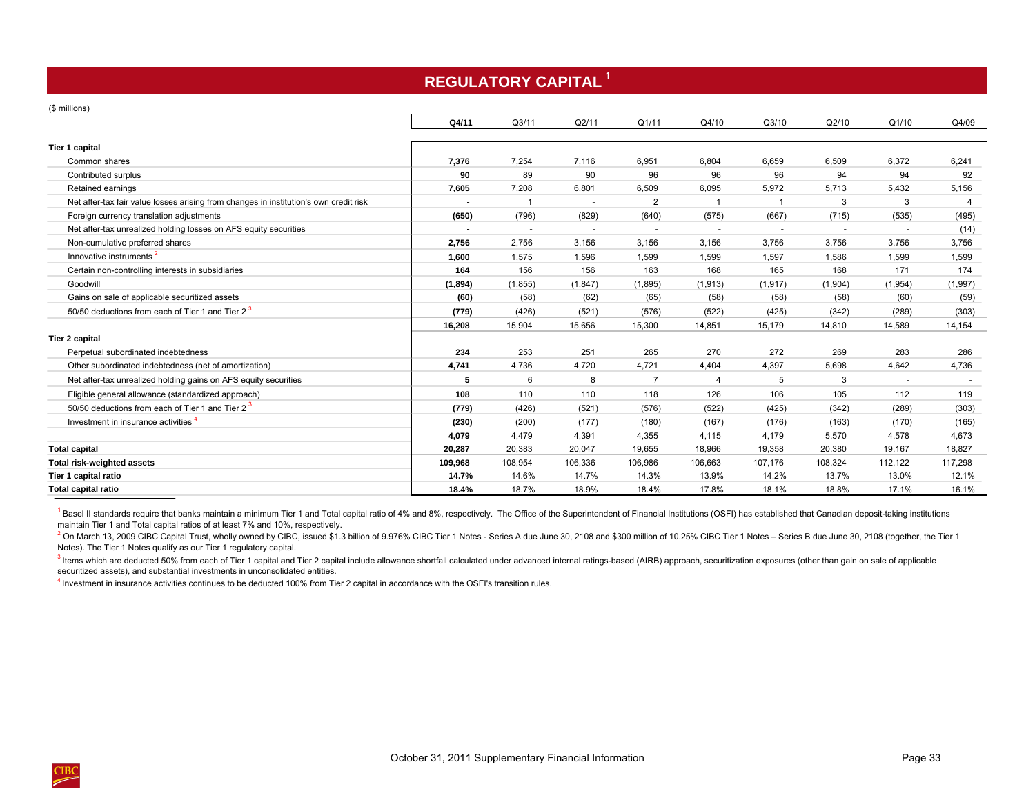# REGULATORY CAPITAL [1]

($ millions)

| | Q4/11 | Q3/11 | Q2/11 | Q1/11 | Q4/10 | Q3/10 | Q2/10 | Q1/10 | Q4/09 |
|---|---|---|---|---|---|---|---|---|---|
| **Tier 1 capital** | | | | | | | | | |
| Common shares | **7,376** | 7,254 | 7,116 | 6,951 | 6,804 | 6,659 | 6,509 | 6,372 | 6,241 |
| Contributed surplus | **90** | 89 | 90 | 96 | 96 | 96 | 94 | 94 | 92 |
| Retained earnings | **7,605** | 7,208 | 6,801 | 6,509 | 6,095 | 5,972 | 5,713 | 5,432 | 5,156 |
| Net after-tax fair value losses arising from changes in institution's own credit risk | **-** | 1 | - | 2 | 1 | 1 | 3 | 3 | 4 |
| Foreign currency translation adjustments | **(650)** | (796) | (829) | (640) | (575) | (667) | (715) | (535) | (495) |
| Net after-tax unrealized holding losses on AFS equity securities | **-** | - | - | - | - | - | - | - | (14) |
| Non-cumulative preferred shares | **2,756** | 2,756 | 3,156 | 3,156 | 3,156 | 3,756 | 3,756 | 3,756 | 3,756 |
| Innovative instruments [2] | **1,600** | 1,575 | 1,596 | 1,599 | 1,599 | 1,597 | 1,586 | 1,599 | 1,599 |
| Certain non-controlling interests in subsidiaries | **164** | 156 | 156 | 163 | 168 | 165 | 168 | 171 | 174 |
| Goodwill | **(1,894)** | (1,855) | (1,847) | (1,895) | (1,913) | (1,917) | (1,904) | (1,954) | (1,997) |
| Gains on sale of applicable securitized assets | **(60)** | (58) | (62) | (65) | (58) | (58) | (58) | (60) | (59) |
| 50/50 deductions from each of Tier 1 and Tier 2 [3] | **(779)** | (426) | (521) | (576) | (522) | (425) | (342) | (289) | (303) |
| | **16,208** | 15,904 | 15,656 | 15,300 | 14,851 | 15,179 | 14,810 | 14,589 | 14,154 |
| **Tier 2 capital** | | | | | | | | | |
| Perpetual subordinated indebtedness | **234** | 253 | 251 | 265 | 270 | 272 | 269 | 283 | 286 |
| Other subordinated indebtedness (net of amortization) | **4,741** | 4,736 | 4,720 | 4,721 | 4,404 | 4,397 | 5,698 | 4,642 | 4,736 |
| Net after-tax unrealized holding gains on AFS equity securities | **5** | 6 | 8 | 7 | 4 | 5 | 3 | - | - |
| Eligible general allowance (standardized approach) | **108** | 110 | 110 | 118 | 126 | 106 | 105 | 112 | 119 |
| 50/50 deductions from each of Tier 1 and Tier 2 [3] | **(779)** | (426) | (521) | (576) | (522) | (425) | (342) | (289) | (303) |
| Investment in insurance activities [4] | **(230)** | (200) | (177) | (180) | (167) | (176) | (163) | (170) | (165) |
| | **4,079** | 4,479 | 4,391 | 4,355 | 4,115 | 4,179 | 5,570 | 4,578 | 4,673 |
| **Total capital** | **20,287** | 20,383 | 20,047 | 19,655 | 18,966 | 19,358 | 20,380 | 19,167 | 18,827 |
| **Total risk-weighted assets** | **109,968** | 108,954 | 106,336 | 106,986 | 106,663 | 107,176 | 108,324 | 112,122 | 117,298 |
| **Tier 1 capital ratio** | **14.7%** | 14.6% | 14.7% | 14.3% | 13.9% | 14.2% | 13.7% | 13.0% | 12.1% |
| **Total capital ratio** | **18.4%** | 18.7% | 18.9% | 18.4% | 17.8% | 18.1% | 18.8% | 17.1% | 16.1% |

[1] Basel II standards require that banks maintain a minimum Tier 1 and Total capital ratio of 4% and 8%, respectively. The Office of the Superintendent of Financial Institutions (OSFI) has established that Canadian deposit-taking institutions maintain Tier 1 and Total capital ratios of at least 7% and 10%, respectively.

[2] On March 13, 2009 CIBC Capital Trust, wholly owned by CIBC, issued $1.3 billion of 9.976% CIBC Tier 1 Notes - Series A due June 30, 2108 and $300 million of 10.25% CIBC Tier 1 Notes – Series B due June 30, 2108 (together, the Tier 1 Notes). The Tier 1 Notes qualify as our Tier 1 regulatory capital.

[3] Items which are deducted 50% from each of Tier 1 capital and Tier 2 capital include allowance shortfall calculated under advanced internal ratings-based (AIRB) approach, securitization exposures (other than gain on sale of applicable securitized assets), and substantial investments in unconsolidated entities.

[4] Investment in insurance activities continues to be deducted 100% from Tier 2 capital in accordance with the OSFI's transition rules.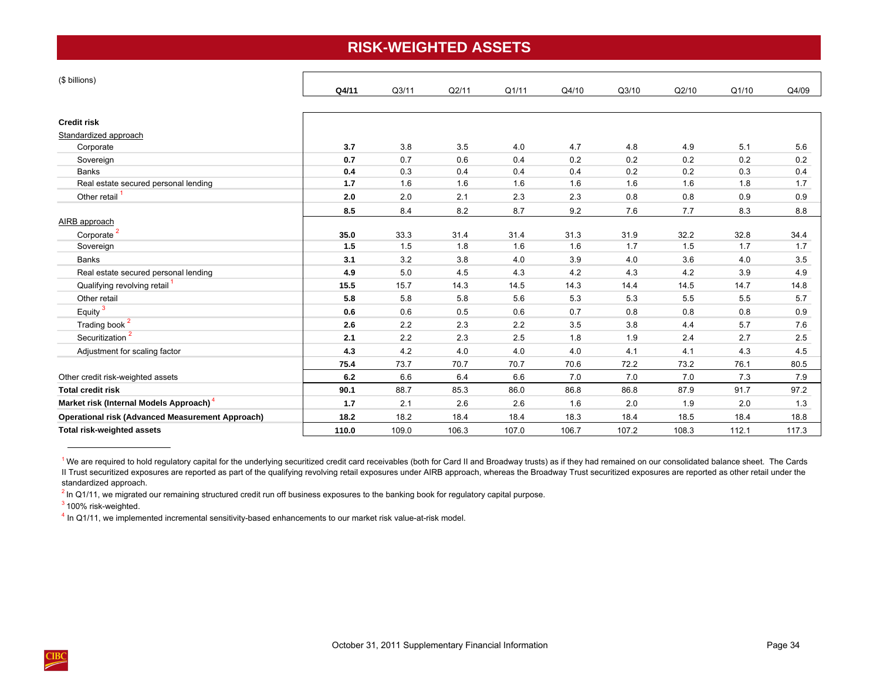# RISK-WEIGHTED ASSETS

| ($ billions) | **Q4/11** | Q3/11 | Q2/11 | Q1/11 | Q4/10 | Q3/10 | Q2/10 | Q1/10 | Q4/09 |
|---|---|---|---|---|---|---|---|---|---|
| **Credit risk** | | | | | | | | | |
| Standardized approach | | | | | | | | | |
| Corporate | **3.7** | 3.8 | 3.5 | 4.0 | 4.7 | 4.8 | 4.9 | 5.1 | 5.6 |
| Sovereign | **0.7** | 0.7 | 0.6 | 0.4 | 0.2 | 0.2 | 0.2 | 0.2 | 0.2 |
| Banks | **0.4** | 0.3 | 0.4 | 0.4 | 0.4 | 0.2 | 0.2 | 0.3 | 0.4 |
| Real estate secured personal lending | **1.7** | 1.6 | 1.6 | 1.6 | 1.6 | 1.6 | 1.6 | 1.8 | 1.7 |
| Other retail [1] | **2.0** | 2.0 | 2.1 | 2.3 | 2.3 | 0.8 | 0.8 | 0.9 | 0.9 |
| | **8.5** | 8.4 | 8.2 | 8.7 | 9.2 | 7.6 | 7.7 | 8.3 | 8.8 |
| AIRB approach | | | | | | | | | |
| Corporate [2] | **35.0** | 33.3 | 31.4 | 31.4 | 31.3 | 31.9 | 32.2 | 32.8 | 34.4 |
| Sovereign | **1.5** | 1.5 | 1.8 | 1.6 | 1.6 | 1.7 | 1.5 | 1.7 | 1.7 |
| Banks | **3.1** | 3.2 | 3.8 | 4.0 | 3.9 | 4.0 | 3.6 | 4.0 | 3.5 |
| Real estate secured personal lending | **4.9** | 5.0 | 4.5 | 4.3 | 4.2 | 4.3 | 4.2 | 3.9 | 4.9 |
| Qualifying revolving retail [1] | **15.5** | 15.7 | 14.3 | 14.5 | 14.3 | 14.4 | 14.5 | 14.7 | 14.8 |
| Other retail | **5.8** | 5.8 | 5.8 | 5.6 | 5.3 | 5.3 | 5.5 | 5.5 | 5.7 |
| Equity [3] | **0.6** | 0.6 | 0.5 | 0.6 | 0.7 | 0.8 | 0.8 | 0.8 | 0.9 |
| Trading book [2] | **2.6** | 2.2 | 2.3 | 2.2 | 3.5 | 3.8 | 4.4 | 5.7 | 7.6 |
| Securitization [2] | **2.1** | 2.2 | 2.3 | 2.5 | 1.8 | 1.9 | 2.4 | 2.7 | 2.5 |
| Adjustment for scaling factor | **4.3** | 4.2 | 4.0 | 4.0 | 4.0 | 4.1 | 4.1 | 4.3 | 4.5 |
| | **75.4** | 73.7 | 70.7 | 70.7 | 70.6 | 72.2 | 73.2 | 76.1 | 80.5 |
| Other credit risk-weighted assets | **6.2** | 6.6 | 6.4 | 6.6 | 7.0 | 7.0 | 7.0 | 7.3 | 7.9 |
| **Total credit risk** | **90.1** | 88.7 | 85.3 | 86.0 | 86.8 | 86.8 | 87.9 | 91.7 | 97.2 |
| **Market risk (Internal Models Approach)** [4] | **1.7** | 2.1 | 2.6 | 2.6 | 1.6 | 2.0 | 1.9 | 2.0 | 1.3 |
| **Operational risk (Advanced Measurement Approach)** | **18.2** | 18.2 | 18.4 | 18.4 | 18.3 | 18.4 | 18.5 | 18.4 | 18.8 |
| **Total risk-weighted assets** | **110.0** | 109.0 | 106.3 | 107.0 | 106.7 | 107.2 | 108.3 | 112.1 | 117.3 |

[1] We are required to hold regulatory capital for the underlying securitized credit card receivables (both for Card II and Broadway trusts) as if they had remained on our consolidated balance sheet. The Cards II Trust securitized exposures are reported as part of the qualifying revolving retail exposures under AIRB approach, whereas the Broadway Trust securitized exposures are reported as other retail under the standardized approach.

[2] In Q1/11, we migrated our remaining structured credit run off business exposures to the banking book for regulatory capital purpose.

[3] 100% risk-weighted.

[4] In Q1/11, we implemented incremental sensitivity-based enhancements to our market risk value-at-risk model.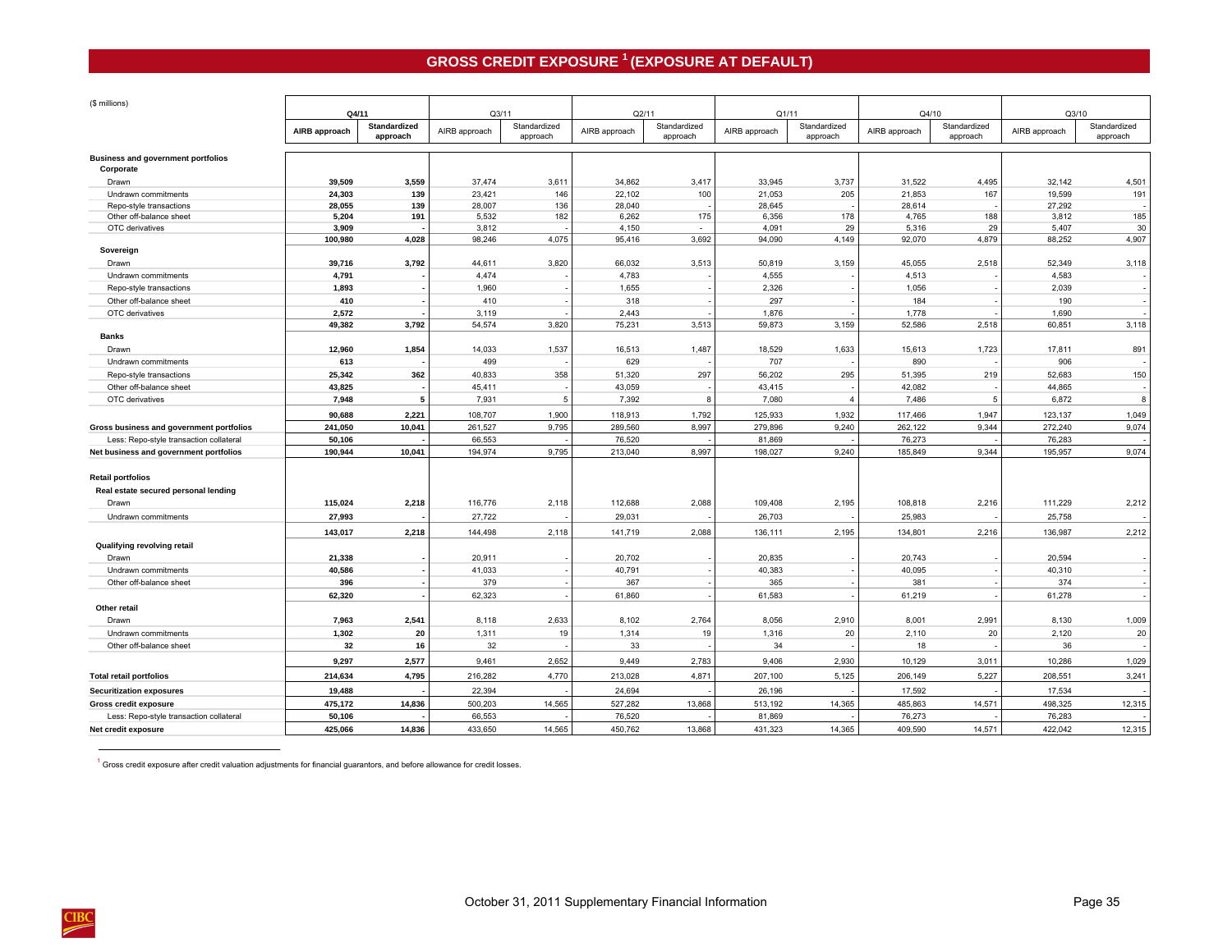# GROSS CREDIT EXPOSURE [1] (EXPOSURE AT DEFAULT)

($ millions)

| | Q4/11 | | Q3/11 | | Q2/11 | | Q1/11 | | Q4/10 | | Q3/10 | |
|---|---|---|---|---|---|---|---|---|---|---|---|---|
| | **AIRB approach** | **Standardized approach** | AIRB approach | Standardized approach | AIRB approach | Standardized approach | AIRB approach | Standardized approach | AIRB approach | Standardized approach | AIRB approach | Standardized approach |
| **Business and government portfolios** | | | | | | | | | | | | |
| **Corporate** | | | | | | | | | | | | |
| Drawn | **39,509** | **3,559** | 37,474 | 3,611 | 34,862 | 3,417 | 33,945 | 3,737 | 31,522 | 4,495 | 32,142 | 4,501 |
| Undrawn commitments | **24,303** | **139** | 23,421 | 146 | 22,102 | 100 | 21,053 | 205 | 21,853 | 167 | 19,599 | 191 |
| Repo-style transactions | **28,055** | **139** | 28,007 | 136 | 28,040 | - | 28,645 | - | 28,614 | - | 27,292 | - |
| Other off-balance sheet | **5,204** | **191** | 5,532 | 182 | 6,262 | 175 | 6,356 | 178 | 4,765 | 188 | 3,812 | 185 |
| OTC derivatives | **3,909** | **-** | 3,812 | - | 4,150 | - | 4,091 | 29 | 5,316 | 29 | 5,407 | 30 |
| | **100,980** | **4,028** | 98,246 | 4,075 | 95,416 | 3,692 | 94,090 | 4,149 | 92,070 | 4,879 | 88,252 | 4,907 |
| **Sovereign** | | | | | | | | | | | | |
| Drawn | **39,716** | **3,792** | 44,611 | 3,820 | 66,032 | 3,513 | 50,819 | 3,159 | 45,055 | 2,518 | 52,349 | 3,118 |
| Undrawn commitments | **4,791** | **-** | 4,474 | - | 4,783 | - | 4,555 | - | 4,513 | - | 4,583 | - |
| Repo-style transactions | **1,893** | **-** | 1,960 | - | 1,655 | - | 2,326 | - | 1,056 | - | 2,039 | - |
| Other off-balance sheet | **410** | **-** | 410 | - | 318 | - | 297 | - | 184 | - | 190 | - |
| OTC derivatives | **2,572** | **-** | 3,119 | - | 2,443 | - | 1,876 | - | 1,778 | - | 1,690 | - |
| | **49,382** | **3,792** | 54,574 | 3,820 | 75,231 | 3,513 | 59,873 | 3,159 | 52,586 | 2,518 | 60,851 | 3,118 |
| **Banks** | | | | | | | | | | | | |
| Drawn | **12,960** | **1,854** | 14,033 | 1,537 | 16,513 | 1,487 | 18,529 | 1,633 | 15,613 | 1,723 | 17,811 | 891 |
| Undrawn commitments | **613** | **-** | 499 | - | 629 | - | 707 | - | 890 | - | 906 | - |
| Repo-style transactions | **25,342** | **362** | 40,833 | 358 | 51,320 | 297 | 56,202 | 295 | 51,395 | 219 | 52,683 | 150 |
| Other off-balance sheet | **43,825** | **-** | 45,411 | - | 43,059 | - | 43,415 | - | 42,082 | - | 44,865 | - |
| OTC derivatives | **7,948** | **5** | 7,931 | 5 | 7,392 | 8 | 7,080 | 4 | 7,486 | 5 | 6,872 | 8 |
| | **90,688** | **2,221** | 108,707 | 1,900 | 118,913 | 1,792 | 125,933 | 1,932 | 117,466 | 1,947 | 123,137 | 1,049 |
| **Gross business and government portfolios** | **241,050** | **10,041** | 261,527 | 9,795 | 289,560 | 8,997 | 279,896 | 9,240 | 262,122 | 9,344 | 272,240 | 9,074 |
| Less: Repo-style transaction collateral | **50,106** | **-** | 66,553 | - | 76,520 | - | 81,869 | - | 76,273 | - | 76,283 | - |
| **Net business and government portfolios** | **190,944** | **10,041** | 194,974 | 9,795 | 213,040 | 8,997 | 198,027 | 9,240 | 185,849 | 9,344 | 195,957 | 9,074 |
| **Retail portfolios** | | | | | | | | | | | | |
| **Real estate secured personal lending** | | | | | | | | | | | | |
| Drawn | **115,024** | **2,218** | 116,776 | 2,118 | 112,688 | 2,088 | 109,408 | 2,195 | 108,818 | 2,216 | 111,229 | 2,212 |
| Undrawn commitments | **27,993** | **-** | 27,722 | - | 29,031 | - | 26,703 | - | 25,983 | - | 25,758 | - |
| | **143,017** | **2,218** | 144,498 | 2,118 | 141,719 | 2,088 | 136,111 | 2,195 | 134,801 | 2,216 | 136,987 | 2,212 |
| **Qualifying revolving retail** | | | | | | | | | | | | |
| Drawn | **21,338** | **-** | 20,911 | - | 20,702 | - | 20,835 | - | 20,743 | - | 20,594 | - |
| Undrawn commitments | **40,586** | **-** | 41,033 | - | 40,791 | - | 40,383 | - | 40,095 | - | 40,310 | - |
| Other off-balance sheet | **396** | **-** | 379 | - | 367 | - | 365 | - | 381 | - | 374 | - |
| | **62,320** | **-** | 62,323 | - | 61,860 | - | 61,583 | - | 61,219 | - | 61,278 | - |
| **Other retail** | | | | | | | | | | | | |
| Drawn | **7,963** | **2,541** | 8,118 | 2,633 | 8,102 | 2,764 | 8,056 | 2,910 | 8,001 | 2,991 | 8,130 | 1,009 |
| Undrawn commitments | **1,302** | **20** | 1,311 | 19 | 1,314 | 19 | 1,316 | 20 | 2,110 | 20 | 2,120 | 20 |
| Other off-balance sheet | **32** | **16** | 32 | - | 33 | - | 34 | - | 18 | - | 36 | - |
| | **9,297** | **2,577** | 9,461 | 2,652 | 9,449 | 2,783 | 9,406 | 2,930 | 10,129 | 3,011 | 10,286 | 1,029 |
| **Total retail portfolios** | **214,634** | **4,795** | 216,282 | 4,770 | 213,028 | 4,871 | 207,100 | 5,125 | 206,149 | 5,227 | 208,551 | 3,241 |
| **Securitization exposures** | **19,488** | **-** | 22,394 | - | 24,694 | - | 26,196 | - | 17,592 | - | 17,534 | - |
| **Gross credit exposure** | **475,172** | **14,836** | 500,203 | 14,565 | 527,282 | 13,868 | 513,192 | 14,365 | 485,863 | 14,571 | 498,325 | 12,315 |
| Less: Repo-style transaction collateral | **50,106** | **-** | 66,553 | - | 76,520 | - | 81,869 | - | 76,273 | - | 76,283 | - |
| **Net credit exposure** | **425,066** | **14,836** | 433,650 | 14,565 | 450,762 | 13,868 | 431,323 | 14,365 | 409,590 | 14,571 | 422,042 | 12,315 |

[1] Gross credit exposure after credit valuation adjustments for financial guarantors, and before allowance for credit losses.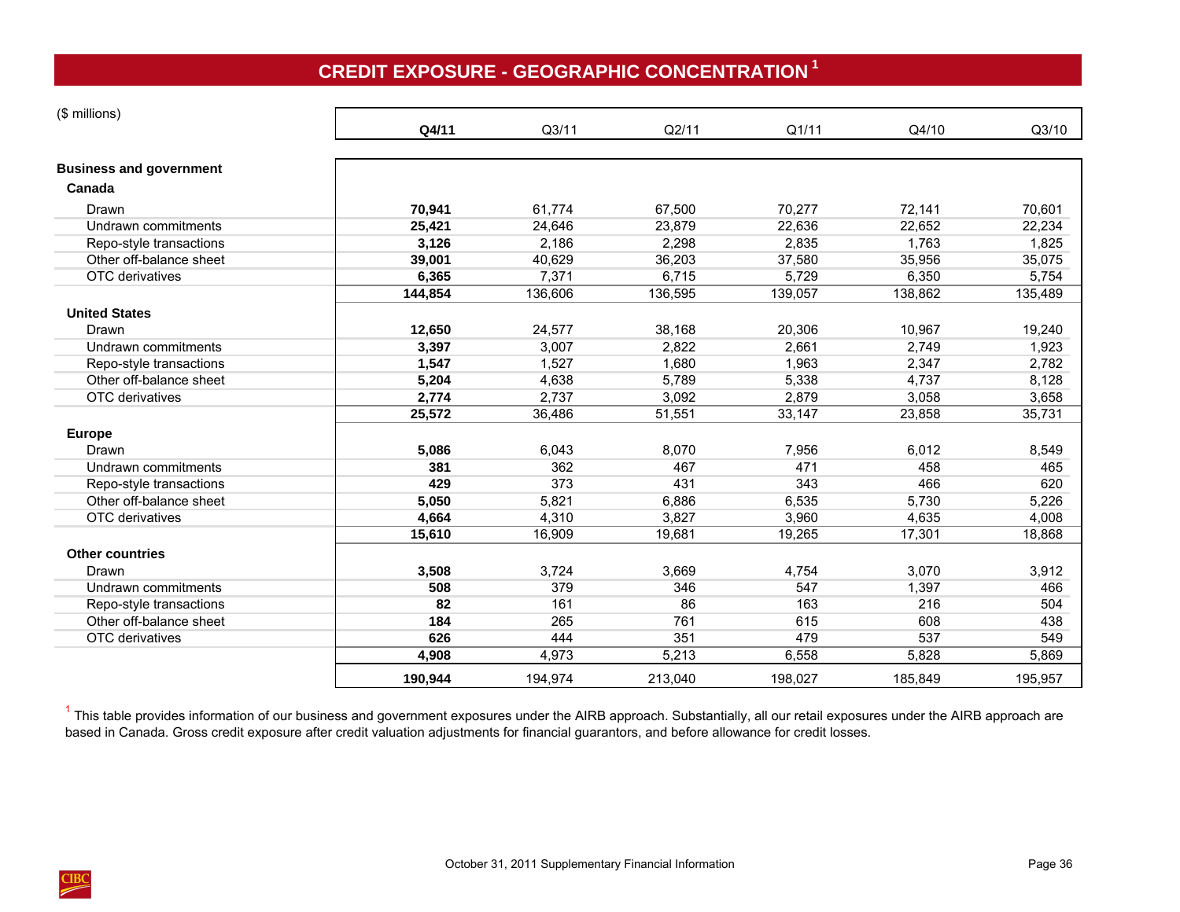## CREDIT EXPOSURE - GEOGRAPHIC CONCENTRATION [1]

($ millions)

| | **Q4/11** | Q3/11 | Q2/11 | Q1/11 | Q4/10 | Q3/10 |
|---|---|---|---|---|---|---|
| **Business and government** | | | | | | |
| **Canada** | | | | | | |
| Drawn | **70,941** | 61,774 | 67,500 | 70,277 | 72,141 | 70,601 |
| Undrawn commitments | **25,421** | 24,646 | 23,879 | 22,636 | 22,652 | 22,234 |
| Repo-style transactions | **3,126** | 2,186 | 2,298 | 2,835 | 1,763 | 1,825 |
| Other off-balance sheet | **39,001** | 40,629 | 36,203 | 37,580 | 35,956 | 35,075 |
| OTC derivatives | **6,365** | 7,371 | 6,715 | 5,729 | 6,350 | 5,754 |
| | **144,854** | 136,606 | 136,595 | 139,057 | 138,862 | 135,489 |
| **United States** | | | | | | |
| Drawn | **12,650** | 24,577 | 38,168 | 20,306 | 10,967 | 19,240 |
| Undrawn commitments | **3,397** | 3,007 | 2,822 | 2,661 | 2,749 | 1,923 |
| Repo-style transactions | **1,547** | 1,527 | 1,680 | 1,963 | 2,347 | 2,782 |
| Other off-balance sheet | **5,204** | 4,638 | 5,789 | 5,338 | 4,737 | 8,128 |
| OTC derivatives | **2,774** | 2,737 | 3,092 | 2,879 | 3,058 | 3,658 |
| | **25,572** | 36,486 | 51,551 | 33,147 | 23,858 | 35,731 |
| **Europe** | | | | | | |
| Drawn | **5,086** | 6,043 | 8,070 | 7,956 | 6,012 | 8,549 |
| Undrawn commitments | **381** | 362 | 467 | 471 | 458 | 465 |
| Repo-style transactions | **429** | 373 | 431 | 343 | 466 | 620 |
| Other off-balance sheet | **5,050** | 5,821 | 6,886 | 6,535 | 5,730 | 5,226 |
| OTC derivatives | **4,664** | 4,310 | 3,827 | 3,960 | 4,635 | 4,008 |
| | **15,610** | 16,909 | 19,681 | 19,265 | 17,301 | 18,868 |
| **Other countries** | | | | | | |
| Drawn | **3,508** | 3,724 | 3,669 | 4,754 | 3,070 | 3,912 |
| Undrawn commitments | **508** | 379 | 346 | 547 | 1,397 | 466 |
| Repo-style transactions | **82** | 161 | 86 | 163 | 216 | 504 |
| Other off-balance sheet | **184** | 265 | 761 | 615 | 608 | 438 |
| OTC derivatives | **626** | 444 | 351 | 479 | 537 | 549 |
| | **4,908** | 4,973 | 5,213 | 6,558 | 5,828 | 5,869 |
| | **190,944** | 194,974 | 213,040 | 198,027 | 185,849 | 195,957 |

[1] This table provides information of our business and government exposures under the AIRB approach. Substantially, all our retail exposures under the AIRB approach are based in Canada. Gross credit exposure after credit valuation adjustments for financial guarantors, and before allowance for credit losses.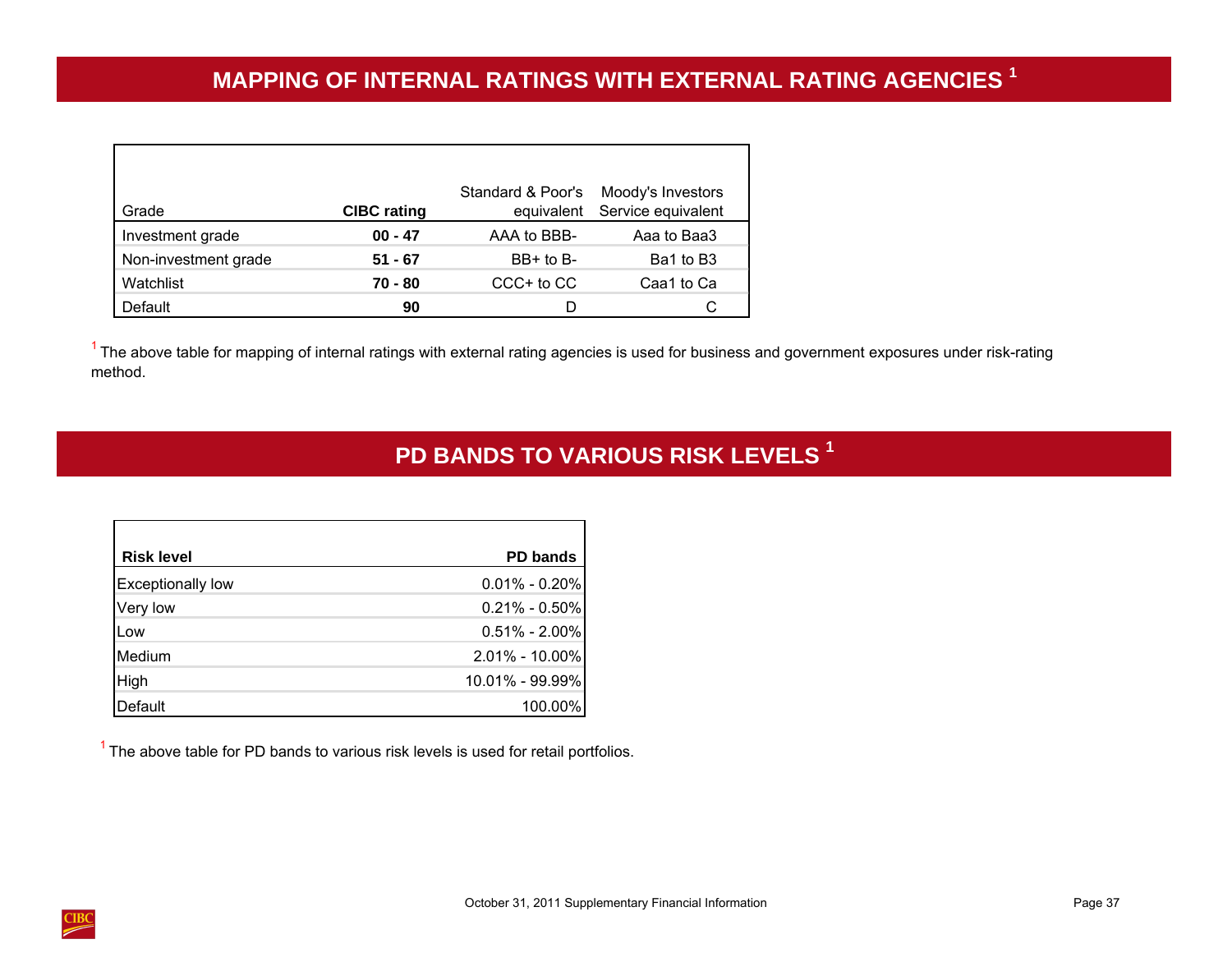## MAPPING OF INTERNAL RATINGS WITH EXTERNAL RATING AGENCIES [1]

| Grade | CIBC rating | Standard & Poor's equivalent | Moody's Investors Service equivalent |
|---|---|---|---|
| Investment grade | **00 - 47** | AAA to BBB- | Aaa to Baa3 |
| Non-investment grade | **51 - 67** | BB+ to B- | Ba1 to B3 |
| Watchlist | **70 - 80** | CCC+ to CC | Caa1 to Ca |
| Default | **90** | D | C |

[1] The above table for mapping of internal ratings with external rating agencies is used for business and government exposures under risk-rating method.

## PD BANDS TO VARIOUS RISK LEVELS [1]

| **Risk level** | **PD bands** |
|---|---|
| Exceptionally low | 0.01% - 0.20% |
| Very low | 0.21% - 0.50% |
| Low | 0.51% - 2.00% |
| Medium | 2.01% - 10.00% |
| High | 10.01% - 99.99% |
| Default | 100.00% |

[1] The above table for PD bands to various risk levels is used for retail portfolios.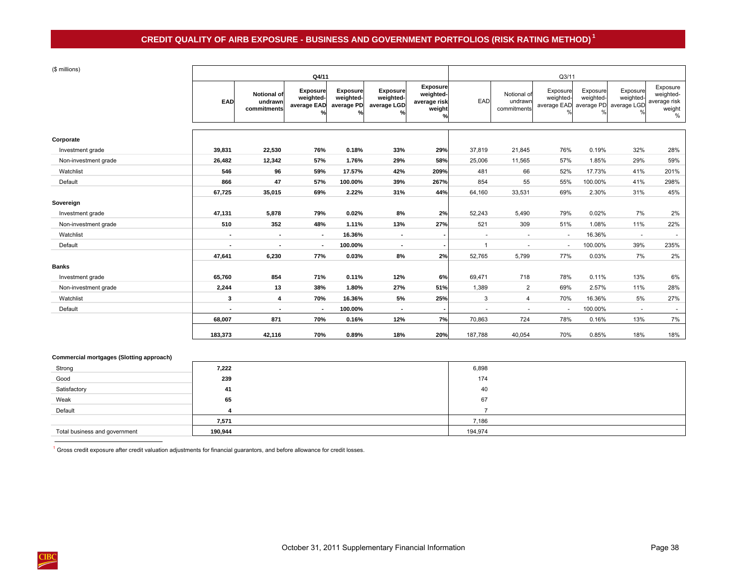# CREDIT QUALITY OF AIRB EXPOSURE - BUSINESS AND GOVERNMENT PORTFOLIOS (RISK RATING METHOD) [1]

($ millions)

| | Q4/11 | | | | | | Q3/11 | | | | | |
|---|---|---|---|---|---|---|---|---|---|---|---|---|
| | EAD | Notional of undrawn commitments | Exposure weighted-average EAD % | Exposure weighted-average PD % | Exposure weighted-average LGD % | Exposure weighted-average risk weight % | EAD | Notional of undrawn commitments | Exposure weighted-average EAD % | Exposure weighted-average PD % | Exposure weighted-average LGD % | Exposure weighted-average risk weight % |
| **Corporate** | | | | | | | | | | | | |
| Investment grade | **39,831** | **22,530** | **76%** | **0.18%** | **33%** | **29%** | 37,819 | 21,845 | 76% | 0.19% | 32% | 28% |
| Non-investment grade | **26,482** | **12,342** | **57%** | **1.76%** | **29%** | **58%** | 25,006 | 11,565 | 57% | 1.85% | 29% | 59% |
| Watchlist | **546** | **96** | **59%** | **17.57%** | **42%** | **209%** | 481 | 66 | 52% | 17.73% | 41% | 201% |
| Default | **866** | **47** | **57%** | **100.00%** | **39%** | **267%** | 854 | 55 | 55% | 100.00% | 41% | 298% |
| | **67,725** | **35,015** | **69%** | **2.22%** | **31%** | **44%** | 64,160 | 33,531 | 69% | 2.30% | 31% | 45% |
| **Sovereign** | | | | | | | | | | | | |
| Investment grade | **47,131** | **5,878** | **79%** | **0.02%** | **8%** | **2%** | 52,243 | 5,490 | 79% | 0.02% | 7% | 2% |
| Non-investment grade | **510** | **352** | **48%** | **1.11%** | **13%** | **27%** | 521 | 309 | 51% | 1.08% | 11% | 22% |
| Watchlist | **-** | **-** | **-** | **16.36%** | **-** | **-** | - | - | - | 16.36% | - | - |
| Default | **-** | **-** | **-** | **100.00%** | **-** | **-** | 1 | - | - | 100.00% | 39% | 235% |
| | **47,641** | **6,230** | **77%** | **0.03%** | **8%** | **2%** | 52,765 | 5,799 | 77% | 0.03% | 7% | 2% |
| **Banks** | | | | | | | | | | | | |
| Investment grade | **65,760** | **854** | **71%** | **0.11%** | **12%** | **6%** | 69,471 | 718 | 78% | 0.11% | 13% | 6% |
| Non-investment grade | **2,244** | **13** | **38%** | **1.80%** | **27%** | **51%** | 1,389 | 2 | 69% | 2.57% | 11% | 28% |
| Watchlist | **3** | **4** | **70%** | **16.36%** | **5%** | **25%** | 3 | 4 | 70% | 16.36% | 5% | 27% |
| Default | **-** | **-** | **-** | **100.00%** | **-** | **-** | - | - | - | 100.00% | - | - |
| | **68,007** | **871** | **70%** | **0.16%** | **12%** | **7%** | 70,863 | 724 | 78% | 0.16% | 13% | 7% |
| | **183,373** | **42,116** | **70%** | **0.89%** | **18%** | **20%** | 187,788 | 40,054 | 70% | 0.85% | 18% | 18% |
| **Commercial mortgages (Slotting approach)** | | | | | | | | | | | | |
| Strong | **7,222** | | | | | | 6,898 | | | | | |
| Good | **239** | | | | | | 174 | | | | | |
| Satisfactory | **41** | | | | | | 40 | | | | | |
| Weak | **65** | | | | | | 67 | | | | | |
| Default | **4** | | | | | | 7 | | | | | |
| | **7,571** | | | | | | 7,186 | | | | | |
| Total business and government | **190,944** | | | | | | 194,974 | | | | | |

[1] Gross credit exposure after credit valuation adjustments for financial guarantors, and before allowance for credit losses.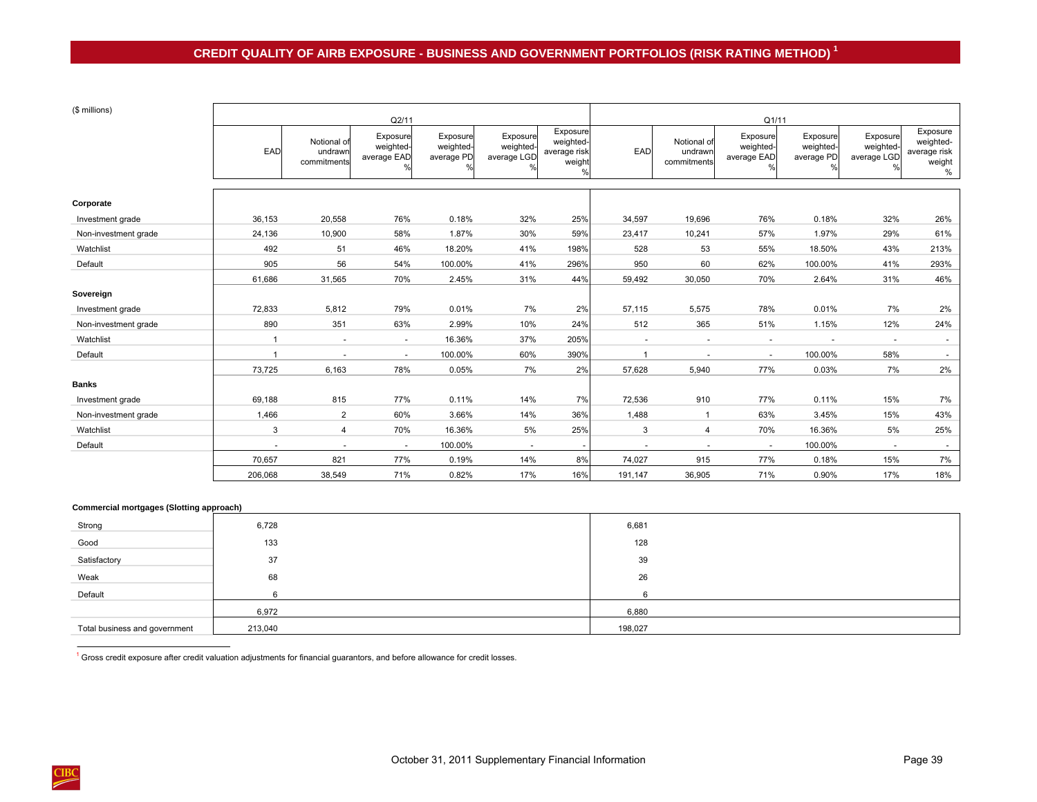# CREDIT QUALITY OF AIRB EXPOSURE - BUSINESS AND GOVERNMENT PORTFOLIOS (RISK RATING METHOD) [1]

| ($ millions) | Q2/11 | | | | | | Q1/11 | | | | | |
|---|---|---|---|---|---|---|---|---|---|---|---|---|
| | EAD | Notional of undrawn commitments | Exposure weighted-average EAD % | Exposure weighted-average PD % | Exposure weighted-average LGD % | Exposure weighted-average risk weight % | EAD | Notional of undrawn commitments | Exposure weighted-average EAD % | Exposure weighted-average PD % | Exposure weighted-average LGD % | Exposure weighted-average risk weight % |
| **Corporate** | | | | | | | | | | | | |
| Investment grade | 36,153 | 20,558 | 76% | 0.18% | 32% | 25% | 34,597 | 19,696 | 76% | 0.18% | 32% | 26% |
| Non-investment grade | 24,136 | 10,900 | 58% | 1.87% | 30% | 59% | 23,417 | 10,241 | 57% | 1.97% | 29% | 61% |
| Watchlist | 492 | 51 | 46% | 18.20% | 41% | 198% | 528 | 53 | 55% | 18.50% | 43% | 213% |
| Default | 905 | 56 | 54% | 100.00% | 41% | 296% | 950 | 60 | 62% | 100.00% | 41% | 293% |
| | 61,686 | 31,565 | 70% | 2.45% | 31% | 44% | 59,492 | 30,050 | 70% | 2.64% | 31% | 46% |
| **Sovereign** | | | | | | | | | | | | |
| Investment grade | 72,833 | 5,812 | 79% | 0.01% | 7% | 2% | 57,115 | 5,575 | 78% | 0.01% | 7% | 2% |
| Non-investment grade | 890 | 351 | 63% | 2.99% | 10% | 24% | 512 | 365 | 51% | 1.15% | 12% | 24% |
| Watchlist | 1 | - | - | 16.36% | 37% | 205% | - | - | - | - | - | - |
| Default | 1 | - | - | 100.00% | 60% | 390% | 1 | - | - | 100.00% | 58% | - |
| | 73,725 | 6,163 | 78% | 0.05% | 7% | 2% | 57,628 | 5,940 | 77% | 0.03% | 7% | 2% |
| **Banks** | | | | | | | | | | | | |
| Investment grade | 69,188 | 815 | 77% | 0.11% | 14% | 7% | 72,536 | 910 | 77% | 0.11% | 15% | 7% |
| Non-investment grade | 1,466 | 2 | 60% | 3.66% | 14% | 36% | 1,488 | 1 | 63% | 3.45% | 15% | 43% |
| Watchlist | 3 | 4 | 70% | 16.36% | 5% | 25% | 3 | 4 | 70% | 16.36% | 5% | 25% |
| Default | - | - | - | 100.00% | - | - | - | - | - | 100.00% | - | - |
| | 70,657 | 821 | 77% | 0.19% | 14% | 8% | 74,027 | 915 | 77% | 0.18% | 15% | 7% |
| | 206,068 | 38,549 | 71% | 0.82% | 17% | 16% | 191,147 | 36,905 | 71% | 0.90% | 17% | 18% |
| **Commercial mortgages (Slotting approach)** | | | | | | | | | | | | |
| Strong | 6,728 | | | | | | 6,681 | | | | | |
| Good | 133 | | | | | | 128 | | | | | |
| Satisfactory | 37 | | | | | | 39 | | | | | |
| Weak | 68 | | | | | | 26 | | | | | |
| Default | 6 | | | | | | 6 | | | | | |
| | 6,972 | | | | | | 6,880 | | | | | |
| Total business and government | 213,040 | | | | | | 198,027 | | | | | |

[1] Gross credit exposure after credit valuation adjustments for financial guarantors, and before allowance for credit losses.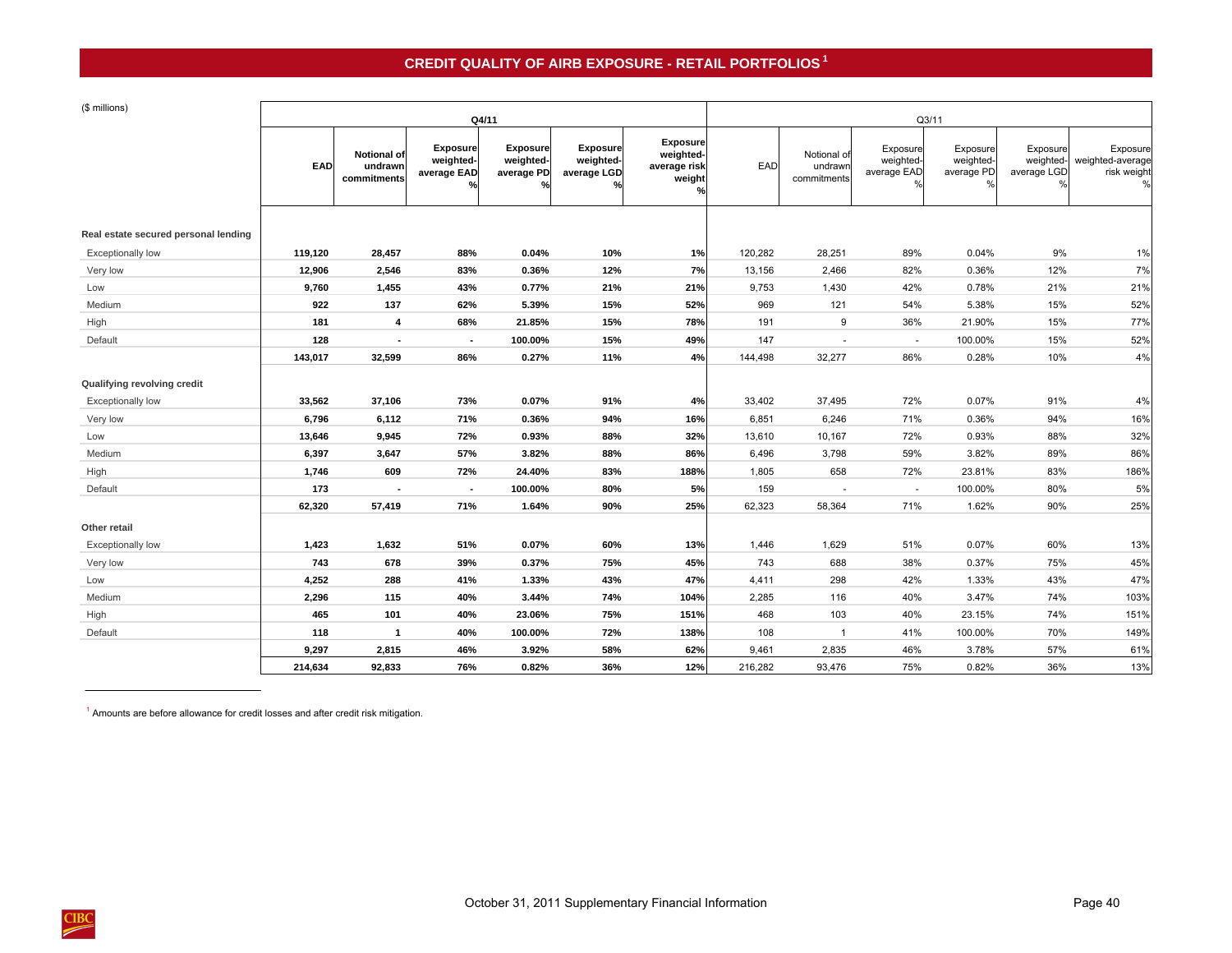# CREDIT QUALITY OF AIRB EXPOSURE - RETAIL PORTFOLIOS[1]

| ($ millions) | Q4/11 | | | | | | Q3/11 | | | | | |
|---|---|---|---|---|---|---|---|---|---|---|---|---|
| | EAD | Notional of undrawn commitments | Exposure weighted-average EAD % | Exposure weighted-average PD % | Exposure weighted-average LGD % | Exposure weighted-average risk weight % | EAD | Notional of undrawn commitments | Exposure weighted-average EAD % | Exposure weighted-average PD % | Exposure weighted-average LGD % | Exposure weighted-average risk weight % |
| **Real estate secured personal lending** | | | | | | | | | | | | |
| Exceptionally low | 119,120 | 28,457 | 88% | 0.04% | 10% | 1% | 120,282 | 28,251 | 89% | 0.04% | 9% | 1% |
| Very low | 12,906 | 2,546 | 83% | 0.36% | 12% | 7% | 13,156 | 2,466 | 82% | 0.36% | 12% | 7% |
| Low | 9,760 | 1,455 | 43% | 0.77% | 21% | 21% | 9,753 | 1,430 | 42% | 0.78% | 21% | 21% |
| Medium | 922 | 137 | 62% | 5.39% | 15% | 52% | 969 | 121 | 54% | 5.38% | 15% | 52% |
| High | 181 | 4 | 68% | 21.85% | 15% | 78% | 191 | 9 | 36% | 21.90% | 15% | 77% |
| Default | 128 | - | - | 100.00% | 15% | 49% | 147 | - | - | 100.00% | 15% | 52% |
| | 143,017 | 32,599 | 86% | 0.27% | 11% | 4% | 144,498 | 32,277 | 86% | 0.28% | 10% | 4% |
| **Qualifying revolving credit** | | | | | | | | | | | | |
| Exceptionally low | 33,562 | 37,106 | 73% | 0.07% | 91% | 4% | 33,402 | 37,495 | 72% | 0.07% | 91% | 4% |
| Very low | 6,796 | 6,112 | 71% | 0.36% | 94% | 16% | 6,851 | 6,246 | 71% | 0.36% | 94% | 16% |
| Low | 13,646 | 9,945 | 72% | 0.93% | 88% | 32% | 13,610 | 10,167 | 72% | 0.93% | 88% | 32% |
| Medium | 6,397 | 3,647 | 57% | 3.82% | 88% | 86% | 6,496 | 3,798 | 59% | 3.82% | 89% | 86% |
| High | 1,746 | 609 | 72% | 24.40% | 83% | 188% | 1,805 | 658 | 72% | 23.81% | 83% | 186% |
| Default | 173 | - | - | 100.00% | 80% | 5% | 159 | - | - | 100.00% | 80% | 5% |
| | 62,320 | 57,419 | 71% | 1.64% | 90% | 25% | 62,323 | 58,364 | 71% | 1.62% | 90% | 25% |
| **Other retail** | | | | | | | | | | | | |
| Exceptionally low | 1,423 | 1,632 | 51% | 0.07% | 60% | 13% | 1,446 | 1,629 | 51% | 0.07% | 60% | 13% |
| Very low | 743 | 678 | 39% | 0.37% | 75% | 45% | 743 | 688 | 38% | 0.37% | 75% | 45% |
| Low | 4,252 | 288 | 41% | 1.33% | 43% | 47% | 4,411 | 298 | 42% | 1.33% | 43% | 47% |
| Medium | 2,296 | 115 | 40% | 3.44% | 74% | 104% | 2,285 | 116 | 40% | 3.47% | 74% | 103% |
| High | 465 | 101 | 40% | 23.06% | 75% | 151% | 468 | 103 | 40% | 23.15% | 74% | 151% |
| Default | 118 | 1 | 40% | 100.00% | 72% | 138% | 108 | 1 | 41% | 100.00% | 70% | 149% |
| | 9,297 | 2,815 | 46% | 3.92% | 58% | 62% | 9,461 | 2,835 | 46% | 3.78% | 57% | 61% |
| | 214,634 | 92,833 | 76% | 0.82% | 36% | 12% | 216,282 | 93,476 | 75% | 0.82% | 36% | 13% |

[1] Amounts are before allowance for credit losses and after credit risk mitigation.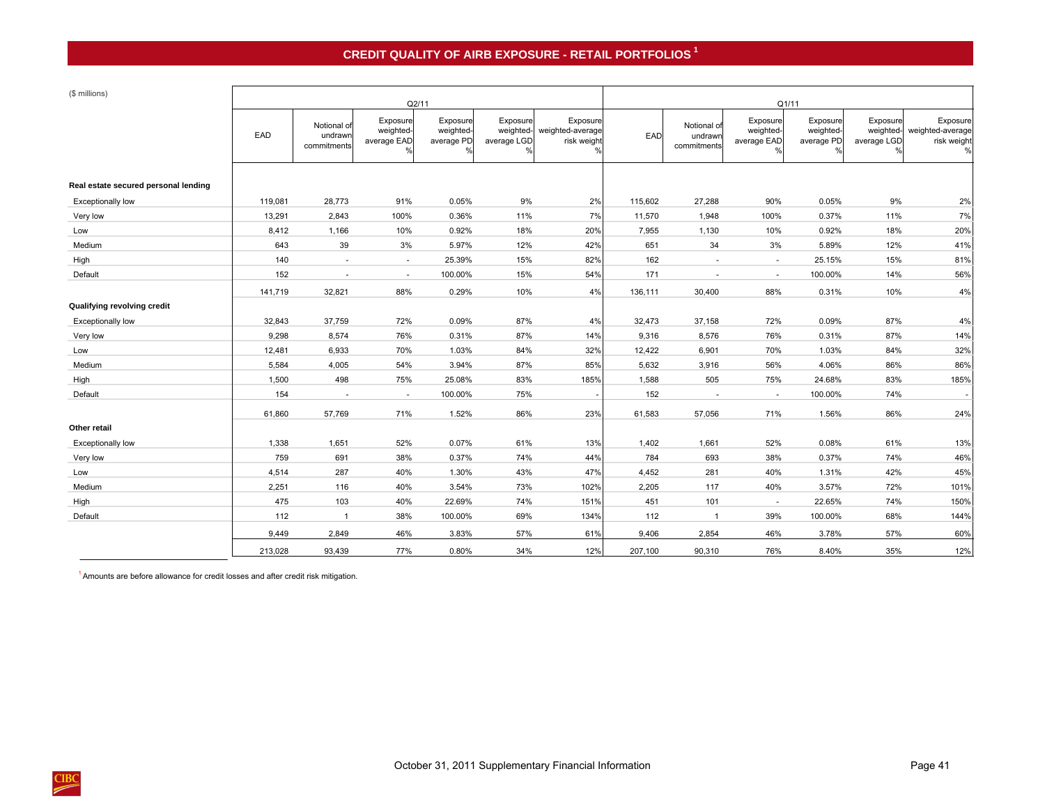# CREDIT QUALITY OF AIRB EXPOSURE - RETAIL PORTFOLIOS [1]

($ millions)

| | Q2/11 | | | | | | Q1/11 | | | | | |
|---|---|---|---|---|---|---|---|---|---|---|---|---|
| | EAD | Notional of undrawn commitments | Exposure weighted-average EAD % | Exposure weighted-average PD % | Exposure weighted-average LGD % | Exposure weighted-average risk weight % | EAD | Notional of undrawn commitments | Exposure weighted-average EAD % | Exposure weighted-average PD % | Exposure weighted-average LGD % | Exposure weighted-average risk weight % |
| **Real estate secured personal lending** | | | | | | | | | | | | |
| Exceptionally low | 119,081 | 28,773 | 91% | 0.05% | 9% | 2% | 115,602 | 27,288 | 90% | 0.05% | 9% | 2% |
| Very low | 13,291 | 2,843 | 100% | 0.36% | 11% | 7% | 11,570 | 1,948 | 100% | 0.37% | 11% | 7% |
| Low | 8,412 | 1,166 | 10% | 0.92% | 18% | 20% | 7,955 | 1,130 | 10% | 0.92% | 18% | 20% |
| Medium | 643 | 39 | 3% | 5.97% | 12% | 42% | 651 | 34 | 3% | 5.89% | 12% | 41% |
| High | 140 | - | - | 25.39% | 15% | 82% | 162 | - | - | 25.15% | 15% | 81% |
| Default | 152 | - | - | 100.00% | 15% | 54% | 171 | - | - | 100.00% | 14% | 56% |
| | 141,719 | 32,821 | 88% | 0.29% | 10% | 4% | 136,111 | 30,400 | 88% | 0.31% | 10% | 4% |
| **Qualifying revolving credit** | | | | | | | | | | | | |
| Exceptionally low | 32,843 | 37,759 | 72% | 0.09% | 87% | 4% | 32,473 | 37,158 | 72% | 0.09% | 87% | 4% |
| Very low | 9,298 | 8,574 | 76% | 0.31% | 87% | 14% | 9,316 | 8,576 | 76% | 0.31% | 87% | 14% |
| Low | 12,481 | 6,933 | 70% | 1.03% | 84% | 32% | 12,422 | 6,901 | 70% | 1.03% | 84% | 32% |
| Medium | 5,584 | 4,005 | 54% | 3.94% | 87% | 85% | 5,632 | 3,916 | 56% | 4.06% | 86% | 86% |
| High | 1,500 | 498 | 75% | 25.08% | 83% | 185% | 1,588 | 505 | 75% | 24.68% | 83% | 185% |
| Default | 154 | - | - | 100.00% | 75% | - | 152 | - | - | 100.00% | 74% | - |
| | 61,860 | 57,769 | 71% | 1.52% | 86% | 23% | 61,583 | 57,056 | 71% | 1.56% | 86% | 24% |
| **Other retail** | | | | | | | | | | | | |
| Exceptionally low | 1,338 | 1,651 | 52% | 0.07% | 61% | 13% | 1,402 | 1,661 | 52% | 0.08% | 61% | 13% |
| Very low | 759 | 691 | 38% | 0.37% | 74% | 44% | 784 | 693 | 38% | 0.37% | 74% | 46% |
| Low | 4,514 | 287 | 40% | 1.30% | 43% | 47% | 4,452 | 281 | 40% | 1.31% | 42% | 45% |
| Medium | 2,251 | 116 | 40% | 3.54% | 73% | 102% | 2,205 | 117 | 40% | 3.57% | 72% | 101% |
| High | 475 | 103 | 40% | 22.69% | 74% | 151% | 451 | 101 | - | 22.65% | 74% | 150% |
| Default | 112 | 1 | 38% | 100.00% | 69% | 134% | 112 | 1 | 39% | 100.00% | 68% | 144% |
| | 9,449 | 2,849 | 46% | 3.83% | 57% | 61% | 9,406 | 2,854 | 46% | 3.78% | 57% | 60% |
| | 213,028 | 93,439 | 77% | 0.80% | 34% | 12% | 207,100 | 90,310 | 76% | 8.40% | 35% | 12% |

[1] Amounts are before allowance for credit losses and after credit risk mitigation.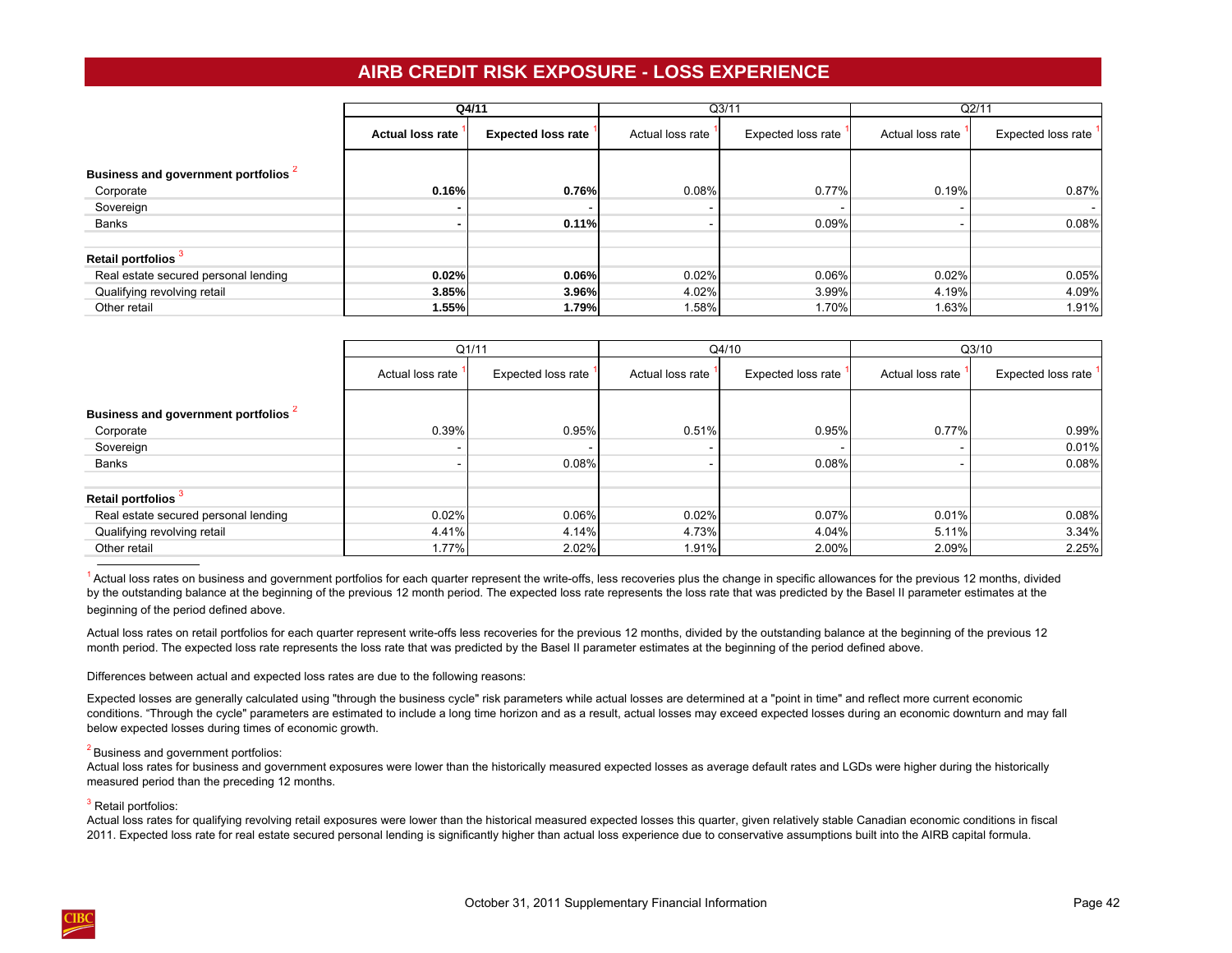# AIRB CREDIT RISK EXPOSURE - LOSS EXPERIENCE

| | Q4/11 | | Q3/11 | | Q2/11 | |
|---|---|---|---|---|---|---|
| | **Actual loss rate** [1] | **Expected loss rate** [1] | Actual loss rate [1] | Expected loss rate [1] | Actual loss rate [1] | Expected loss rate [1] |
| **Business and government portfolios** [2] | | | | | | |
| Corporate | **0.16%** | **0.76%** | 0.08% | 0.77% | 0.19% | 0.87% |
| Sovereign | **-** | - | - | - | - | - |
| Banks | **-** | **0.11%** | - | 0.09% | - | 0.08% |
| **Retail portfolios** [3] | | | | | | |
| Real estate secured personal lending | **0.02%** | **0.06%** | 0.02% | 0.06% | 0.02% | 0.05% |
| Qualifying revolving retail | **3.85%** | **3.96%** | 4.02% | 3.99% | 4.19% | 4.09% |
| Other retail | **1.55%** | **1.79%** | 1.58% | 1.70% | 1.63% | 1.91% |

| | Q1/11 | | Q4/10 | | Q3/10 | |
|---|---|---|---|---|---|---|
| | Actual loss rate [1] | Expected loss rate [1] | Actual loss rate [1] | Expected loss rate [1] | Actual loss rate [1] | Expected loss rate [1] |
| **Business and government portfolios** [2] | | | | | | |
| Corporate | 0.39% | 0.95% | 0.51% | 0.95% | 0.77% | 0.99% |
| Sovereign | - | - | - | - | - | 0.01% |
| Banks | - | 0.08% | - | 0.08% | - | 0.08% |
| **Retail portfolios** [3] | | | | | | |
| Real estate secured personal lending | 0.02% | 0.06% | 0.02% | 0.07% | 0.01% | 0.08% |
| Qualifying revolving retail | 4.41% | 4.14% | 4.73% | 4.04% | 5.11% | 3.34% |
| Other retail | 1.77% | 2.02% | 1.91% | 2.00% | 2.09% | 2.25% |

[1] Actual loss rates on business and government portfolios for each quarter represent the write-offs, less recoveries plus the change in specific allowances for the previous 12 months, divided by the outstanding balance at the beginning of the previous 12 month period. The expected loss rate represents the loss rate that was predicted by the Basel II parameter estimates at the beginning of the period defined above.

Actual loss rates on retail portfolios for each quarter represent write-offs less recoveries for the previous 12 months, divided by the outstanding balance at the beginning of the previous 12 month period. The expected loss rate represents the loss rate that was predicted by the Basel II parameter estimates at the beginning of the period defined above.

Differences between actual and expected loss rates are due to the following reasons:

Expected losses are generally calculated using "through the business cycle" risk parameters while actual losses are determined at a "point in time" and reflect more current economic conditions. "Through the cycle" parameters are estimated to include a long time horizon and as a result, actual losses may exceed expected losses during an economic downturn and may fall below expected losses during times of economic growth.

[2] Business and government portfolios:
Actual loss rates for business and government exposures were lower than the historically measured expected losses as average default rates and LGDs were higher during the historically measured period than the preceding 12 months.

[3] Retail portfolios:
Actual loss rates for qualifying revolving retail exposures were lower than the historical measured expected losses this quarter, given relatively stable Canadian economic conditions in fiscal 2011. Expected loss rate for real estate secured personal lending is significantly higher than actual loss experience due to conservative assumptions built into the AIRB capital formula.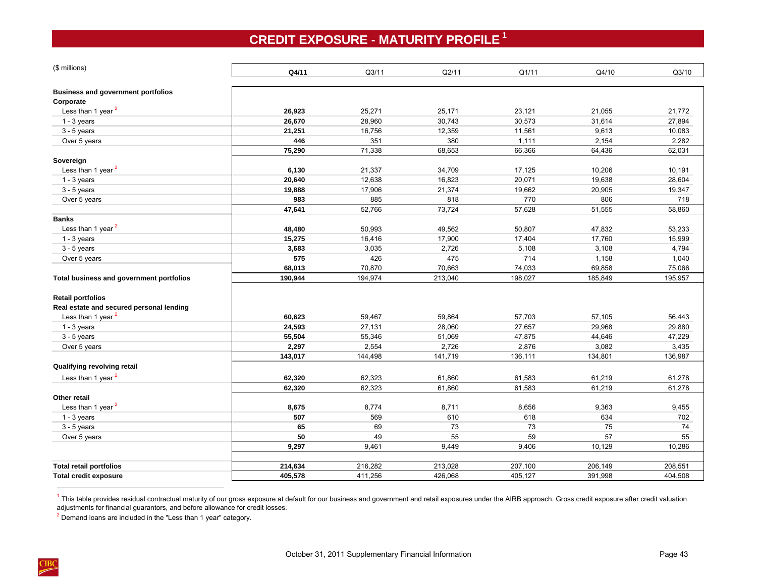# CREDIT EXPOSURE - MATURITY PROFILE [1]

| ($ millions) | Q4/11 | Q3/11 | Q2/11 | Q1/11 | Q4/10 | Q3/10 |
|---|---|---|---|---|---|---|
| **Business and government portfolios** | | | | | | |
| **Corporate** | | | | | | |
| Less than 1 year [2] | **26,923** | 25,271 | 25,171 | 23,121 | 21,055 | 21,772 |
| 1 - 3 years | **26,670** | 28,960 | 30,743 | 30,573 | 31,614 | 27,894 |
| 3 - 5 years | **21,251** | 16,756 | 12,359 | 11,561 | 9,613 | 10,083 |
| Over 5 years | **446** | 351 | 380 | 1,111 | 2,154 | 2,282 |
| | **75,290** | 71,338 | 68,653 | 66,366 | 64,436 | 62,031 |
| **Sovereign** | | | | | | |
| Less than 1 year [2] | **6,130** | 21,337 | 34,709 | 17,125 | 10,206 | 10,191 |
| 1 - 3 years | **20,640** | 12,638 | 16,823 | 20,071 | 19,638 | 28,604 |
| 3 - 5 years | **19,888** | 17,906 | 21,374 | 19,662 | 20,905 | 19,347 |
| Over 5 years | **983** | 885 | 818 | 770 | 806 | 718 |
| | **47,641** | 52,766 | 73,724 | 57,628 | 51,555 | 58,860 |
| **Banks** | | | | | | |
| Less than 1 year [2] | **48,480** | 50,993 | 49,562 | 50,807 | 47,832 | 53,233 |
| 1 - 3 years | **15,275** | 16,416 | 17,900 | 17,404 | 17,760 | 15,999 |
| 3 - 5 years | **3,683** | 3,035 | 2,726 | 5,108 | 3,108 | 4,794 |
| Over 5 years | **575** | 426 | 475 | 714 | 1,158 | 1,040 |
| | **68,013** | 70,870 | 70,663 | 74,033 | 69,858 | 75,066 |
| **Total business and government portfolios** | **190,944** | 194,974 | 213,040 | 198,027 | 185,849 | 195,957 |
| **Retail portfolios** | | | | | | |
| **Real estate and secured personal lending** | | | | | | |
| Less than 1 year [2] | **60,623** | 59,467 | 59,864 | 57,703 | 57,105 | 56,443 |
| 1 - 3 years | **24,593** | 27,131 | 28,060 | 27,657 | 29,968 | 29,880 |
| 3 - 5 years | **55,504** | 55,346 | 51,069 | 47,875 | 44,646 | 47,229 |
| Over 5 years | **2,297** | 2,554 | 2,726 | 2,876 | 3,082 | 3,435 |
| | **143,017** | 144,498 | 141,719 | 136,111 | 134,801 | 136,987 |
| **Qualifying revolving retail** | | | | | | |
| Less than 1 year [2] | **62,320** | 62,323 | 61,860 | 61,583 | 61,219 | 61,278 |
| | **62,320** | 62,323 | 61,860 | 61,583 | 61,219 | 61,278 |
| **Other retail** | | | | | | |
| Less than 1 year [2] | **8,675** | 8,774 | 8,711 | 8,656 | 9,363 | 9,455 |
| 1 - 3 years | **507** | 569 | 610 | 618 | 634 | 702 |
| 3 - 5 years | **65** | 69 | 73 | 73 | 75 | 74 |
| Over 5 years | **50** | 49 | 55 | 59 | 57 | 55 |
| | **9,297** | 9,461 | 9,449 | 9,406 | 10,129 | 10,286 |
| **Total retail portfolios** | **214,634** | 216,282 | 213,028 | 207,100 | 206,149 | 208,551 |
| **Total credit exposure** | **405,578** | 411,256 | 426,068 | 405,127 | 391,998 | 404,508 |

[1] This table provides residual contractual maturity of our gross exposure at default for our business and government and retail exposures under the AIRB approach. Gross credit exposure after credit valuation adjustments for financial guarantors, and before allowance for credit losses.

[2] Demand loans are included in the "Less than 1 year" category.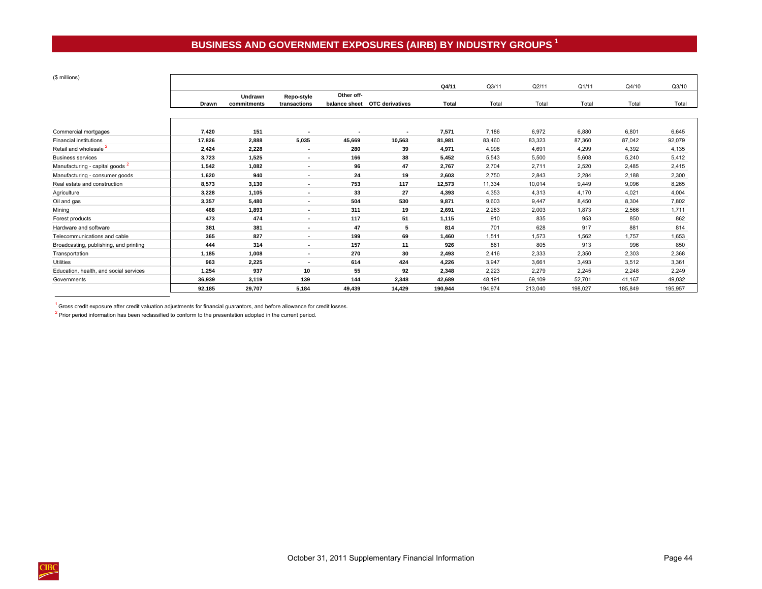## BUSINESS AND GOVERNMENT EXPOSURES (AIRB) BY INDUSTRY GROUPS [1]

($ millions)

| | | | | | | Q4/11 | Q3/11 | Q2/11 | Q1/11 | Q4/10 | Q3/10 |
|---|---|---|---|---|---|---|---|---|---|---|---|
| | Drawn | Undrawn commitments | Repo-style transactions | Other off-balance sheet | OTC derivatives | Total | Total | Total | Total | Total | Total |
| Commercial mortgages | 7,420 | 151 | - | - | - | 7,571 | 7,186 | 6,972 | 6,880 | 6,801 | 6,645 |
| Financial institutions | 17,826 | 2,888 | 5,035 | 45,669 | 10,563 | 81,981 | 83,460 | 83,323 | 87,360 | 87,042 | 92,079 |
| Retail and wholesale [2] | 2,424 | 2,228 | - | 280 | 39 | 4,971 | 4,998 | 4,691 | 4,299 | 4,392 | 4,135 |
| Business services | 3,723 | 1,525 | - | 166 | 38 | 5,452 | 5,543 | 5,500 | 5,608 | 5,240 | 5,412 |
| Manufacturing - capital goods [2] | 1,542 | 1,082 | - | 96 | 47 | 2,767 | 2,704 | 2,711 | 2,520 | 2,485 | 2,415 |
| Manufacturing - consumer goods | 1,620 | 940 | - | 24 | 19 | 2,603 | 2,750 | 2,843 | 2,284 | 2,188 | 2,300 |
| Real estate and construction | 8,573 | 3,130 | - | 753 | 117 | 12,573 | 11,334 | 10,014 | 9,449 | 9,096 | 8,265 |
| Agriculture | 3,228 | 1,105 | - | 33 | 27 | 4,393 | 4,353 | 4,313 | 4,170 | 4,021 | 4,004 |
| Oil and gas | 3,357 | 5,480 | - | 504 | 530 | 9,871 | 9,603 | 9,447 | 8,450 | 8,304 | 7,802 |
| Mining | 468 | 1,893 | - | 311 | 19 | 2,691 | 2,283 | 2,003 | 1,873 | 2,566 | 1,711 |
| Forest products | 473 | 474 | - | 117 | 51 | 1,115 | 910 | 835 | 953 | 850 | 862 |
| Hardware and software | 381 | 381 | - | 47 | 5 | 814 | 701 | 628 | 917 | 881 | 814 |
| Telecommunications and cable | 365 | 827 | - | 199 | 69 | 1,460 | 1,511 | 1,573 | 1,562 | 1,757 | 1,653 |
| Broadcasting, publishing, and printing | 444 | 314 | - | 157 | 11 | 926 | 861 | 805 | 913 | 996 | 850 |
| Transportation | 1,185 | 1,008 | - | 270 | 30 | 2,493 | 2,416 | 2,333 | 2,350 | 2,303 | 2,368 |
| Utilities | 963 | 2,225 | - | 614 | 424 | 4,226 | 3,947 | 3,661 | 3,493 | 3,512 | 3,361 |
| Education, health, and social services | 1,254 | 937 | 10 | 55 | 92 | 2,348 | 2,223 | 2,279 | 2,245 | 2,248 | 2,249 |
| Governments | 36,939 | 3,119 | 139 | 144 | 2,348 | 42,689 | 48,191 | 69,109 | 52,701 | 41,167 | 49,032 |
| | 92,185 | 29,707 | 5,184 | 49,439 | 14,429 | 190,944 | 194,974 | 213,040 | 198,027 | 185,849 | 195,957 |

[1] Gross credit exposure after credit valuation adjustments for financial guarantors, and before allowance for credit losses.

[2] Prior period information has been reclassified to conform to the presentation adopted in the current period.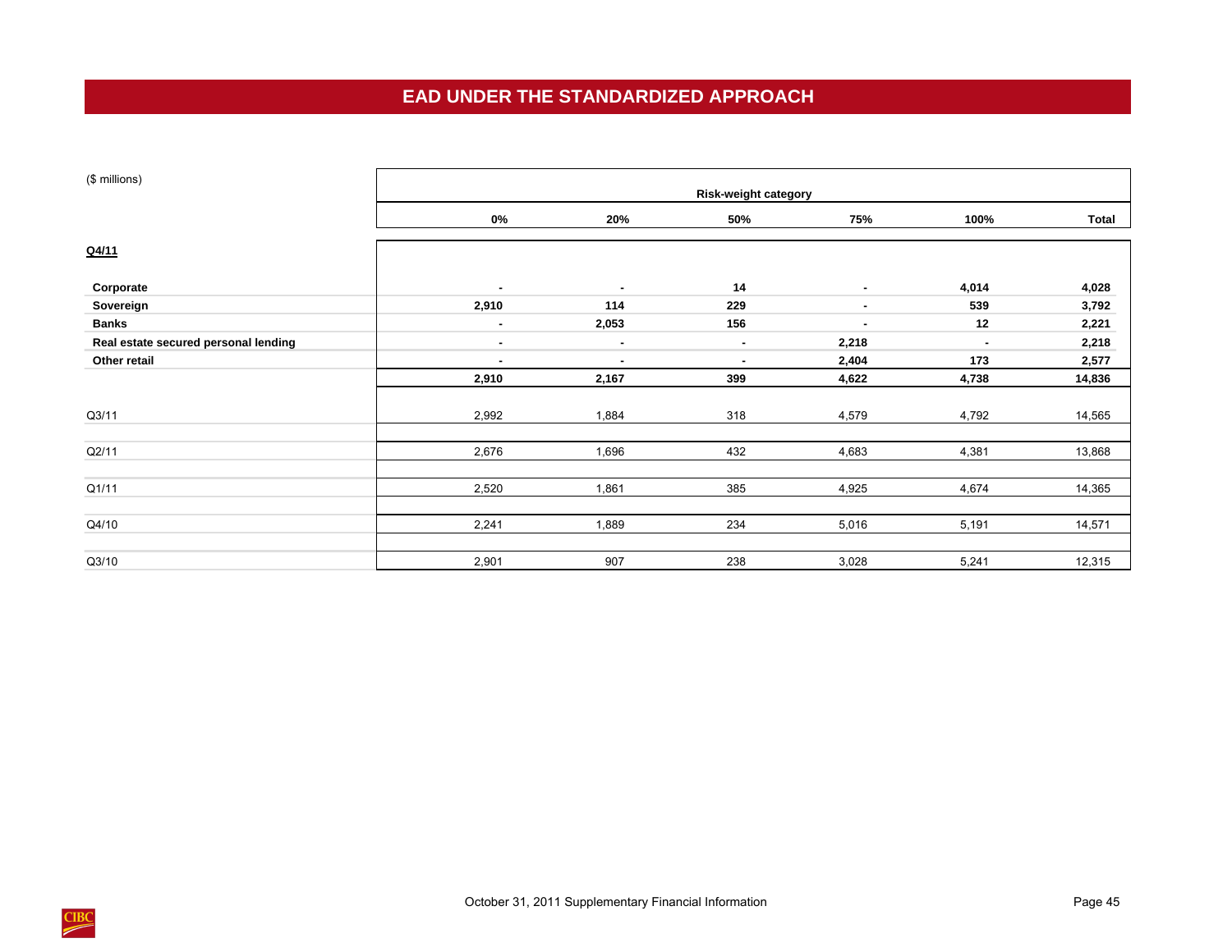# EAD UNDER THE STANDARDIZED APPROACH

| ($ millions) | Risk-weight category | | | | | |
|---|---|---|---|---|---|---|
| | 0% | 20% | 50% | 75% | 100% | Total |
| **Q4/11** | | | | | | |
| **Corporate** | **-** | **-** | **14** | **-** | **4,014** | **4,028** |
| **Sovereign** | **2,910** | **114** | **229** | **-** | **539** | **3,792** |
| **Banks** | **-** | **2,053** | **156** | **-** | **12** | **2,221** |
| **Real estate secured personal lending** | **-** | **-** | **-** | **2,218** | **-** | **2,218** |
| **Other retail** | **-** | **-** | **-** | **2,404** | **173** | **2,577** |
| | **2,910** | **2,167** | **399** | **4,622** | **4,738** | **14,836** |
| Q3/11 | 2,992 | 1,884 | 318 | 4,579 | 4,792 | 14,565 |
| Q2/11 | 2,676 | 1,696 | 432 | 4,683 | 4,381 | 13,868 |
| Q1/11 | 2,520 | 1,861 | 385 | 4,925 | 4,674 | 14,365 |
| Q4/10 | 2,241 | 1,889 | 234 | 5,016 | 5,191 | 14,571 |
| Q3/10 | 2,901 | 907 | 238 | 3,028 | 5,241 | 12,315 |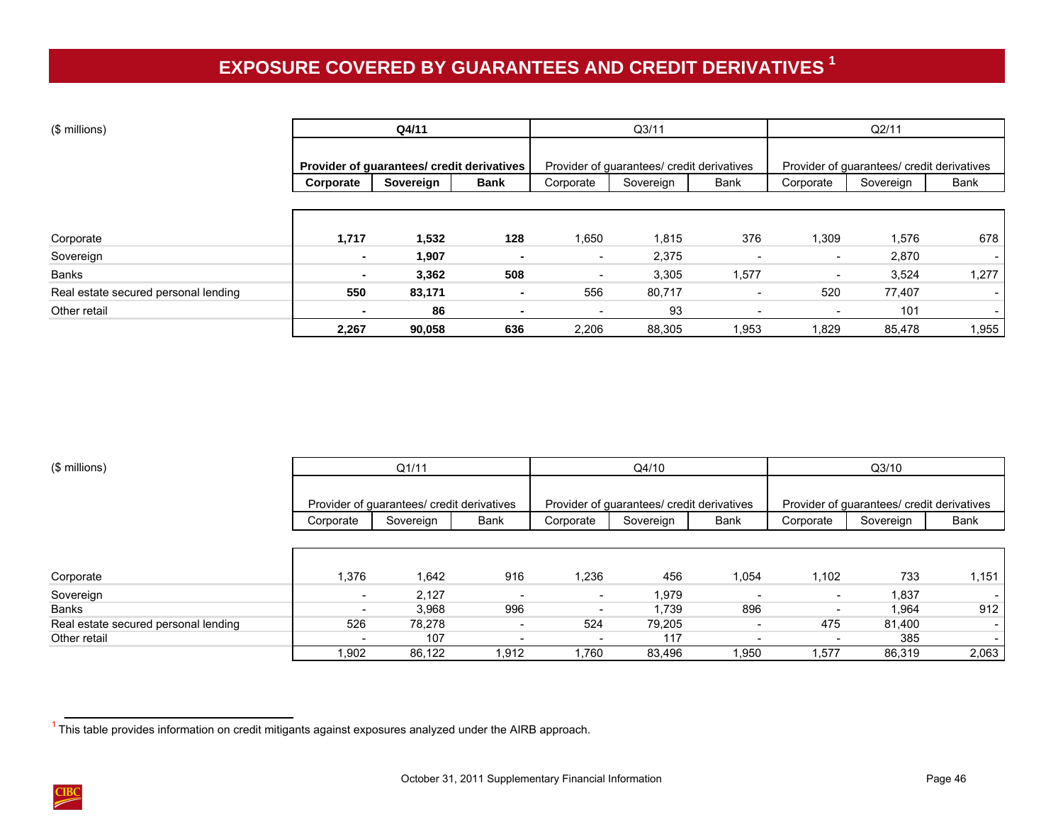# EXPOSURE COVERED BY GUARANTEES AND CREDIT DERIVATIVES [1]

| ($ millions) | **Q4/11** | | | Q3/11 | | | Q2/11 | | |
|---|---|---|---|---|---|---|---|---|---|
| | **Provider of guarantees/ credit derivatives** | | | Provider of guarantees/ credit derivatives | | | Provider of guarantees/ credit derivatives | | |
| | **Corporate** | **Sovereign** | **Bank** | Corporate | Sovereign | Bank | Corporate | Sovereign | Bank |
| Corporate | **1,717** | **1,532** | **128** | 1,650 | 1,815 | 376 | 1,309 | 1,576 | 678 |
| Sovereign | **-** | **1,907** | **-** | - | 2,375 | - | - | 2,870 | - |
| Banks | **-** | **3,362** | **508** | - | 3,305 | 1,577 | - | 3,524 | 1,277 |
| Real estate secured personal lending | **550** | **83,171** | **-** | 556 | 80,717 | - | 520 | 77,407 | - |
| Other retail | **-** | **86** | **-** | - | 93 | - | - | 101 | - |
| | **2,267** | **90,058** | **636** | 2,206 | 88,305 | 1,953 | 1,829 | 85,478 | 1,955 |

| ($ millions) | Q1/11 | | | Q4/10 | | | Q3/10 | | |
|---|---|---|---|---|---|---|---|---|---|
| | Provider of guarantees/ credit derivatives | | | Provider of guarantees/ credit derivatives | | | Provider of guarantees/ credit derivatives | | |
| | Corporate | Sovereign | Bank | Corporate | Sovereign | Bank | Corporate | Sovereign | Bank |
| Corporate | 1,376 | 1,642 | 916 | 1,236 | 456 | 1,054 | 1,102 | 733 | 1,151 |
| Sovereign | - | 2,127 | - | - | 1,979 | - | - | 1,837 | - |
| Banks | - | 3,968 | 996 | - | 1,739 | 896 | - | 1,964 | 912 |
| Real estate secured personal lending | 526 | 78,278 | - | 524 | 79,205 | - | 475 | 81,400 | - |
| Other retail | - | 107 | - | - | 117 | - | - | 385 | - |
| | 1,902 | 86,122 | 1,912 | 1,760 | 83,496 | 1,950 | 1,577 | 86,319 | 2,063 |

[1] This table provides information on credit mitigants against exposures analyzed under the AIRB approach.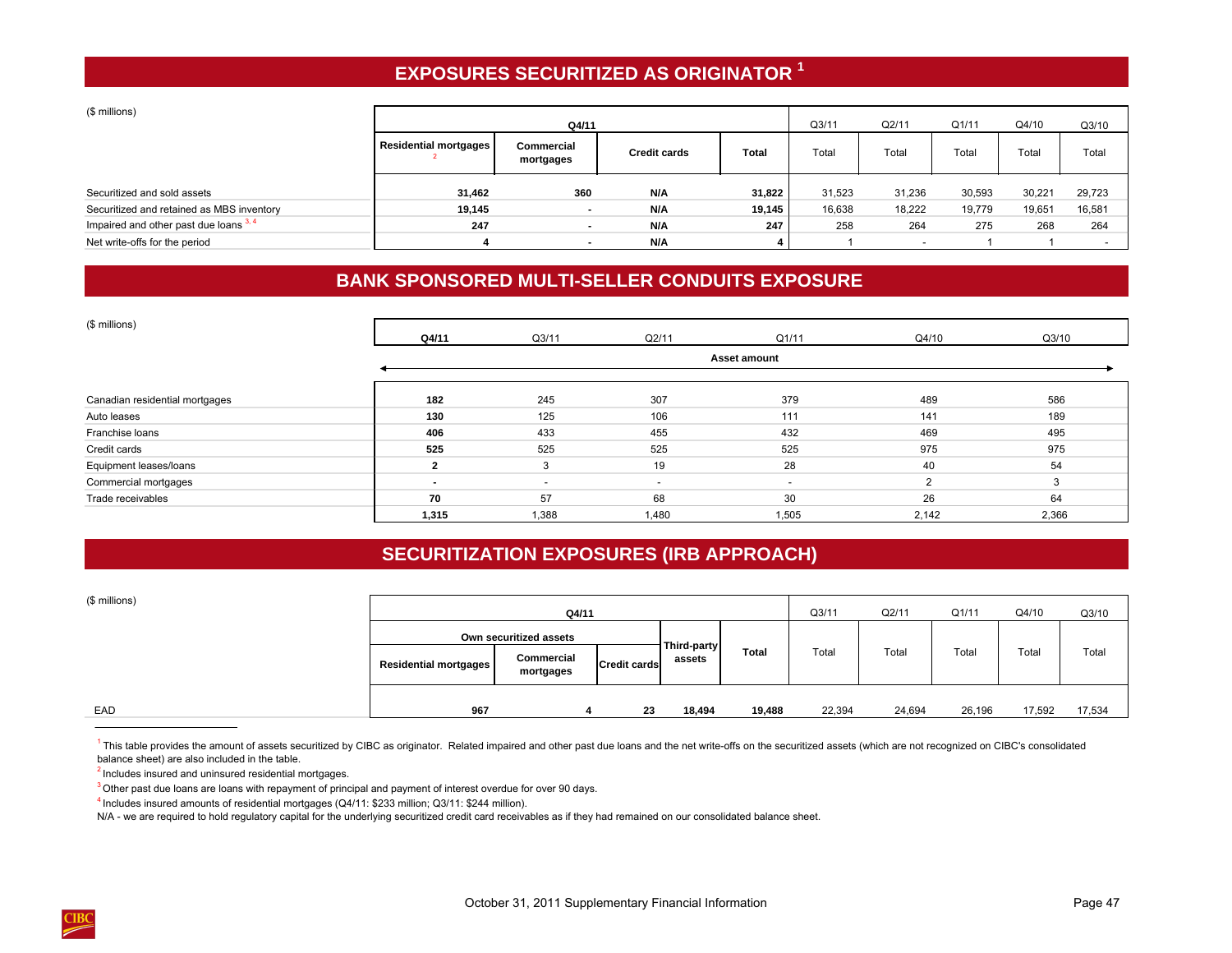# EXPOSURES SECURITIZED AS ORIGINATOR [1]

| ($ millions) | Q4/11 | | | | Q3/11 | Q2/11 | Q1/11 | Q4/10 | Q3/10 |
|---|---|---|---|---|---|---|---|---|---|
| | Residential mortgages [2] | Commercial mortgages | Credit cards | Total | Total | Total | Total | Total | Total |
| Securitized and sold assets | **31,462** | **360** | **N/A** | **31,822** | 31,523 | 31,236 | 30,593 | 30,221 | 29,723 |
| Securitized and retained as MBS inventory | **19,145** | **-** | **N/A** | **19,145** | 16,638 | 18,222 | 19,779 | 19,651 | 16,581 |
| Impaired and other past due loans [3, 4] | **247** | **-** | **N/A** | **247** | 258 | 264 | 275 | 268 | 264 |
| Net write-offs for the period | **4** | **-** | **N/A** | **4** | 1 | - | 1 | 1 | - |

# BANK SPONSORED MULTI-SELLER CONDUITS EXPOSURE

| ($ millions) | Q4/11 | Q3/11 | Q2/11 | Q1/11 | Q4/10 | Q3/10 |
|---|---|---|---|---|---|---|
| | Asset amount | | | | | |
| Canadian residential mortgages | **182** | 245 | 307 | 379 | 489 | 586 |
| Auto leases | **130** | 125 | 106 | 111 | 141 | 189 |
| Franchise loans | **406** | 433 | 455 | 432 | 469 | 495 |
| Credit cards | **525** | 525 | 525 | 525 | 975 | 975 |
| Equipment leases/loans | **2** | 3 | 19 | 28 | 40 | 54 |
| Commercial mortgages | **-** | - | - | - | 2 | 3 |
| Trade receivables | **70** | 57 | 68 | 30 | 26 | 64 |
| | **1,315** | 1,388 | 1,480 | 1,505 | 2,142 | 2,366 |

# SECURITIZATION EXPOSURES (IRB APPROACH)

| ($ millions) | Q4/11 | | | | | Q3/11 | Q2/11 | Q1/11 | Q4/10 | Q3/10 |
|---|---|---|---|---|---|---|---|---|---|---|
| | Own securitized assets | | | Third-party assets | Total | Total | Total | Total | Total | Total |
| | Residential mortgages | Commercial mortgages | Credit cards | | | | | | | |
| EAD | **967** | **4** | **23** | **18,494** | **19,488** | 22,394 | 24,694 | 26,196 | 17,592 | 17,534 |

[1] This table provides the amount of assets securitized by CIBC as originator. Related impaired and other past due loans and the net write-offs on the securitized assets (which are not recognized on CIBC's consolidated balance sheet) are also included in the table.

[2] Includes insured and uninsured residential mortgages.

[3] Other past due loans are loans with repayment of principal and payment of interest overdue for over 90 days.

[4] Includes insured amounts of residential mortgages (Q4/11: $233 million; Q3/11: $244 million).

N/A - we are required to hold regulatory capital for the underlying securitized credit card receivables as if they had remained on our consolidated balance sheet.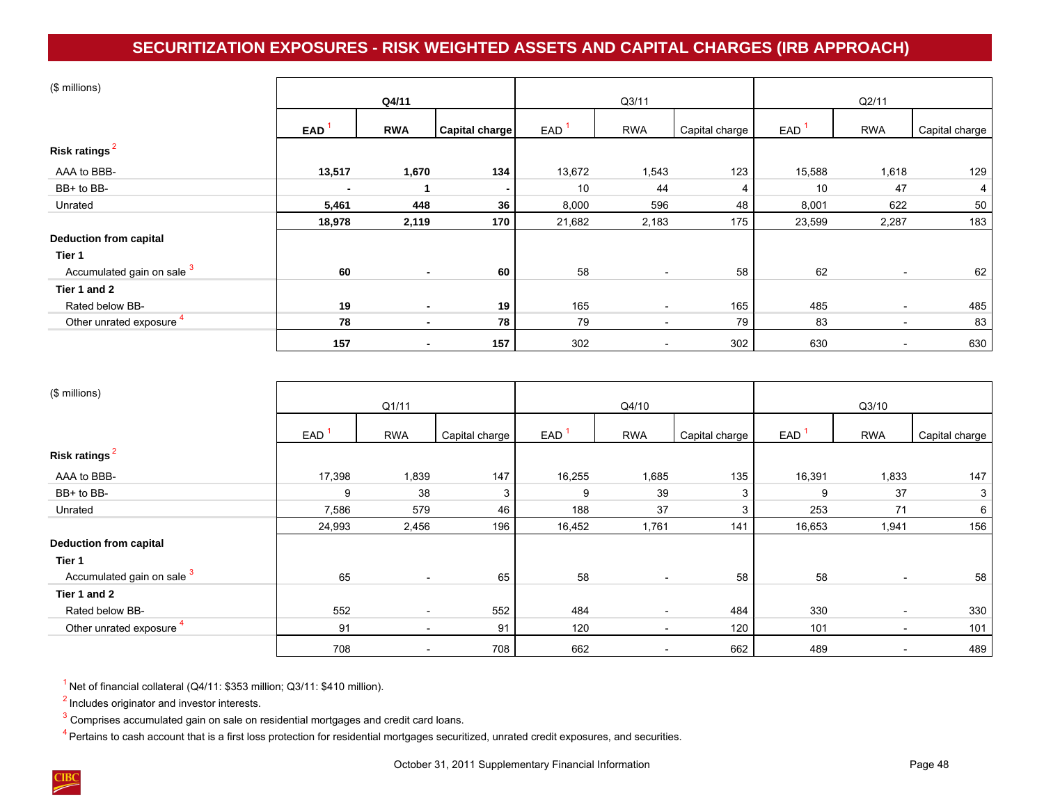# SECURITIZATION EXPOSURES - RISK WEIGHTED ASSETS AND CAPITAL CHARGES (IRB APPROACH)

| ($ millions) | Q4/11 | | | Q3/11 | | | Q2/11 | | |
|---|---|---|---|---|---|---|---|---|---|
| | **EAD [1]** | **RWA** | **Capital charge** | EAD [1] | RWA | Capital charge | EAD [1] | RWA | Capital charge |
| **Risk ratings [2]** | | | | | | | | | |
| AAA to BBB- | **13,517** | **1,670** | **134** | 13,672 | 1,543 | 123 | 15,588 | 1,618 | 129 |
| BB+ to BB- | **-** | **1** | **-** | 10 | 44 | 4 | 10 | 47 | 4 |
| Unrated | **5,461** | **448** | **36** | 8,000 | 596 | 48 | 8,001 | 622 | 50 |
| | **18,978** | **2,119** | **170** | 21,682 | 2,183 | 175 | 23,599 | 2,287 | 183 |
| **Deduction from capital** | | | | | | | | | |
| **Tier 1** | | | | | | | | | |
| Accumulated gain on sale [3] | **60** | **-** | **60** | 58 | - | 58 | 62 | - | 62 |
| **Tier 1 and 2** | | | | | | | | | |
| Rated below BB- | **19** | **-** | **19** | 165 | - | 165 | 485 | - | 485 |
| Other unrated exposure [4] | **78** | **-** | **78** | 79 | - | 79 | 83 | - | 83 |
| | **157** | **-** | **157** | 302 | - | 302 | 630 | - | 630 |

| ($ millions) | Q1/11 | | | Q4/10 | | | Q3/10 | | |
|---|---|---|---|---|---|---|---|---|---|
| | EAD [1] | RWA | Capital charge | EAD [1] | RWA | Capital charge | EAD [1] | RWA | Capital charge |
| **Risk ratings [2]** | | | | | | | | | |
| AAA to BBB- | 17,398 | 1,839 | 147 | 16,255 | 1,685 | 135 | 16,391 | 1,833 | 147 |
| BB+ to BB- | 9 | 38 | 3 | 9 | 39 | 3 | 9 | 37 | 3 |
| Unrated | 7,586 | 579 | 46 | 188 | 37 | 3 | 253 | 71 | 6 |
| | 24,993 | 2,456 | 196 | 16,452 | 1,761 | 141 | 16,653 | 1,941 | 156 |
| **Deduction from capital** | | | | | | | | | |
| **Tier 1** | | | | | | | | | |
| Accumulated gain on sale [3] | 65 | - | 65 | 58 | - | 58 | 58 | - | 58 |
| **Tier 1 and 2** | | | | | | | | | |
| Rated below BB- | 552 | - | 552 | 484 | - | 484 | 330 | - | 330 |
| Other unrated exposure [4] | 91 | - | 91 | 120 | - | 120 | 101 | - | 101 |
| | 708 | - | 708 | 662 | - | 662 | 489 | - | 489 |

[1] Net of financial collateral (Q4/11: $353 million; Q3/11: $410 million).

[2] Includes originator and investor interests.

[3] Comprises accumulated gain on sale on residential mortgages and credit card loans.

[4] Pertains to cash account that is a first loss protection for residential mortgages securitized, unrated credit exposures, and securities.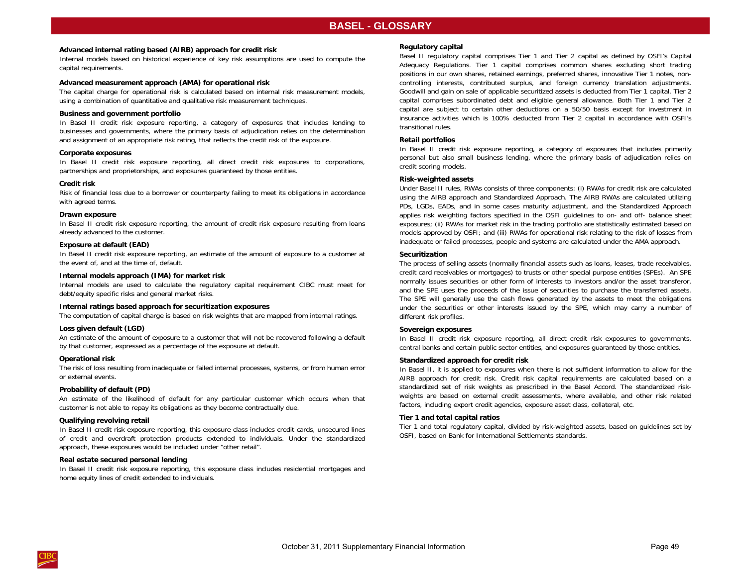# BASEL - GLOSSARY

**Advanced internal rating based (AIRB) approach for credit risk**

Internal models based on historical experience of key risk assumptions are used to compute the capital requirements.

**Advanced measurement approach (AMA) for operational risk**

The capital charge for operational risk is calculated based on internal risk measurement models, using a combination of quantitative and qualitative risk measurement techniques.

**Business and government portfolio**

In Basel II credit risk exposure reporting, a category of exposures that includes lending to businesses and governments, where the primary basis of adjudication relies on the determination and assignment of an appropriate risk rating, that reflects the credit risk of the exposure.

**Corporate exposures**

In Basel II credit risk exposure reporting, all direct credit risk exposures to corporations, partnerships and proprietorships, and exposures guaranteed by those entities.

**Credit risk**

Risk of financial loss due to a borrower or counterparty failing to meet its obligations in accordance with agreed terms.

**Drawn exposure**

In Basel II credit risk exposure reporting, the amount of credit risk exposure resulting from loans already advanced to the customer.

**Exposure at default (EAD)**

In Basel II credit risk exposure reporting, an estimate of the amount of exposure to a customer at the event of, and at the time of, default.

**Internal models approach (IMA) for market risk**

Internal models are used to calculate the regulatory capital requirement CIBC must meet for debt/equity specific risks and general market risks.

**Internal ratings based approach for securitization exposures**

The computation of capital charge is based on risk weights that are mapped from internal ratings.

**Loss given default (LGD)**

An estimate of the amount of exposure to a customer that will not be recovered following a default by that customer, expressed as a percentage of the exposure at default.

**Operational risk**

The risk of loss resulting from inadequate or failed internal processes, systems, or from human error or external events.

**Probability of default (PD)**

An estimate of the likelihood of default for any particular customer which occurs when that customer is not able to repay its obligations as they become contractually due.

**Qualifying revolving retail**

In Basel II credit risk exposure reporting, this exposure class includes credit cards, unsecured lines of credit and overdraft protection products extended to individuals. Under the standardized approach, these exposures would be included under "other retail".

**Real estate secured personal lending**

In Basel II credit risk exposure reporting, this exposure class includes residential mortgages and home equity lines of credit extended to individuals.

**Regulatory capital**

Basel II regulatory capital comprises Tier 1 and Tier 2 capital as defined by OSFI's Capital Adequacy Regulations. Tier 1 capital comprises common shares excluding short trading positions in our own shares, retained earnings, preferred shares, innovative Tier 1 notes, non-controlling interests, contributed surplus, and foreign currency translation adjustments. Goodwill and gain on sale of applicable securitized assets is deducted from Tier 1 capital. Tier 2 capital comprises subordinated debt and eligible general allowance. Both Tier 1 and Tier 2 capital are subject to certain other deductions on a 50/50 basis except for investment in insurance activities which is 100% deducted from Tier 2 capital in accordance with OSFI's transitional rules.

**Retail portfolios**

In Basel II credit risk exposure reporting, a category of exposures that includes primarily personal but also small business lending, where the primary basis of adjudication relies on credit scoring models.

**Risk-weighted assets**

Under Basel II rules, RWAs consists of three components: (i) RWAs for credit risk are calculated using the AIRB approach and Standardized Approach. The AIRB RWAs are calculated utilizing PDs, LGDs, EADs, and in some cases maturity adjustment, and the Standardized Approach applies risk weighting factors specified in the OSFI guidelines to on- and off- balance sheet exposures; (ii) RWAs for market risk in the trading portfolio are statistically estimated based on models approved by OSFI; and (iii) RWAs for operational risk relating to the risk of losses from inadequate or failed processes, people and systems are calculated under the AMA approach.

**Securitization**

The process of selling assets (normally financial assets such as loans, leases, trade receivables, credit card receivables or mortgages) to trusts or other special purpose entities (SPEs). An SPE normally issues securities or other form of interests to investors and/or the asset transferor, and the SPE uses the proceeds of the issue of securities to purchase the transferred assets. The SPE will generally use the cash flows generated by the assets to meet the obligations under the securities or other interests issued by the SPE, which may carry a number of different risk profiles.

**Sovereign exposures**

In Basel II credit risk exposure reporting, all direct credit risk exposures to governments, central banks and certain public sector entities, and exposures guaranteed by those entities.

**Standardized approach for credit risk**

In Basel II, it is applied to exposures when there is not sufficient information to allow for the AIRB approach for credit risk. Credit risk capital requirements are calculated based on a standardized set of risk weights as prescribed in the Basel Accord. The standardized risk-weights are based on external credit assessments, where available, and other risk related factors, including export credit agencies, exposure asset class, collateral, etc.

**Tier 1 and total capital ratios**

Tier 1 and total regulatory capital, divided by risk-weighted assets, based on guidelines set by OSFI, based on Bank for International Settlements standards.